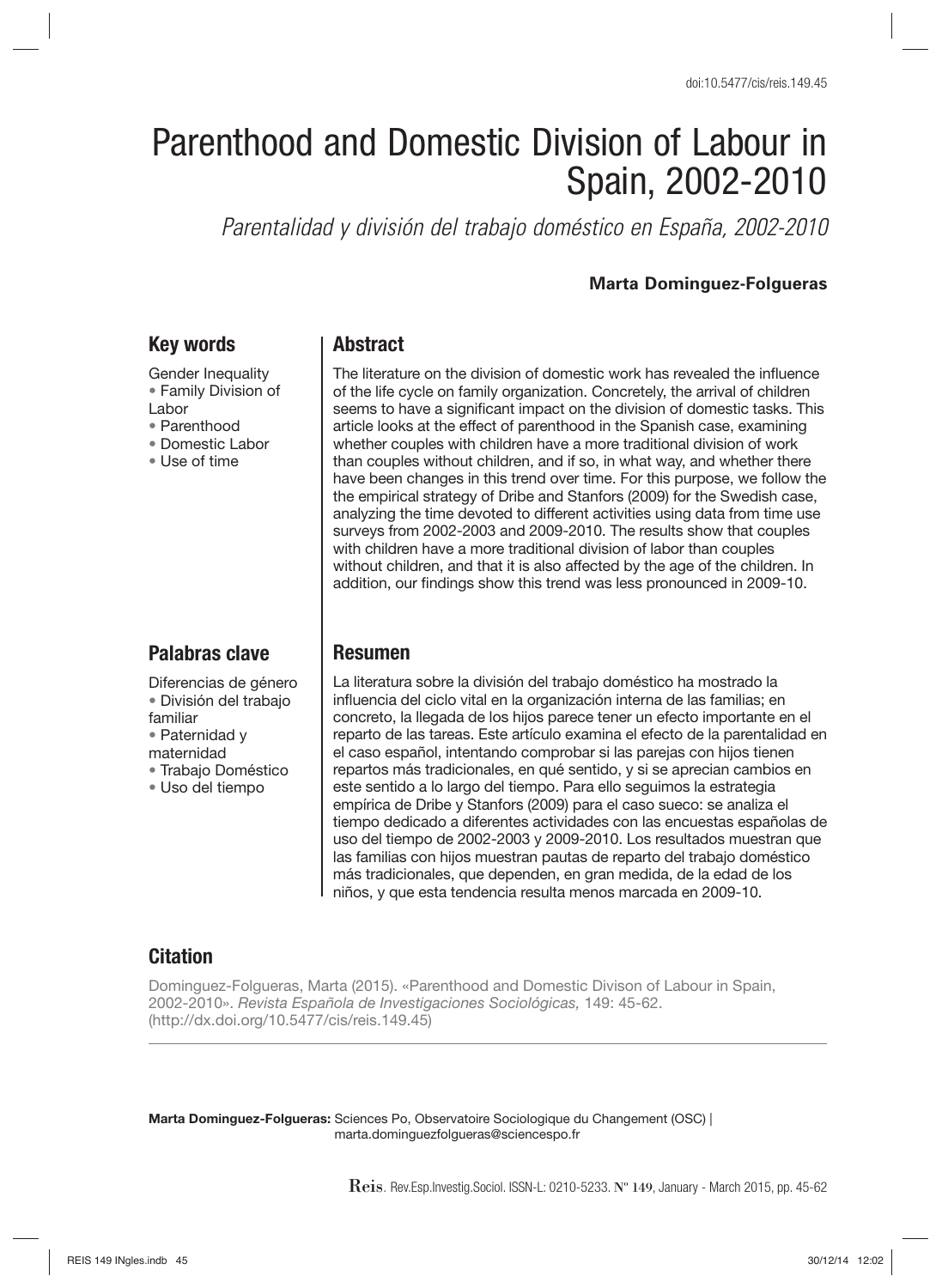doi:10.5477/cis/reis.149.45

# Parenthood and Domestic Division of Labour in Spain, 2002-2010

*Parentalidad y división del trabajo doméstico en España, 2002-2010*

**Marta Dominguez-Folgueras**

## Key words

Gender Inequality
• Family Division of Labor
• Parenthood
• Domestic Labor
• Use of time

## Abstract

The literature on the division of domestic work has revealed the influence of the life cycle on family organization. Concretely, the arrival of children seems to have a significant impact on the division of domestic tasks. This article looks at the effect of parenthood in the Spanish case, examining whether couples with children have a more traditional division of work than couples without children, and if so, in what way, and whether there have been changes in this trend over time. For this purpose, we follow the the empirical strategy of Dribe and Stanfors (2009) for the Swedish case, analyzing the time devoted to different activities using data from time use surveys from 2002-2003 and 2009-2010. The results show that couples with children have a more traditional division of labor than couples without children, and that it is also affected by the age of the children. In addition, our findings show this trend was less pronounced in 2009-10.

## Palabras clave

Diferencias de género
• División del trabajo familiar
• Paternidad y maternidad
• Trabajo Doméstico
• Uso del tiempo

## Resumen

La literatura sobre la división del trabajo doméstico ha mostrado la influencia del ciclo vital en la organización interna de las familias; en concreto, la llegada de los hijos parece tener un efecto importante en el reparto de las tareas. Este artículo examina el efecto de la parentalidad en el caso español, intentando comprobar si las parejas con hijos tienen repartos más tradicionales, en qué sentido, y si se aprecian cambios en este sentido a lo largo del tiempo. Para ello seguimos la estrategia empírica de Dribe y Stanfors (2009) para el caso sueco: se analiza el tiempo dedicado a diferentes actividades con las encuestas españolas de uso del tiempo de 2002-2003 y 2009-2010. Los resultados muestran que las familias con hijos muestran pautas de reparto del trabajo doméstico más tradicionales, que dependen, en gran medida, de la edad de los niños, y que esta tendencia resulta menos marcada en 2009-10.

## Citation

Dominguez-Folgueras, Marta (2015). «Parenthood and Domestic Divison of Labour in Spain, 2002-2010». *Revista Española de Investigaciones Sociológicas,* 149: 45-62. (http://dx.doi.org/10.5477/cis/reis.149.45)

**Marta Dominguez-Folgueras:** Sciences Po, Observatoire Sociologique du Changement (OSC) | marta.dominguezfolgueras@sciencespo.fr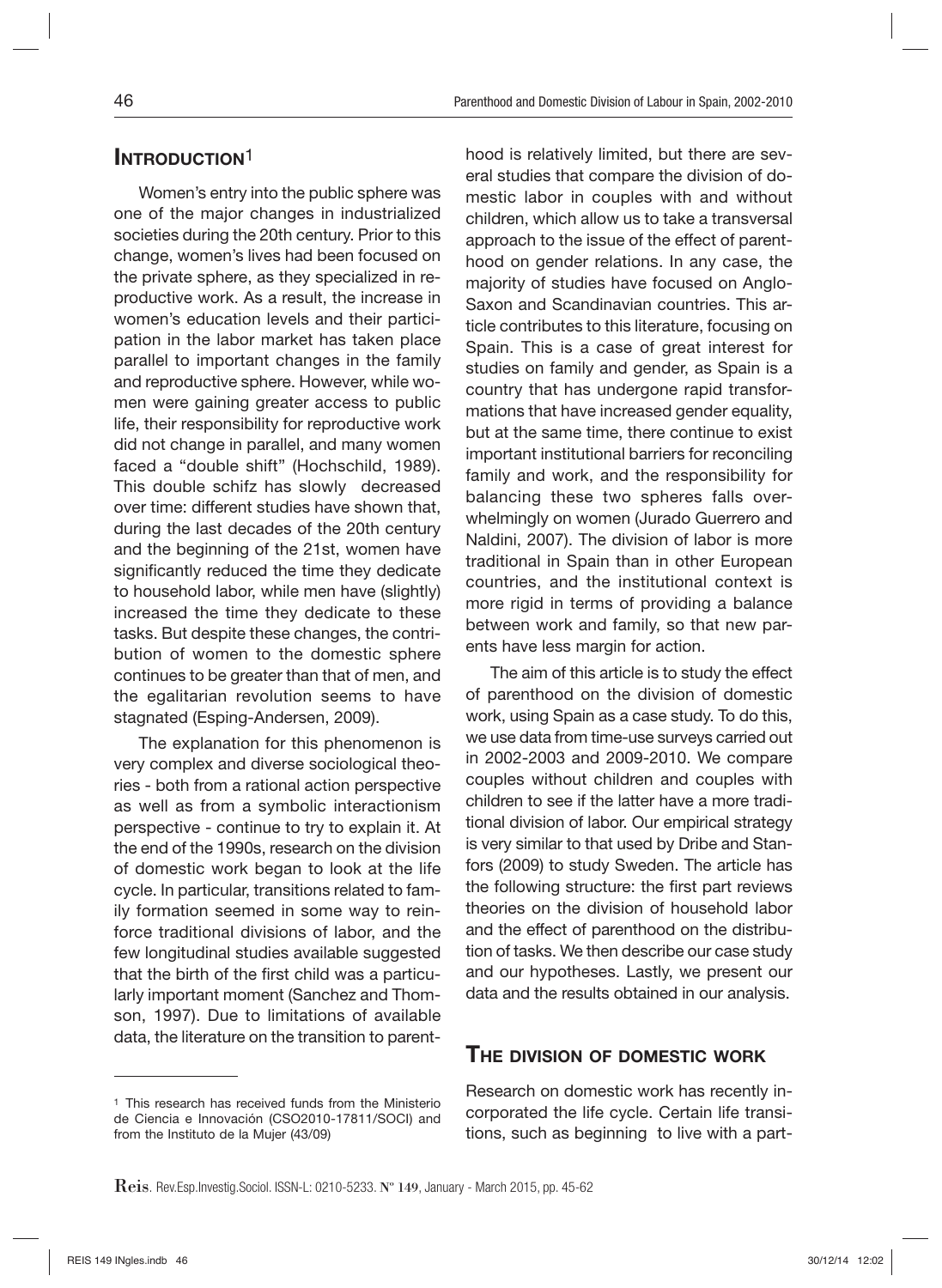## Introduction[1]

Women's entry into the public sphere was one of the major changes in industrialized societies during the 20th century. Prior to this change, women's lives had been focused on the private sphere, as they specialized in reproductive work. As a result, the increase in women's education levels and their participation in the labor market has taken place parallel to important changes in the family and reproductive sphere. However, while women were gaining greater access to public life, their responsibility for reproductive work did not change in parallel, and many women faced a "double shift" (Hochschild, 1989). This double schifz has slowly decreased over time: different studies have shown that, during the last decades of the 20th century and the beginning of the 21st, women have significantly reduced the time they dedicate to household labor, while men have (slightly) increased the time they dedicate to these tasks. But despite these changes, the contribution of women to the domestic sphere continues to be greater than that of men, and the egalitarian revolution seems to have stagnated (Esping-Andersen, 2009).

The explanation for this phenomenon is very complex and diverse sociological theories - both from a rational action perspective as well as from a symbolic interactionism perspective - continue to try to explain it. At the end of the 1990s, research on the division of domestic work began to look at the life cycle. In particular, transitions related to family formation seemed in some way to reinforce traditional divisions of labor, and the few longitudinal studies available suggested that the birth of the first child was a particularly important moment (Sanchez and Thomson, 1997). Due to limitations of available data, the literature on the transition to parenthood is relatively limited, but there are several studies that compare the division of domestic labor in couples with and without children, which allow us to take a transversal approach to the issue of the effect of parenthood on gender relations. In any case, the majority of studies have focused on Anglo-Saxon and Scandinavian countries. This article contributes to this literature, focusing on Spain. This is a case of great interest for studies on family and gender, as Spain is a country that has undergone rapid transformations that have increased gender equality, but at the same time, there continue to exist important institutional barriers for reconciling family and work, and the responsibility for balancing these two spheres falls overwhelmingly on women (Jurado Guerrero and Naldini, 2007). The division of labor is more traditional in Spain than in other European countries, and the institutional context is more rigid in terms of providing a balance between work and family, so that new parents have less margin for action.

The aim of this article is to study the effect of parenthood on the division of domestic work, using Spain as a case study. To do this, we use data from time-use surveys carried out in 2002-2003 and 2009-2010. We compare couples without children and couples with children to see if the latter have a more traditional division of labor. Our empirical strategy is very similar to that used by Dribe and Stanfors (2009) to study Sweden. The article has the following structure: the first part reviews theories on the division of household labor and the effect of parenthood on the distribution of tasks. We then describe our case study and our hypotheses. Lastly, we present our data and the results obtained in our analysis.

## The division of domestic work

Research on domestic work has recently incorporated the life cycle. Certain life transitions, such as beginning to live with a part-

[1] This research has received funds from the Ministerio de Ciencia e Innovación (CSO2010-17811/SOCI) and from the Instituto de la Mujer (43/09)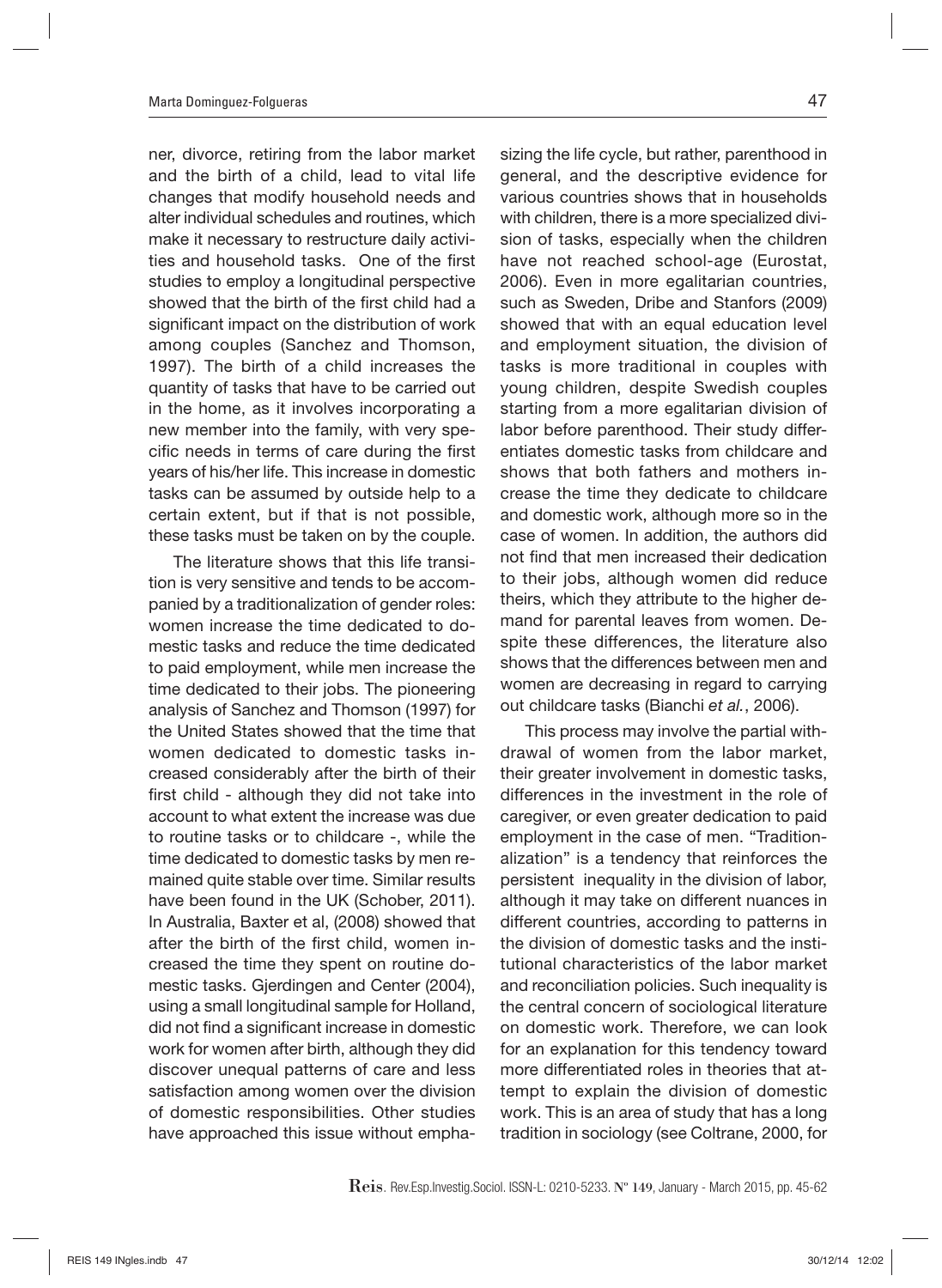ner, divorce, retiring from the labor market and the birth of a child, lead to vital life changes that modify household needs and alter individual schedules and routines, which make it necessary to restructure daily activities and household tasks. One of the first studies to employ a longitudinal perspective showed that the birth of the first child had a significant impact on the distribution of work among couples (Sanchez and Thomson, 1997). The birth of a child increases the quantity of tasks that have to be carried out in the home, as it involves incorporating a new member into the family, with very specific needs in terms of care during the first years of his/her life. This increase in domestic tasks can be assumed by outside help to a certain extent, but if that is not possible, these tasks must be taken on by the couple.

The literature shows that this life transition is very sensitive and tends to be accompanied by a traditionalization of gender roles: women increase the time dedicated to domestic tasks and reduce the time dedicated to paid employment, while men increase the time dedicated to their jobs. The pioneering analysis of Sanchez and Thomson (1997) for the United States showed that the time that women dedicated to domestic tasks increased considerably after the birth of their first child - although they did not take into account to what extent the increase was due to routine tasks or to childcare -, while the time dedicated to domestic tasks by men remained quite stable over time. Similar results have been found in the UK (Schober, 2011). In Australia, Baxter et al, (2008) showed that after the birth of the first child, women increased the time they spent on routine domestic tasks. Gjerdingen and Center (2004), using a small longitudinal sample for Holland, did not find a significant increase in domestic work for women after birth, although they did discover unequal patterns of care and less satisfaction among women over the division of domestic responsibilities. Other studies have approached this issue without emphasizing the life cycle, but rather, parenthood in general, and the descriptive evidence for various countries shows that in households with children, there is a more specialized division of tasks, especially when the children have not reached school-age (Eurostat, 2006). Even in more egalitarian countries, such as Sweden, Dribe and Stanfors (2009) showed that with an equal education level and employment situation, the division of tasks is more traditional in couples with young children, despite Swedish couples starting from a more egalitarian division of labor before parenthood. Their study differentiates domestic tasks from childcare and shows that both fathers and mothers increase the time they dedicate to childcare and domestic work, although more so in the case of women. In addition, the authors did not find that men increased their dedication to their jobs, although women did reduce theirs, which they attribute to the higher demand for parental leaves from women. Despite these differences, the literature also shows that the differences between men and women are decreasing in regard to carrying out childcare tasks (Bianchi *et al.*, 2006).

This process may involve the partial withdrawal of women from the labor market, their greater involvement in domestic tasks, differences in the investment in the role of caregiver, or even greater dedication to paid employment in the case of men. "Traditionalization" is a tendency that reinforces the persistent inequality in the division of labor, although it may take on different nuances in different countries, according to patterns in the division of domestic tasks and the institutional characteristics of the labor market and reconciliation policies. Such inequality is the central concern of sociological literature on domestic work. Therefore, we can look for an explanation for this tendency toward more differentiated roles in theories that attempt to explain the division of domestic work. This is an area of study that has a long tradition in sociology (see Coltrane, 2000, for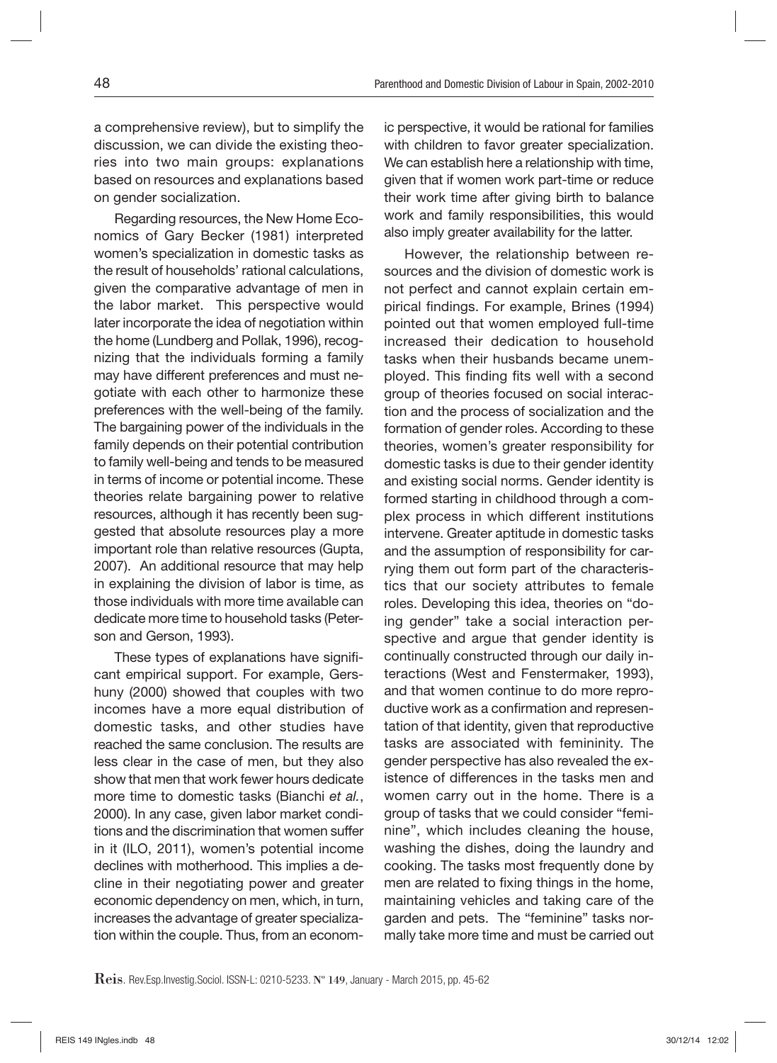a comprehensive review), but to simplify the discussion, we can divide the existing theories into two main groups: explanations based on resources and explanations based on gender socialization.

Regarding resources, the New Home Economics of Gary Becker (1981) interpreted women's specialization in domestic tasks as the result of households' rational calculations, given the comparative advantage of men in the labor market. This perspective would later incorporate the idea of negotiation within the home (Lundberg and Pollak, 1996), recognizing that the individuals forming a family may have different preferences and must negotiate with each other to harmonize these preferences with the well-being of the family. The bargaining power of the individuals in the family depends on their potential contribution to family well-being and tends to be measured in terms of income or potential income. These theories relate bargaining power to relative resources, although it has recently been suggested that absolute resources play a more important role than relative resources (Gupta, 2007). An additional resource that may help in explaining the division of labor is time, as those individuals with more time available can dedicate more time to household tasks (Peterson and Gerson, 1993).

These types of explanations have significant empirical support. For example, Gershuny (2000) showed that couples with two incomes have a more equal distribution of domestic tasks, and other studies have reached the same conclusion. The results are less clear in the case of men, but they also show that men that work fewer hours dedicate more time to domestic tasks (Bianchi *et al.*, 2000). In any case, given labor market conditions and the discrimination that women suffer in it (ILO, 2011), women's potential income declines with motherhood. This implies a decline in their negotiating power and greater economic dependency on men, which, in turn, increases the advantage of greater specialization within the couple. Thus, from an economic perspective, it would be rational for families with children to favor greater specialization. We can establish here a relationship with time, given that if women work part-time or reduce their work time after giving birth to balance work and family responsibilities, this would also imply greater availability for the latter.

However, the relationship between resources and the division of domestic work is not perfect and cannot explain certain empirical findings. For example, Brines (1994) pointed out that women employed full-time increased their dedication to household tasks when their husbands became unemployed. This finding fits well with a second group of theories focused on social interaction and the process of socialization and the formation of gender roles. According to these theories, women's greater responsibility for domestic tasks is due to their gender identity and existing social norms. Gender identity is formed starting in childhood through a complex process in which different institutions intervene. Greater aptitude in domestic tasks and the assumption of responsibility for carrying them out form part of the characteristics that our society attributes to female roles. Developing this idea, theories on "doing gender" take a social interaction perspective and argue that gender identity is continually constructed through our daily interactions (West and Fenstermaker, 1993), and that women continue to do more reproductive work as a confirmation and representation of that identity, given that reproductive tasks are associated with femininity. The gender perspective has also revealed the existence of differences in the tasks men and women carry out in the home. There is a group of tasks that we could consider "feminine", which includes cleaning the house, washing the dishes, doing the laundry and cooking. The tasks most frequently done by men are related to fixing things in the home, maintaining vehicles and taking care of the garden and pets. The "feminine" tasks normally take more time and must be carried out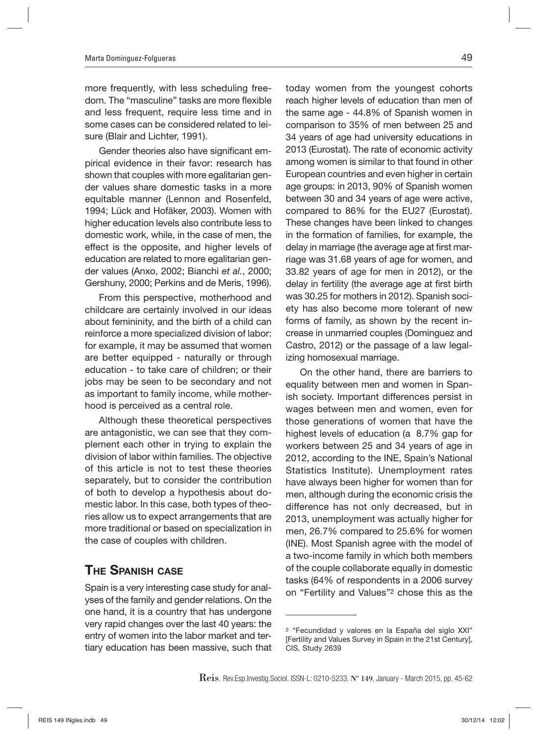more frequently, with less scheduling freedom. The "masculine" tasks are more flexible and less frequent, require less time and in some cases can be considered related to leisure (Blair and Lichter, 1991).

Gender theories also have significant empirical evidence in their favor: research has shown that couples with more egalitarian gender values share domestic tasks in a more equitable manner (Lennon and Rosenfeld, 1994; Lück and Hofäker, 2003). Women with higher education levels also contribute less to domestic work, while, in the case of men, the effect is the opposite, and higher levels of education are related to more egalitarian gender values (Anxo, 2002; Bianchi *et al.*, 2000; Gershuny, 2000; Perkins and de Meris, 1996).

From this perspective, motherhood and childcare are certainly involved in our ideas about femininity, and the birth of a child can reinforce a more specialized division of labor: for example, it may be assumed that women are better equipped - naturally or through education - to take care of children; or their jobs may be seen to be secondary and not as important to family income, while motherhood is perceived as a central role.

Although these theoretical perspectives are antagonistic, we can see that they complement each other in trying to explain the division of labor within families. The objective of this article is not to test these theories separately, but to consider the contribution of both to develop a hypothesis about domestic labor. In this case, both types of theories allow us to expect arrangements that are more traditional or based on specialization in the case of couples with children.

## The Spanish case

Spain is a very interesting case study for analyses of the family and gender relations. On the one hand, it is a country that has undergone very rapid changes over the last 40 years: the entry of women into the labor market and tertiary education has been massive, such that today women from the youngest cohorts reach higher levels of education than men of the same age - 44.8% of Spanish women in comparison to 35% of men between 25 and 34 years of age had university educations in 2013 (Eurostat). The rate of economic activity among women is similar to that found in other European countries and even higher in certain age groups: in 2013, 90% of Spanish women between 30 and 34 years of age were active, compared to 86% for the EU27 (Eurostat). These changes have been linked to changes in the formation of families, for example, the delay in marriage (the average age at first marriage was 31.68 years of age for women, and 33.82 years of age for men in 2012), or the delay in fertility (the average age at first birth was 30.25 for mothers in 2012). Spanish society has also become more tolerant of new forms of family, as shown by the recent increase in unmarried couples (Dominguez and Castro, 2012) or the passage of a law legalizing homosexual marriage.

On the other hand, there are barriers to equality between men and women in Spanish society. Important differences persist in wages between men and women, even for those generations of women that have the highest levels of education (a 8.7% gap for workers between 25 and 34 years of age in 2012, according to the INE, Spain's National Statistics Institute). Unemployment rates have always been higher for women than for men, although during the economic crisis the difference has not only decreased, but in 2013, unemployment was actually higher for men, 26.7% compared to 25.6% for women (INE). Most Spanish agree with the model of a two-income family in which both members of the couple collaborate equally in domestic tasks (64% of respondents in a 2006 survey on "Fertility and Values"[2] chose this as the

[2] "Fecundidad y valores en la España del siglo XXI" [Fertility and Values Survey in Spain in the 21st Century], CIS, Study 2639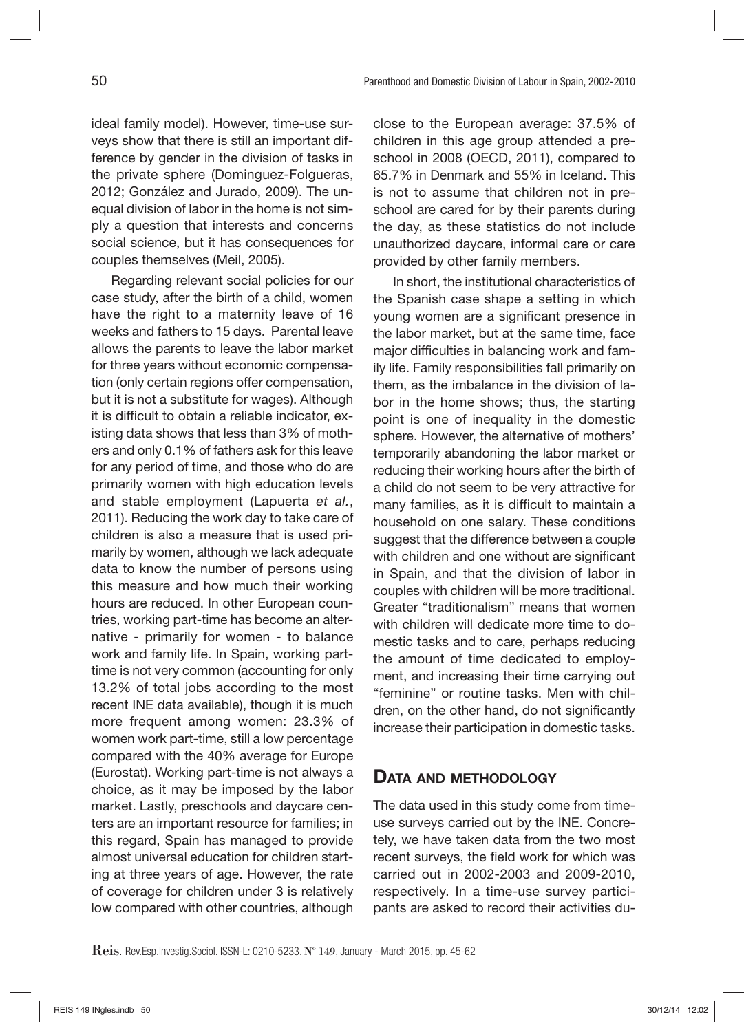ideal family model). However, time-use surveys show that there is still an important difference by gender in the division of tasks in the private sphere (Dominguez-Folgueras, 2012; González and Jurado, 2009). The unequal division of labor in the home is not simply a question that interests and concerns social science, but it has consequences for couples themselves (Meil, 2005).

Regarding relevant social policies for our case study, after the birth of a child, women have the right to a maternity leave of 16 weeks and fathers to 15 days. Parental leave allows the parents to leave the labor market for three years without economic compensation (only certain regions offer compensation, but it is not a substitute for wages). Although it is difficult to obtain a reliable indicator, existing data shows that less than 3% of mothers and only 0.1% of fathers ask for this leave for any period of time, and those who do are primarily women with high education levels and stable employment (Lapuerta *et al.*, 2011). Reducing the work day to take care of children is also a measure that is used primarily by women, although we lack adequate data to know the number of persons using this measure and how much their working hours are reduced. In other European countries, working part-time has become an alternative - primarily for women - to balance work and family life. In Spain, working part-time is not very common (accounting for only 13.2% of total jobs according to the most recent INE data available), though it is much more frequent among women: 23.3% of women work part-time, still a low percentage compared with the 40% average for Europe (Eurostat). Working part-time is not always a choice, as it may be imposed by the labor market. Lastly, preschools and daycare centers are an important resource for families; in this regard, Spain has managed to provide almost universal education for children starting at three years of age. However, the rate of coverage for children under 3 is relatively low compared with other countries, although close to the European average: 37.5% of children in this age group attended a preschool in 2008 (OECD, 2011), compared to 65.7% in Denmark and 55% in Iceland. This is not to assume that children not in preschool are cared for by their parents during the day, as these statistics do not include unauthorized daycare, informal care or care provided by other family members.

In short, the institutional characteristics of the Spanish case shape a setting in which young women are a significant presence in the labor market, but at the same time, face major difficulties in balancing work and family life. Family responsibilities fall primarily on them, as the imbalance in the division of labor in the home shows; thus, the starting point is one of inequality in the domestic sphere. However, the alternative of mothers' temporarily abandoning the labor market or reducing their working hours after the birth of a child do not seem to be very attractive for many families, as it is difficult to maintain a household on one salary. These conditions suggest that the difference between a couple with children and one without are significant in Spain, and that the division of labor in couples with children will be more traditional. Greater "traditionalism" means that women with children will dedicate more time to domestic tasks and to care, perhaps reducing the amount of time dedicated to employment, and increasing their time carrying out "feminine" or routine tasks. Men with children, on the other hand, do not significantly increase their participation in domestic tasks.

## Data and methodology

The data used in this study come from time-use surveys carried out by the INE. Concretely, we have taken data from the two most recent surveys, the field work for which was carried out in 2002-2003 and 2009-2010, respectively. In a time-use survey participants are asked to record their activities du-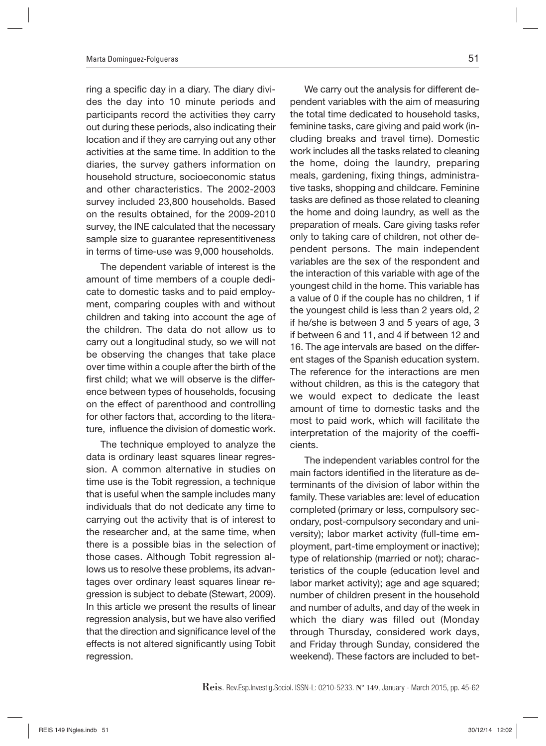ring a specific day in a diary. The diary divides the day into 10 minute periods and participants record the activities they carry out during these periods, also indicating their location and if they are carrying out any other activities at the same time. In addition to the diaries, the survey gathers information on household structure, socioeconomic status and other characteristics. The 2002-2003 survey included 23,800 households. Based on the results obtained, for the 2009-2010 survey, the INE calculated that the necessary sample size to guarantee representitiveness in terms of time-use was 9,000 households.

The dependent variable of interest is the amount of time members of a couple dedicate to domestic tasks and to paid employment, comparing couples with and without children and taking into account the age of the children. The data do not allow us to carry out a longitudinal study, so we will not be observing the changes that take place over time within a couple after the birth of the first child; what we will observe is the difference between types of households, focusing on the effect of parenthood and controlling for other factors that, according to the literature, influence the division of domestic work.

The technique employed to analyze the data is ordinary least squares linear regression. A common alternative in studies on time use is the Tobit regression, a technique that is useful when the sample includes many individuals that do not dedicate any time to carrying out the activity that is of interest to the researcher and, at the same time, when there is a possible bias in the selection of those cases. Although Tobit regression allows us to resolve these problems, its advantages over ordinary least squares linear regression is subject to debate (Stewart, 2009). In this article we present the results of linear regression analysis, but we have also verified that the direction and significance level of the effects is not altered significantly using Tobit regression.

We carry out the analysis for different dependent variables with the aim of measuring the total time dedicated to household tasks, feminine tasks, care giving and paid work (including breaks and travel time). Domestic work includes all the tasks related to cleaning the home, doing the laundry, preparing meals, gardening, fixing things, administrative tasks, shopping and childcare. Feminine tasks are defined as those related to cleaning the home and doing laundry, as well as the preparation of meals. Care giving tasks refer only to taking care of children, not other dependent persons. The main independent variables are the sex of the respondent and the interaction of this variable with age of the youngest child in the home. This variable has a value of 0 if the couple has no children, 1 if the youngest child is less than 2 years old, 2 if he/she is between 3 and 5 years of age, 3 if between 6 and 11, and 4 if between 12 and 16. The age intervals are based on the different stages of the Spanish education system. The reference for the interactions are men without children, as this is the category that we would expect to dedicate the least amount of time to domestic tasks and the most to paid work, which will facilitate the interpretation of the majority of the coefficients.

The independent variables control for the main factors identified in the literature as determinants of the division of labor within the family. These variables are: level of education completed (primary or less, compulsory secondary, post-compulsory secondary and university); labor market activity (full-time employment, part-time employment or inactive); type of relationship (married or not); characteristics of the couple (education level and labor market activity); age and age squared; number of children present in the household and number of adults, and day of the week in which the diary was filled out (Monday through Thursday, considered work days, and Friday through Sunday, considered the weekend). These factors are included to bet-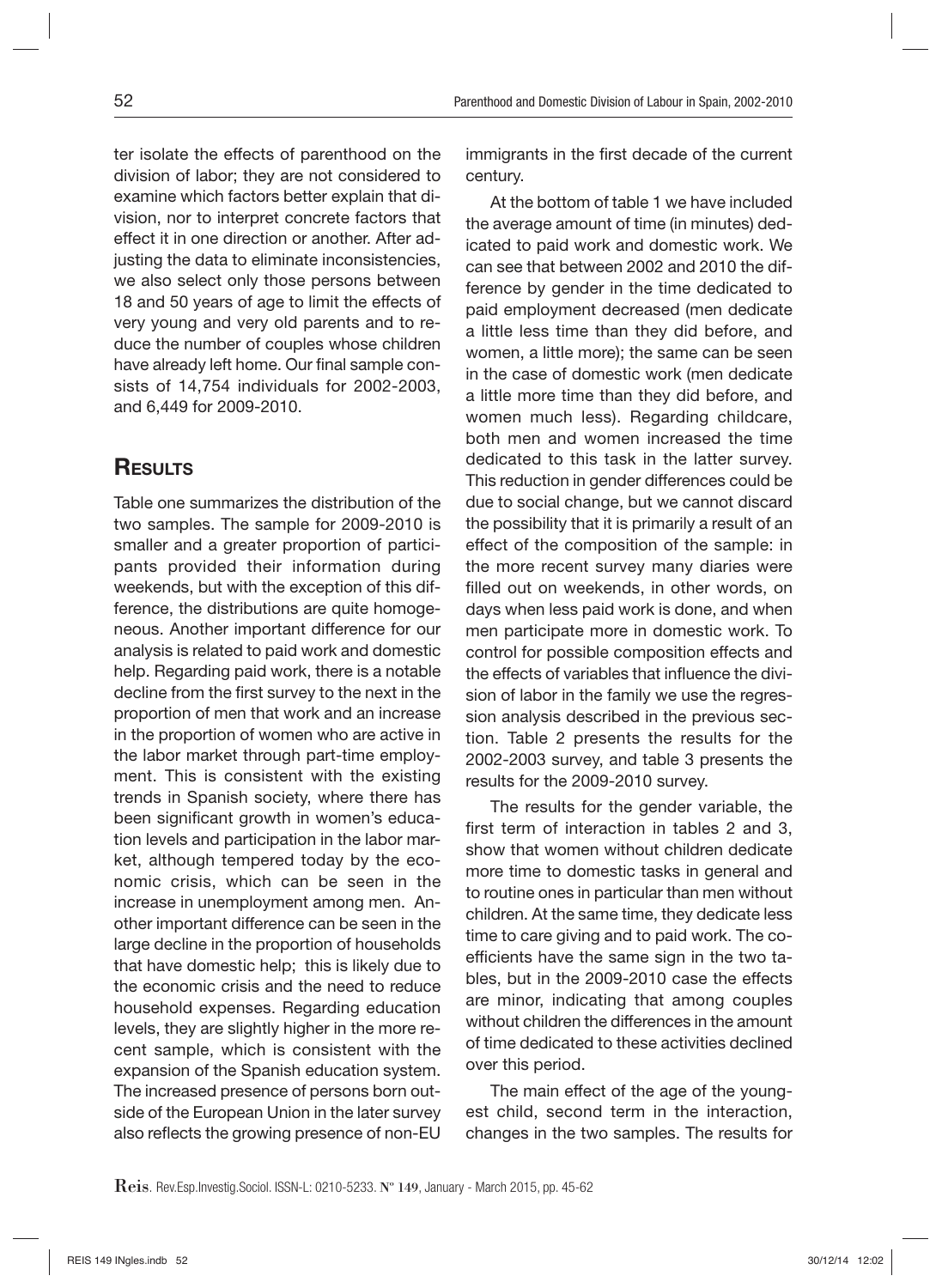ter isolate the effects of parenthood on the division of labor; they are not considered to examine which factors better explain that division, nor to interpret concrete factors that effect it in one direction or another. After adjusting the data to eliminate inconsistencies, we also select only those persons between 18 and 50 years of age to limit the effects of very young and very old parents and to reduce the number of couples whose children have already left home. Our final sample consists of 14,754 individuals for 2002-2003, and 6,449 for 2009-2010.

## Results

Table one summarizes the distribution of the two samples. The sample for 2009-2010 is smaller and a greater proportion of participants provided their information during weekends, but with the exception of this difference, the distributions are quite homogeneous. Another important difference for our analysis is related to paid work and domestic help. Regarding paid work, there is a notable decline from the first survey to the next in the proportion of men that work and an increase in the proportion of women who are active in the labor market through part-time employment. This is consistent with the existing trends in Spanish society, where there has been significant growth in women's education levels and participation in the labor market, although tempered today by the economic crisis, which can be seen in the increase in unemployment among men. Another important difference can be seen in the large decline in the proportion of households that have domestic help; this is likely due to the economic crisis and the need to reduce household expenses. Regarding education levels, they are slightly higher in the more recent sample, which is consistent with the expansion of the Spanish education system. The increased presence of persons born outside of the European Union in the later survey also reflects the growing presence of non-EU immigrants in the first decade of the current century.

At the bottom of table 1 we have included the average amount of time (in minutes) dedicated to paid work and domestic work. We can see that between 2002 and 2010 the difference by gender in the time dedicated to paid employment decreased (men dedicate a little less time than they did before, and women, a little more); the same can be seen in the case of domestic work (men dedicate a little more time than they did before, and women much less). Regarding childcare, both men and women increased the time dedicated to this task in the latter survey. This reduction in gender differences could be due to social change, but we cannot discard the possibility that it is primarily a result of an effect of the composition of the sample: in the more recent survey many diaries were filled out on weekends, in other words, on days when less paid work is done, and when men participate more in domestic work. To control for possible composition effects and the effects of variables that influence the division of labor in the family we use the regression analysis described in the previous section. Table 2 presents the results for the 2002-2003 survey, and table 3 presents the results for the 2009-2010 survey.

The results for the gender variable, the first term of interaction in tables 2 and 3, show that women without children dedicate more time to domestic tasks in general and to routine ones in particular than men without children. At the same time, they dedicate less time to care giving and to paid work. The coefficients have the same sign in the two tables, but in the 2009-2010 case the effects are minor, indicating that among couples without children the differences in the amount of time dedicated to these activities declined over this period.

The main effect of the age of the youngest child, second term in the interaction, changes in the two samples. The results for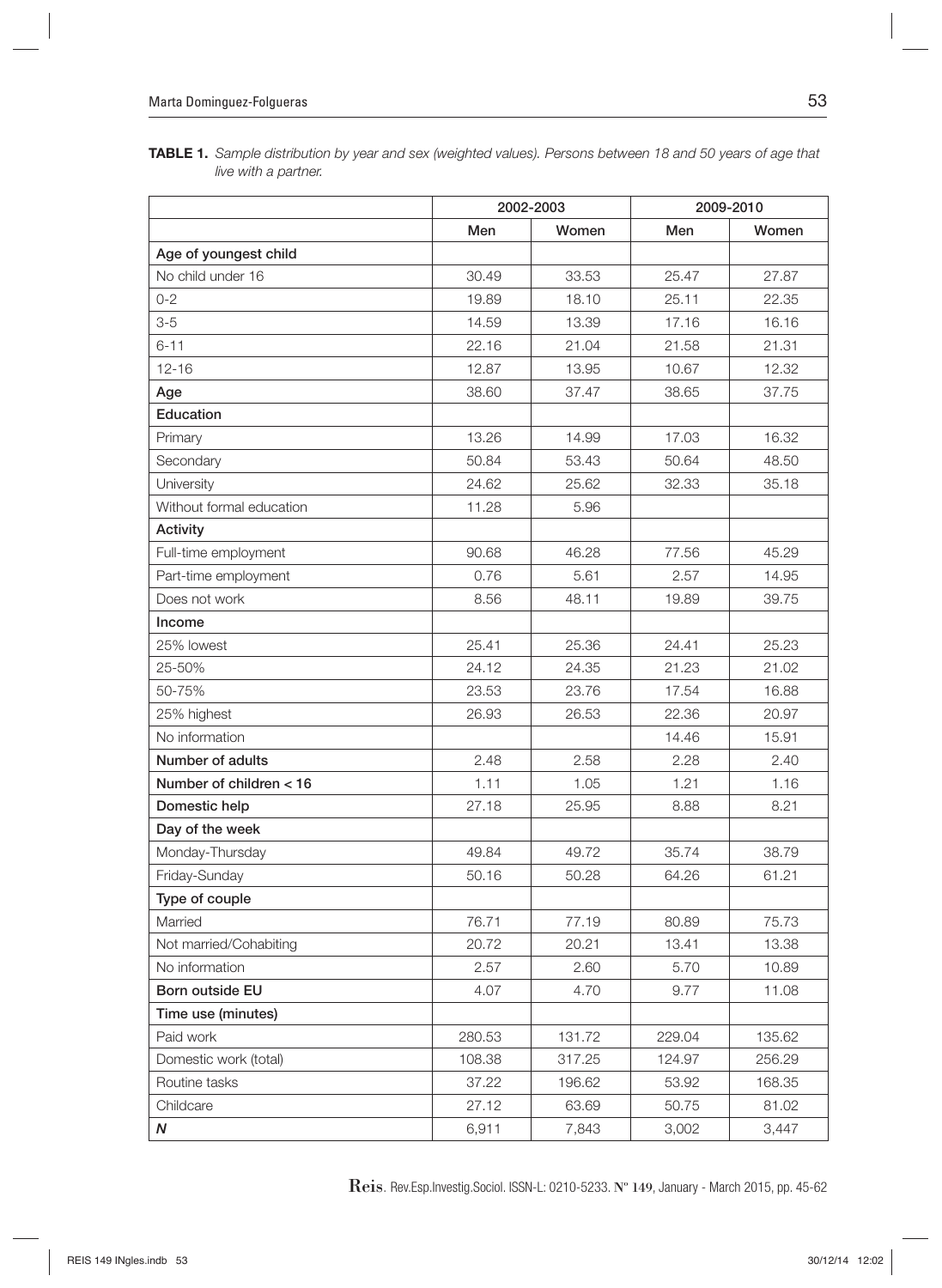**TABLE 1.** *Sample distribution by year and sex (weighted values). Persons between 18 and 50 years of age that live with a partner.*

| | 2002-2003 | | 2009-2010 | |
|---|---|---|---|---|
| | Men | Women | Men | Women |
| **Age of youngest child** | | | | |
| No child under 16 | 30.49 | 33.53 | 25.47 | 27.87 |
| 0-2 | 19.89 | 18.10 | 25.11 | 22.35 |
| 3-5 | 14.59 | 13.39 | 17.16 | 16.16 |
| 6-11 | 22.16 | 21.04 | 21.58 | 21.31 |
| 12-16 | 12.87 | 13.95 | 10.67 | 12.32 |
| **Age** | 38.60 | 37.47 | 38.65 | 37.75 |
| **Education** | | | | |
| Primary | 13.26 | 14.99 | 17.03 | 16.32 |
| Secondary | 50.84 | 53.43 | 50.64 | 48.50 |
| University | 24.62 | 25.62 | 32.33 | 35.18 |
| Without formal education | 11.28 | 5.96 | | |
| **Activity** | | | | |
| Full-time employment | 90.68 | 46.28 | 77.56 | 45.29 |
| Part-time employment | 0.76 | 5.61 | 2.57 | 14.95 |
| Does not work | 8.56 | 48.11 | 19.89 | 39.75 |
| **Income** | | | | |
| 25% lowest | 25.41 | 25.36 | 24.41 | 25.23 |
| 25-50% | 24.12 | 24.35 | 21.23 | 21.02 |
| 50-75% | 23.53 | 23.76 | 17.54 | 16.88 |
| 25% highest | 26.93 | 26.53 | 22.36 | 20.97 |
| No information | | | 14.46 | 15.91 |
| **Number of adults** | 2.48 | 2.58 | 2.28 | 2.40 |
| **Number of children < 16** | 1.11 | 1.05 | 1.21 | 1.16 |
| **Domestic help** | 27.18 | 25.95 | 8.88 | 8.21 |
| **Day of the week** | | | | |
| Monday-Thursday | 49.84 | 49.72 | 35.74 | 38.79 |
| Friday-Sunday | 50.16 | 50.28 | 64.26 | 61.21 |
| **Type of couple** | | | | |
| Married | 76.71 | 77.19 | 80.89 | 75.73 |
| Not married/Cohabiting | 20.72 | 20.21 | 13.41 | 13.38 |
| No information | 2.57 | 2.60 | 5.70 | 10.89 |
| **Born outside EU** | 4.07 | 4.70 | 9.77 | 11.08 |
| **Time use (minutes)** | | | | |
| Paid work | 280.53 | 131.72 | 229.04 | 135.62 |
| Domestic work (total) | 108.38 | 317.25 | 124.97 | 256.29 |
| Routine tasks | 37.22 | 196.62 | 53.92 | 168.35 |
| Childcare | 27.12 | 63.69 | 50.75 | 81.02 |
| ***N*** | 6,911 | 7,843 | 3,002 | 3,447 |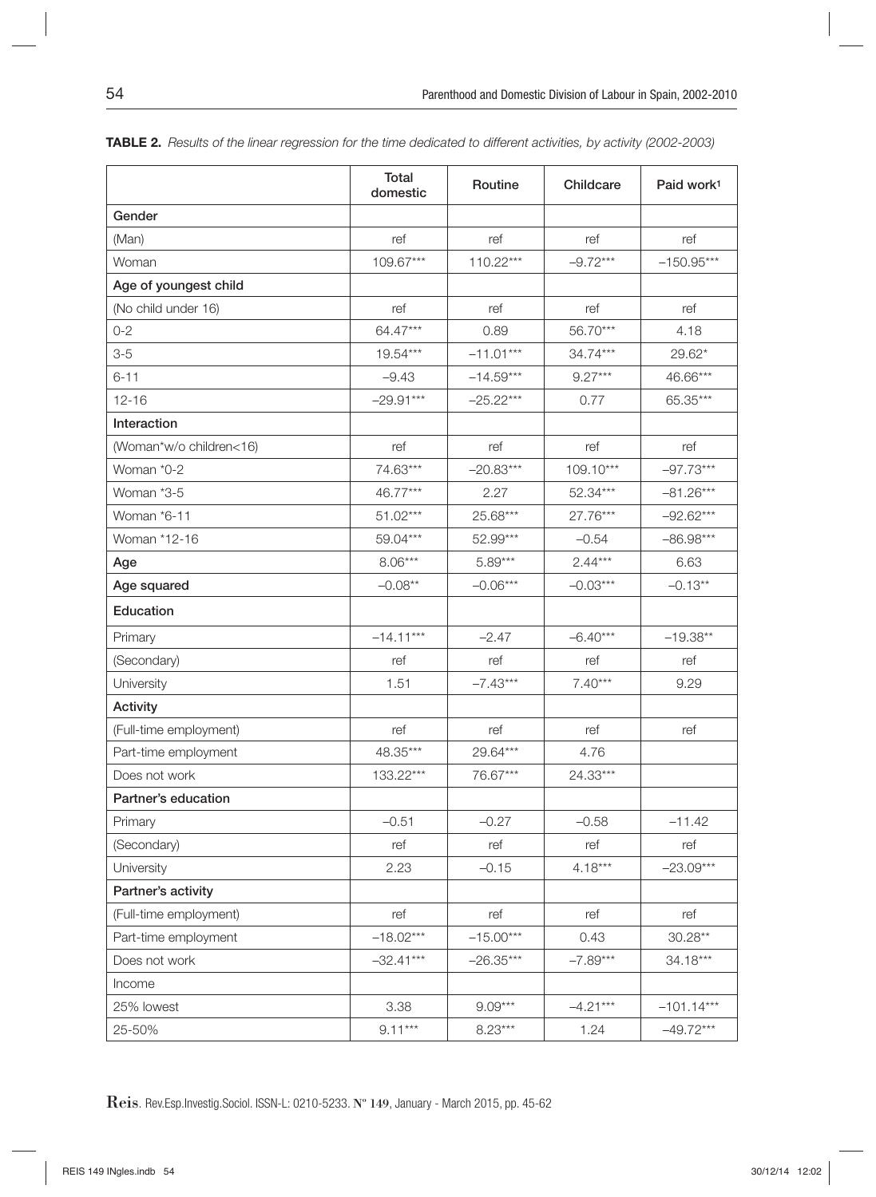**TABLE 2.** *Results of the linear regression for the time dedicated to different activities, by activity (2002-2003)*

| | Total domestic | Routine | Childcare | Paid work[1] |
|---|---|---|---|---|
| **Gender** | | | | |
| (Man) | ref | ref | ref | ref |
| Woman | 109.67*** | 110.22*** | −9.72*** | −150.95*** |
| **Age of youngest child** | | | | |
| (No child under 16) | ref | ref | ref | ref |
| 0-2 | 64.47*** | 0.89 | 56.70*** | 4.18 |
| 3-5 | 19.54*** | −11.01*** | 34.74*** | 29.62* |
| 6-11 | −9.43 | −14.59*** | 9.27*** | 46.66*** |
| 12-16 | −29.91*** | −25.22*** | 0.77 | 65.35*** |
| **Interaction** | | | | |
| (Woman*w/o children<16) | ref | ref | ref | ref |
| Woman *0-2 | 74.63*** | −20.83*** | 109.10*** | −97.73*** |
| Woman *3-5 | 46.77*** | 2.27 | 52.34*** | −81.26*** |
| Woman *6-11 | 51.02*** | 25.68*** | 27.76*** | −92.62*** |
| Woman *12-16 | 59.04*** | 52.99*** | −0.54 | −86.98*** |
| **Age** | 8.06*** | 5.89*** | 2.44*** | 6.63 |
| **Age squared** | −0.08** | −0.06*** | −0.03*** | −0.13** |
| **Education** | | | | |
| Primary | −14.11*** | −2.47 | −6.40*** | −19.38** |
| (Secondary) | ref | ref | ref | ref |
| University | 1.51 | −7.43*** | 7.40*** | 9.29 |
| **Activity** | | | | |
| (Full-time employment) | ref | ref | ref | ref |
| Part-time employment | 48.35*** | 29.64*** | 4.76 | |
| Does not work | 133.22*** | 76.67*** | 24.33*** | |
| **Partner's education** | | | | |
| Primary | −0.51 | −0.27 | −0.58 | −11.42 |
| (Secondary) | ref | ref | ref | ref |
| University | 2.23 | −0.15 | 4.18*** | −23.09*** |
| **Partner's activity** | | | | |
| (Full-time employment) | ref | ref | ref | ref |
| Part-time employment | −18.02*** | −15.00*** | 0.43 | 30.28** |
| Does not work | −32.41*** | −26.35*** | −7.89*** | 34.18*** |
| Income | | | | |
| 25% lowest | 3.38 | 9.09*** | −4.21*** | −101.14*** |
| 25-50% | 9.11*** | 8.23*** | 1.24 | −49.72*** |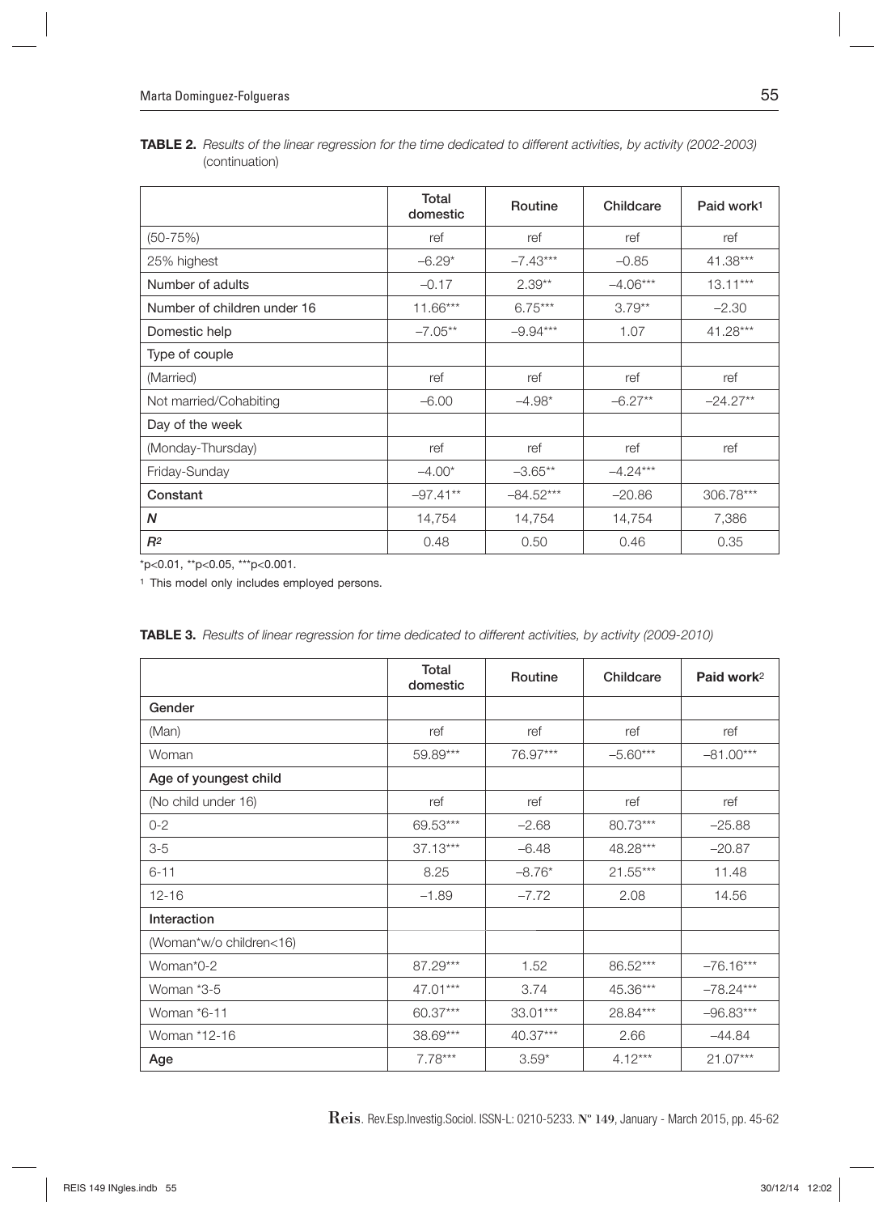**TABLE 2.** *Results of the linear regression for the time dedicated to different activities, by activity (2002-2003)* (continuation)

| | Total domestic | Routine | Childcare | Paid work[1] |
|---|---|---|---|---|
| (50-75%) | ref | ref | ref | ref |
| 25% highest | –6.29* | –7.43*** | –0.85 | 41.38*** |
| Number of adults | –0.17 | 2.39** | –4.06*** | 13.11*** |
| Number of children under 16 | 11.66*** | 6.75*** | 3.79** | –2.30 |
| Domestic help | –7.05** | –9.94*** | 1.07 | 41.28*** |
| Type of couple | | | | |
| (Married) | ref | ref | ref | ref |
| Not married/Cohabiting | –6.00 | –4.98* | –6.27** | –24.27** |
| Day of the week | | | | |
| (Monday-Thursday) | ref | ref | ref | ref |
| Friday-Sunday | –4.00* | –3.65** | –4.24*** | |
| **Constant** | –97.41** | –84.52*** | –20.86 | 306.78*** |
| ***N*** | 14,754 | 14,754 | 14,754 | 7,386 |
| $R^2$ | 0.48 | 0.50 | 0.46 | 0.35 |

*p<0.01, **p<0.05, ***p<0.001.

[1] This model only includes employed persons.

**TABLE 3.** *Results of linear regression for time dedicated to different activities, by activity (2009-2010)*

| | Total domestic | Routine | Childcare | Paid work[2] |
|---|---|---|---|---|
| **Gender** | | | | |
| (Man) | ref | ref | ref | ref |
| Woman | 59.89*** | 76.97*** | –5.60*** | –81.00*** |
| **Age of youngest child** | | | | |
| (No child under 16) | ref | ref | ref | ref |
| 0-2 | 69.53*** | –2.68 | 80.73*** | –25.88 |
| 3-5 | 37.13*** | –6.48 | 48.28*** | –20.87 |
| 6-11 | 8.25 | –8.76* | 21.55*** | 11.48 |
| 12-16 | –1.89 | –7.72 | 2.08 | 14.56 |
| **Interaction** | | | | |
| (Woman*w/o children<16) | | | | |
| Woman*0-2 | 87.29*** | 1.52 | 86.52*** | –76.16*** |
| Woman *3-5 | 47.01*** | 3.74 | 45.36*** | –78.24*** |
| Woman *6-11 | 60.37*** | 33.01*** | 28.84*** | –96.83*** |
| Woman *12-16 | 38.69*** | 40.37*** | 2.66 | –44.84 |
| **Age** | 7.78*** | 3.59* | 4.12*** | 21.07*** |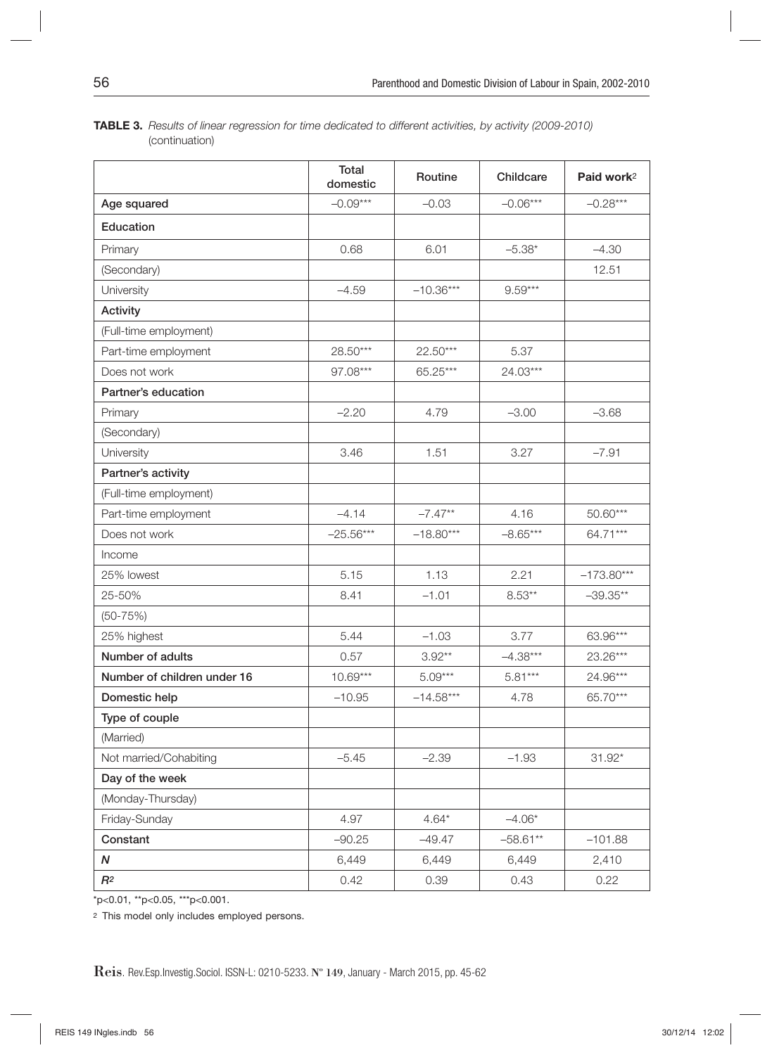**TABLE 3.** *Results of linear regression for time dedicated to different activities, by activity (2009-2010)* (continuation)

| | Total domestic | Routine | Childcare | Paid work[2] |
|---|---|---|---|---|
| Age squared | –0.09*** | –0.03 | –0.06*** | –0.28*** |
| **Education** | | | | |
| Primary | 0.68 | 6.01 | –5.38* | –4.30 |
| (Secondary) | | | | 12.51 |
| University | –4.59 | –10.36*** | 9.59*** | |
| **Activity** | | | | |
| (Full-time employment) | | | | |
| Part-time employment | 28.50*** | 22.50*** | 5.37 | |
| Does not work | 97.08*** | 65.25*** | 24.03*** | |
| **Partner's education** | | | | |
| Primary | –2.20 | 4.79 | –3.00 | –3.68 |
| (Secondary) | | | | |
| University | 3.46 | 1.51 | 3.27 | –7.91 |
| **Partner's activity** | | | | |
| (Full-time employment) | | | | |
| Part-time employment | –4.14 | –7.47** | 4.16 | 50.60*** |
| Does not work | –25.56*** | –18.80*** | –8.65*** | 64.71*** |
| Income | | | | |
| 25% lowest | 5.15 | 1.13 | 2.21 | –173.80*** |
| 25-50% | 8.41 | –1.01 | 8.53** | –39.35** |
| (50-75%) | | | | |
| 25% highest | 5.44 | –1.03 | 3.77 | 63.96*** |
| **Number of adults** | 0.57 | 3.92** | –4.38*** | 23.26*** |
| **Number of children under 16** | 10.69*** | 5.09*** | 5.81*** | 24.96*** |
| **Domestic help** | –10.95 | –14.58*** | 4.78 | 65.70*** |
| **Type of couple** | | | | |
| (Married) | | | | |
| Not married/Cohabiting | –5.45 | –2.39 | –1.93 | 31.92* |
| **Day of the week** | | | | |
| (Monday-Thursday) | | | | |
| Friday-Sunday | 4.97 | 4.64* | –4.06* | |
| **Constant** | –90.25 | –49.47 | –58.61** | –101.88 |
| ***N*** | 6,449 | 6,449 | 6,449 | 2,410 |
| $R^2$ | 0.42 | 0.39 | 0.43 | 0.22 |

*p<0.01, **p<0.05, ***p<0.001.

[2] This model only includes employed persons.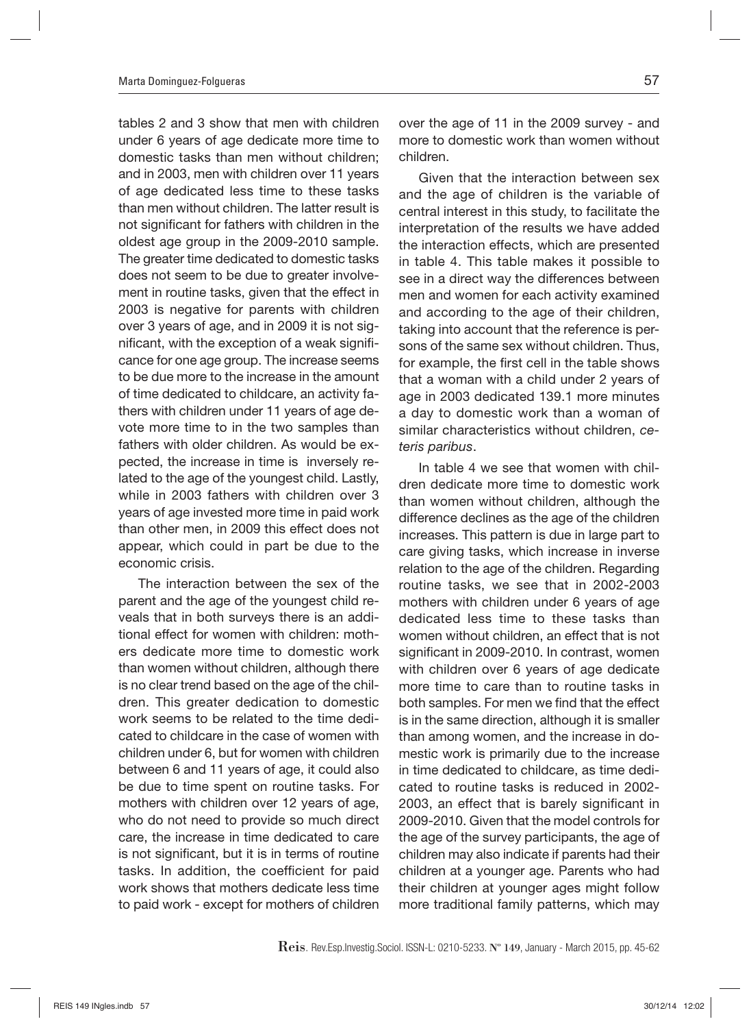tables 2 and 3 show that men with children under 6 years of age dedicate more time to domestic tasks than men without children; and in 2003, men with children over 11 years of age dedicated less time to these tasks than men without children. The latter result is not significant for fathers with children in the oldest age group in the 2009-2010 sample. The greater time dedicated to domestic tasks does not seem to be due to greater involvement in routine tasks, given that the effect in 2003 is negative for parents with children over 3 years of age, and in 2009 it is not significant, with the exception of a weak significance for one age group. The increase seems to be due more to the increase in the amount of time dedicated to childcare, an activity fathers with children under 11 years of age devote more time to in the two samples than fathers with older children. As would be expected, the increase in time is inversely related to the age of the youngest child. Lastly, while in 2003 fathers with children over 3 years of age invested more time in paid work than other men, in 2009 this effect does not appear, which could in part be due to the economic crisis.

The interaction between the sex of the parent and the age of the youngest child reveals that in both surveys there is an additional effect for women with children: mothers dedicate more time to domestic work than women without children, although there is no clear trend based on the age of the children. This greater dedication to domestic work seems to be related to the time dedicated to childcare in the case of women with children under 6, but for women with children between 6 and 11 years of age, it could also be due to time spent on routine tasks. For mothers with children over 12 years of age, who do not need to provide so much direct care, the increase in time dedicated to care is not significant, but it is in terms of routine tasks. In addition, the coefficient for paid work shows that mothers dedicate less time to paid work - except for mothers of children over the age of 11 in the 2009 survey - and more to domestic work than women without children.

Given that the interaction between sex and the age of children is the variable of central interest in this study, to facilitate the interpretation of the results we have added the interaction effects, which are presented in table 4. This table makes it possible to see in a direct way the differences between men and women for each activity examined and according to the age of their children, taking into account that the reference is persons of the same sex without children. Thus, for example, the first cell in the table shows that a woman with a child under 2 years of age in 2003 dedicated 139.1 more minutes a day to domestic work than a woman of similar characteristics without children, *ceteris paribus*.

In table 4 we see that women with children dedicate more time to domestic work than women without children, although the difference declines as the age of the children increases. This pattern is due in large part to care giving tasks, which increase in inverse relation to the age of the children. Regarding routine tasks, we see that in 2002-2003 mothers with children under 6 years of age dedicated less time to these tasks than women without children, an effect that is not significant in 2009-2010. In contrast, women with children over 6 years of age dedicate more time to care than to routine tasks in both samples. For men we find that the effect is in the same direction, although it is smaller than among women, and the increase in domestic work is primarily due to the increase in time dedicated to childcare, as time dedicated to routine tasks is reduced in 2002-2003, an effect that is barely significant in 2009-2010. Given that the model controls for the age of the survey participants, the age of children may also indicate if parents had their children at a younger age. Parents who had their children at younger ages might follow more traditional family patterns, which may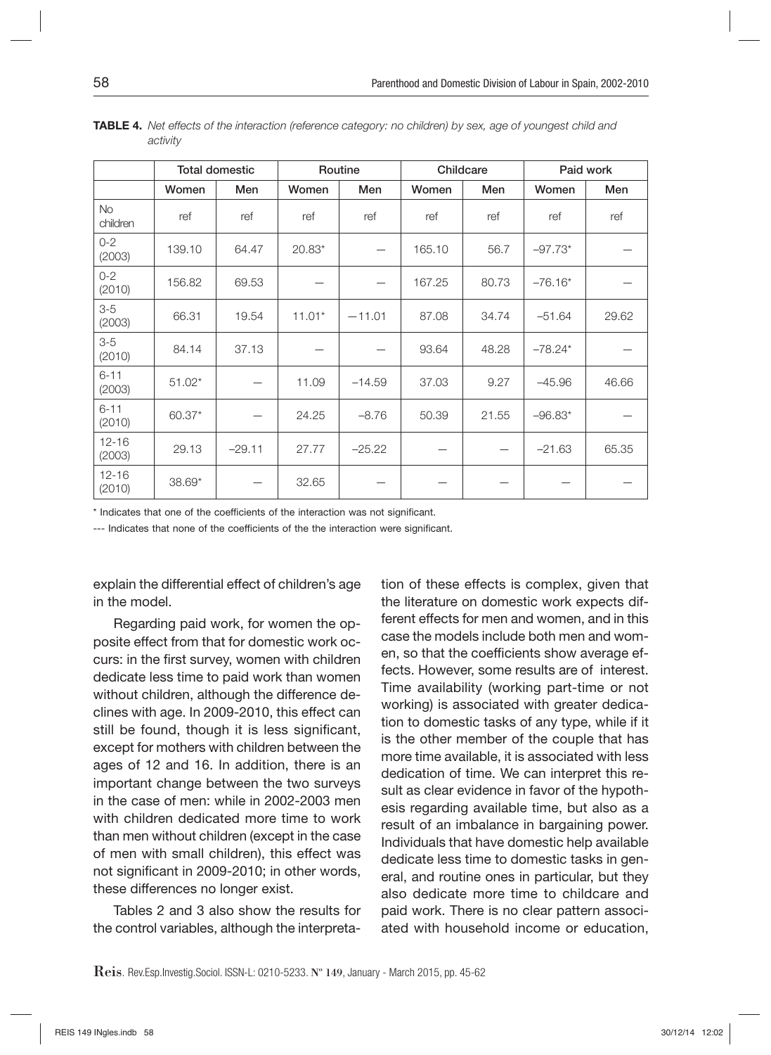**TABLE 4.** *Net effects of the interaction (reference category: no children) by sex, age of youngest child and activity*

| | Total domestic | | Routine | | Childcare | | Paid work | |
|---|---|---|---|---|---|---|---|---|
| | Women | Men | Women | Men | Women | Men | Women | Men |
| No children | ref | ref | ref | ref | ref | ref | ref | ref |
| 0-2 (2003) | 139.10 | 64.47 | 20.83* | — | 165.10 | 56.7 | –97.73* | — |
| 0-2 (2010) | 156.82 | 69.53 | — | — | 167.25 | 80.73 | –76.16* | — |
| 3-5 (2003) | 66.31 | 19.54 | 11.01* | −11.01 | 87.08 | 34.74 | –51.64 | 29.62 |
| 3-5 (2010) | 84.14 | 37.13 | — | — | 93.64 | 48.28 | –78.24* | — |
| 6-11 (2003) | 51.02* | — | 11.09 | –14.59 | 37.03 | 9.27 | –45.96 | 46.66 |
| 6-11 (2010) | 60.37* | — | 24.25 | –8.76 | 50.39 | 21.55 | –96.83* | — |
| 12-16 (2003) | 29.13 | –29.11 | 27.77 | –25.22 | — | — | –21.63 | 65.35 |
| 12-16 (2010) | 38.69* | — | 32.65 | — | — | — | — | — |

\* Indicates that one of the coefficients of the interaction was not significant.

--- Indicates that none of the coefficients of the the interaction were significant.

explain the differential effect of children's age in the model.

Regarding paid work, for women the opposite effect from that for domestic work occurs: in the first survey, women with children dedicate less time to paid work than women without children, although the difference declines with age. In 2009-2010, this effect can still be found, though it is less significant, except for mothers with children between the ages of 12 and 16. In addition, there is an important change between the two surveys in the case of men: while in 2002-2003 men with children dedicated more time to work than men without children (except in the case of men with small children), this effect was not significant in 2009-2010; in other words, these differences no longer exist.

Tables 2 and 3 also show the results for the control variables, although the interpretation of these effects is complex, given that the literature on domestic work expects different effects for men and women, and in this case the models include both men and women, so that the coefficients show average effects. However, some results are of interest. Time availability (working part-time or not working) is associated with greater dedication to domestic tasks of any type, while if it is the other member of the couple that has more time available, it is associated with less dedication of time. We can interpret this result as clear evidence in favor of the hypothesis regarding available time, but also as a result of an imbalance in bargaining power. Individuals that have domestic help available dedicate less time to domestic tasks in general, and routine ones in particular, but they also dedicate more time to childcare and paid work. There is no clear pattern associated with household income or education,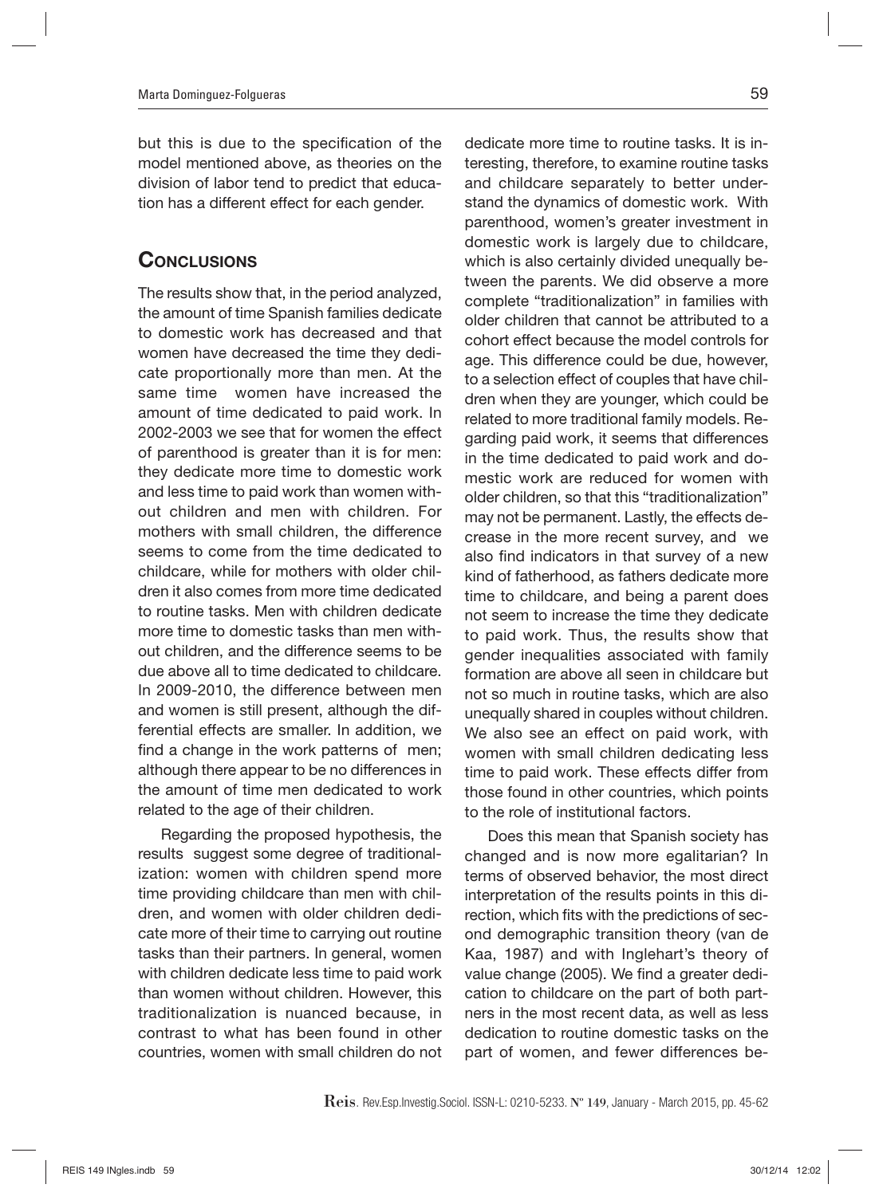but this is due to the specification of the model mentioned above, as theories on the division of labor tend to predict that education has a different effect for each gender.

## Conclusions

The results show that, in the period analyzed, the amount of time Spanish families dedicate to domestic work has decreased and that women have decreased the time they dedicate proportionally more than men. At the same time women have increased the amount of time dedicated to paid work. In 2002-2003 we see that for women the effect of parenthood is greater than it is for men: they dedicate more time to domestic work and less time to paid work than women without children and men with children. For mothers with small children, the difference seems to come from the time dedicated to childcare, while for mothers with older children it also comes from more time dedicated to routine tasks. Men with children dedicate more time to domestic tasks than men without children, and the difference seems to be due above all to time dedicated to childcare. In 2009-2010, the difference between men and women is still present, although the differential effects are smaller. In addition, we find a change in the work patterns of men; although there appear to be no differences in the amount of time men dedicated to work related to the age of their children.

Regarding the proposed hypothesis, the results suggest some degree of traditionalization: women with children spend more time providing childcare than men with children, and women with older children dedicate more of their time to carrying out routine tasks than their partners. In general, women with children dedicate less time to paid work than women without children. However, this traditionalization is nuanced because, in contrast to what has been found in other countries, women with small children do not dedicate more time to routine tasks. It is interesting, therefore, to examine routine tasks and childcare separately to better understand the dynamics of domestic work. With parenthood, women's greater investment in domestic work is largely due to childcare, which is also certainly divided unequally between the parents. We did observe a more complete "traditionalization" in families with older children that cannot be attributed to a cohort effect because the model controls for age. This difference could be due, however, to a selection effect of couples that have children when they are younger, which could be related to more traditional family models. Regarding paid work, it seems that differences in the time dedicated to paid work and domestic work are reduced for women with older children, so that this "traditionalization" may not be permanent. Lastly, the effects decrease in the more recent survey, and we also find indicators in that survey of a new kind of fatherhood, as fathers dedicate more time to childcare, and being a parent does not seem to increase the time they dedicate to paid work. Thus, the results show that gender inequalities associated with family formation are above all seen in childcare but not so much in routine tasks, which are also unequally shared in couples without children. We also see an effect on paid work, with women with small children dedicating less time to paid work. These effects differ from those found in other countries, which points to the role of institutional factors.

Does this mean that Spanish society has changed and is now more egalitarian? In terms of observed behavior, the most direct interpretation of the results points in this direction, which fits with the predictions of second demographic transition theory (van de Kaa, 1987) and with Inglehart's theory of value change (2005). We find a greater dedication to childcare on the part of both partners in the most recent data, as well as less dedication to routine domestic tasks on the part of women, and fewer differences be-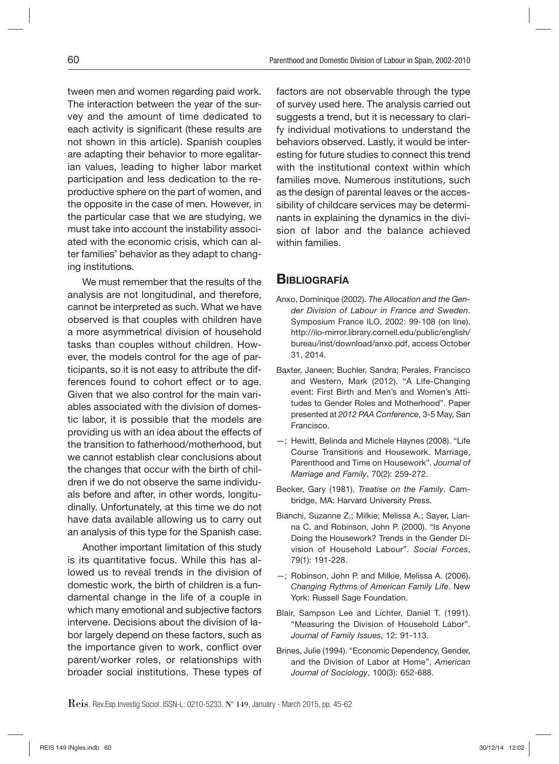tween men and women regarding paid work. The interaction between the year of the survey and the amount of time dedicated to each activity is significant (these results are not shown in this article). Spanish couples are adapting their behavior to more egalitarian values, leading to higher labor market participation and less dedication to the reproductive sphere on the part of women, and the opposite in the case of men. However, in the particular case that we are studying, we must take into account the instability associated with the economic crisis, which can alter families' behavior as they adapt to changing institutions.

We must remember that the results of the analysis are not longitudinal, and therefore, cannot be interpreted as such. What we have observed is that couples with children have a more asymmetrical division of household tasks than couples without children. However, the models control for the age of participants, so it is not easy to attribute the differences found to cohort effect or to age. Given that we also control for the main variables associated with the division of domestic labor, it is possible that the models are providing us with an idea about the effects of the transition to fatherhood/motherhood, but we cannot establish clear conclusions about the changes that occur with the birth of children if we do not observe the same individuals before and after, in other words, longitudinally. Unfortunately, at this time we do not have data available allowing us to carry out an analysis of this type for the Spanish case.

Another important limitation of this study is its quantitative focus. While this has allowed us to reveal trends in the division of domestic work, the birth of children is a fundamental change in the life of a couple in which many emotional and subjective factors intervene. Decisions about the division of labor largely depend on these factors, such as the importance given to work, conflict over parent/worker roles, or relationships with broader social institutions. These types of factors are not observable through the type of survey used here. The analysis carried out suggests a trend, but it is necessary to clarify individual motivations to understand the behaviors observed. Lastly, it would be interesting for future studies to connect this trend with the institutional context within which families move. Numerous institutions, such as the design of parental leaves or the accessibility of childcare services may be determinants in explaining the dynamics in the division of labor and the balance achieved within families.

## Bibliografía

Anxo, Dominique (2002). *The Allocation and the Gender Division of Labour in France and Sweden*. Symposium France ILO, 2002: 99-108 (on line). http://ilo-mirror.library.cornell.edu/public/english/bureau/inst/download/anxo.pdf, access October 31, 2014.

Baxter, Janeen; Buchler, Sandra; Perales, Francisco and Western, Mark (2012). "A Life-Changing event: First Birth and Men's and Women's Attitudes to Gender Roles and Motherhood". Paper presented at *2012 PAA Conference*, 3-5 May, San Francisco.

—; Hewitt, Belinda and Michele Haynes (2008). "Life Course Transitions and Housework. Marriage, Parenthood and Time on Housework". *Journal of Marriage and Family*, 70(2): 259-272.

Becker, Gary (1981). *Treatise on the Family*. Cambridge, MA: Harvard University Press.

Bianchi, Suzanne Z.; Milkie; Melissa A.; Sayer, Lianna C. and Robinson, John P. (2000). "Is Anyone Doing the Housework? Trends in the Gender Division of Household Labour". *Social Forces*, 79(1): 191-228.

—; Robinson, John P. and Milkie, Melissa A. (2006). *Changing Rythms of American Family Life*. New York: Russell Sage Foundation.

Blair, Sampson Lee and Lichter, Daniel T. (1991). "Measuring the Division of Household Labor". *Journal of Family Issues*, 12: 91-113.

Brines, Julie (1994). "Economic Dependency, Gender, and the Division of Labor at Home". *American Journal of Sociology*, 100(3): 652-688.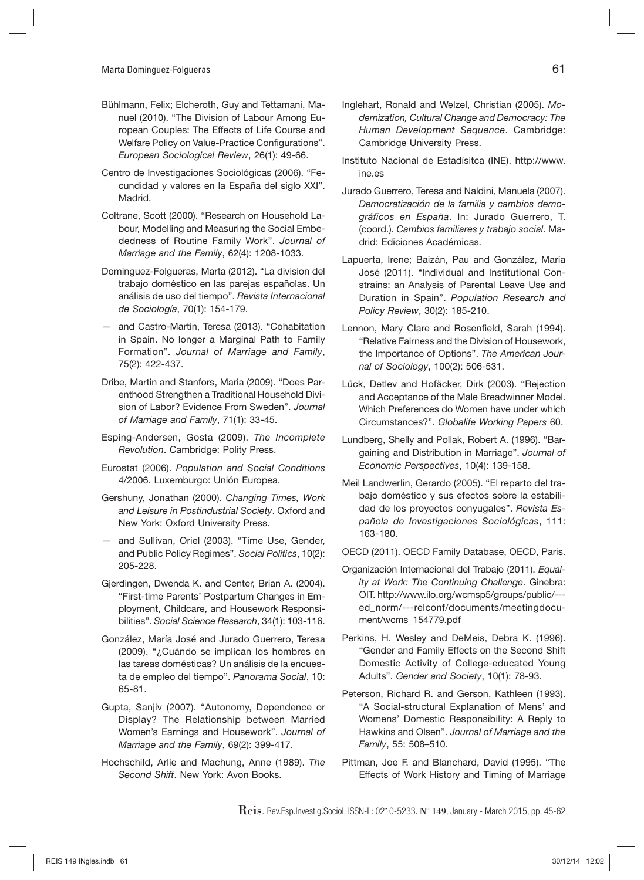Bühlmann, Felix; Elcheroth, Guy and Tettamani, Manuel (2010). "The Division of Labour Among European Couples: The Effects of Life Course and Welfare Policy on Value-Practice Configurations". *European Sociological Review*, 26(1): 49-66.

Centro de Investigaciones Sociológicas (2006). "Fecundidad y valores en la España del siglo XXI". Madrid.

Coltrane, Scott (2000). "Research on Household Labour, Modelling and Measuring the Social Embededness of Routine Family Work". *Journal of Marriage and the Family*, 62(4): 1208-1033.

Dominguez-Folgueras, Marta (2012). "La division del trabajo doméstico en las parejas españolas. Un análisis de uso del tiempo". *Revista Internacional de Sociología*, 70(1): 154-179.

— and Castro-Martín, Teresa (2013). "Cohabitation in Spain. No longer a Marginal Path to Family Formation". *Journal of Marriage and Family*, 75(2): 422-437.

Dribe, Martin and Stanfors, Maria (2009). "Does Parenthood Strengthen a Traditional Household Division of Labor? Evidence From Sweden". *Journal of Marriage and Family*, 71(1): 33-45.

Esping-Andersen, Gosta (2009). *The Incomplete Revolution*. Cambridge: Polity Press.

Eurostat (2006). *Population and Social Conditions* 4/2006. Luxemburgo: Unión Europea.

Gershuny, Jonathan (2000). *Changing Times, Work and Leisure in Postindustrial Society*. Oxford and New York: Oxford University Press.

— and Sullivan, Oriel (2003). "Time Use, Gender, and Public Policy Regimes". *Social Politics*, 10(2): 205-228.

Gjerdingen, Dwenda K. and Center, Brian A. (2004). "First-time Parents' Postpartum Changes in Employment, Childcare, and Housework Responsibilities". *Social Science Research*, 34(1): 103-116.

González, María José and Jurado Guerrero, Teresa (2009). "¿Cuándo se implican los hombres en las tareas domésticas? Un análisis de la encuesta de empleo del tiempo". *Panorama Social*, 10: 65-81.

Gupta, Sanjiv (2007). "Autonomy, Dependence or Display? The Relationship between Married Women's Earnings and Housework". *Journal of Marriage and the Family*, 69(2): 399-417.

Hochschild, Arlie and Machung, Anne (1989). *The Second Shift*. New York: Avon Books.

Inglehart, Ronald and Welzel, Christian (2005). *Modernization, Cultural Change and Democracy: The Human Development Sequence*. Cambridge: Cambridge University Press.

Instituto Nacional de Estadísitca (INE). http://www.ine.es

Jurado Guerrero, Teresa and Naldini, Manuela (2007). *Democratización de la familia y cambios demográficos en España*. In: Jurado Guerrero, T. (coord.). *Cambios familiares y trabajo social*. Madrid: Ediciones Académicas.

Lapuerta, Irene; Baizán, Pau and González, María José (2011). "Individual and Institutional Constrains: an Analysis of Parental Leave Use and Duration in Spain". *Population Research and Policy Review*, 30(2): 185-210.

Lennon, Mary Clare and Rosenfield, Sarah (1994). "Relative Fairness and the Division of Housework, the Importance of Options". *The American Journal of Sociology*, 100(2): 506-531.

Lück, Detlev and Hofäcker, Dirk (2003). "Rejection and Acceptance of the Male Breadwinner Model. Which Preferences do Women have under which Circumstances?". *Globalife Working Papers* 60.

Lundberg, Shelly and Pollak, Robert A. (1996). "Bargaining and Distribution in Marriage". *Journal of Economic Perspectives*, 10(4): 139-158.

Meil Landwerlin, Gerardo (2005). "El reparto del trabajo doméstico y sus efectos sobre la estabilidad de los proyectos conyugales". *Revista Española de Investigaciones Sociológicas*, 111: 163-180.

OECD (2011). OECD Family Database, OECD, Paris.

Organización Internacional del Trabajo (2011). *Equality at Work: The Continuing Challenge*. Ginebra: OIT. http://www.ilo.org/wcmsp5/groups/public/---ed_norm/---relconf/documents/meetingdocument/wcms_154779.pdf

Perkins, H. Wesley and DeMeis, Debra K. (1996). "Gender and Family Effects on the Second Shift Domestic Activity of College-educated Young Adults". *Gender and Society*, 10(1): 78-93.

Peterson, Richard R. and Gerson, Kathleen (1993). "A Social-structural Explanation of Mens' and Womens' Domestic Responsibility: A Reply to Hawkins and Olsen". *Journal of Marriage and the Family*, 55: 508–510.

Pittman, Joe F. and Blanchard, David (1995). "The Effects of Work History and Timing of Marriage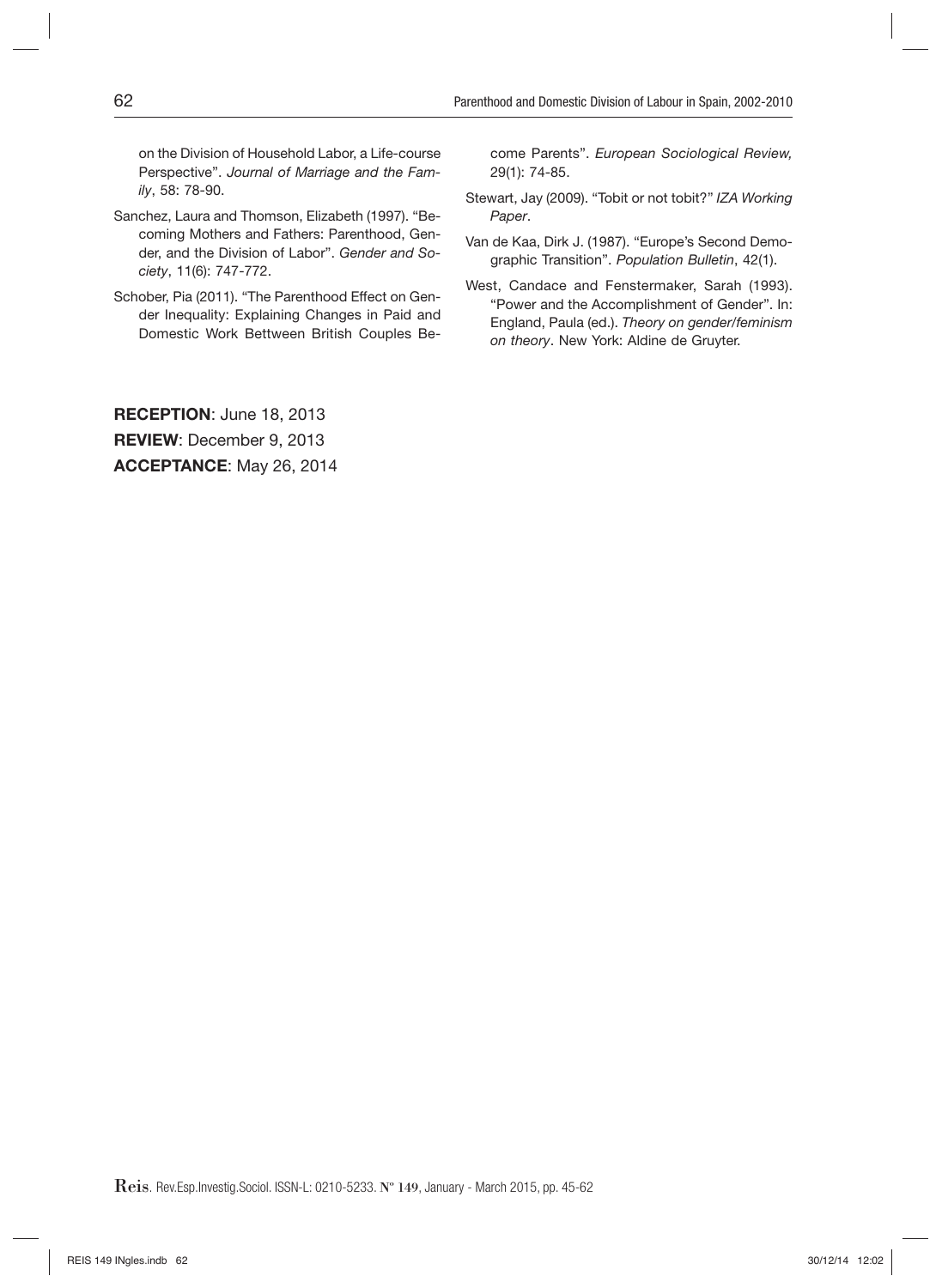on the Division of Household Labor, a Life-course Perspective". *Journal of Marriage and the Family*, 58: 78-90.

Sanchez, Laura and Thomson, Elizabeth (1997). "Becoming Mothers and Fathers: Parenthood, Gender, and the Division of Labor". *Gender and Society*, 11(6): 747-772.

Schober, Pia (2011). "The Parenthood Effect on Gender Inequality: Explaining Changes in Paid and Domestic Work Bettween British Couples Become Parents". *European Sociological Review,* 29(1): 74-85.

Stewart, Jay (2009). "Tobit or not tobit?" *IZA Working Paper*.

Van de Kaa, Dirk J. (1987). "Europe's Second Demographic Transition". *Population Bulletin*, 42(1).

West, Candace and Fenstermaker, Sarah (1993). "Power and the Accomplishment of Gender". In: England, Paula (ed.). *Theory on gender/feminism on theory*. New York: Aldine de Gruyter.

**RECEPTION**: June 18, 2013

**REVIEW**: December 9, 2013

**ACCEPTANCE**: May 26, 2014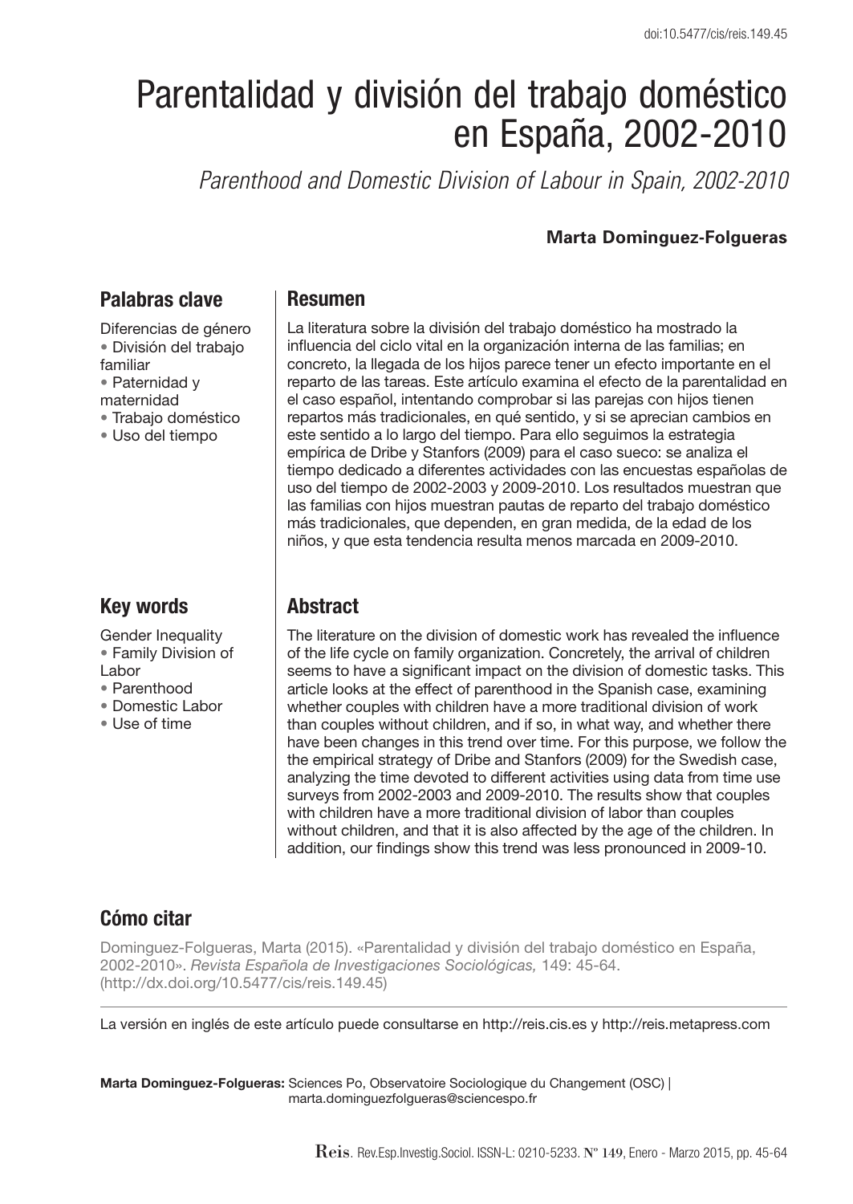# Parentalidad y división del trabajo doméstico en España, 2002-2010

*Parenthood and Domestic Division of Labour in Spain, 2002-2010*

**Marta Dominguez-Folgueras**

## Palabras clave

Diferencias de género
• División del trabajo familiar
• Paternidad y maternidad
• Trabajo doméstico
• Uso del tiempo

## Resumen

La literatura sobre la división del trabajo doméstico ha mostrado la influencia del ciclo vital en la organización interna de las familias; en concreto, la llegada de los hijos parece tener un efecto importante en el reparto de las tareas. Este artículo examina el efecto de la parentalidad en el caso español, intentando comprobar si las parejas con hijos tienen repartos más tradicionales, en qué sentido, y si se aprecian cambios en este sentido a lo largo del tiempo. Para ello seguimos la estrategia empírica de Dribe y Stanfors (2009) para el caso sueco: se analiza el tiempo dedicado a diferentes actividades con las encuestas españolas de uso del tiempo de 2002-2003 y 2009-2010. Los resultados muestran que las familias con hijos muestran pautas de reparto del trabajo doméstico más tradicionales, que dependen, en gran medida, de la edad de los niños, y que esta tendencia resulta menos marcada en 2009-2010.

## Key words

Gender Inequality
• Family Division of Labor
• Parenthood
• Domestic Labor
• Use of time

## Abstract

The literature on the division of domestic work has revealed the influence of the life cycle on family organization. Concretely, the arrival of children seems to have a significant impact on the division of domestic tasks. This article looks at the effect of parenthood in the Spanish case, examining whether couples with children have a more traditional division of work than couples without children, and if so, in what way, and whether there have been changes in this trend over time. For this purpose, we follow the the empirical strategy of Dribe and Stanfors (2009) for the Swedish case, analyzing the time devoted to different activities using data from time use surveys from 2002-2003 and 2009-2010. The results show that couples with children have a more traditional division of labor than couples without children, and that it is also affected by the age of the children. In addition, our findings show this trend was less pronounced in 2009-10.

## Cómo citar

Dominguez-Folgueras, Marta (2015). «Parentalidad y división del trabajo doméstico en España, 2002-2010». *Revista Española de Investigaciones Sociológicas,* 149: 45-64. (http://dx.doi.org/10.5477/cis/reis.149.45)

La versión en inglés de este artículo puede consultarse en http://reis.cis.es y http://reis.metapress.com

**Marta Dominguez-Folgueras:** Sciences Po, Observatoire Sociologique du Changement (OSC) | marta.dominguezfolgueras@sciencespo.fr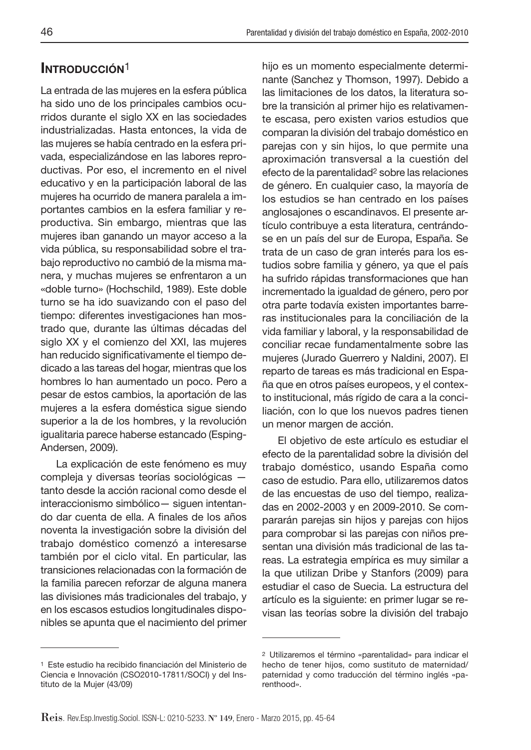## Introducción[1]

La entrada de las mujeres en la esfera pública ha sido uno de los principales cambios ocurridos durante el siglo XX en las sociedades industrializadas. Hasta entonces, la vida de las mujeres se había centrado en la esfera privada, especializándose en las labores reproductivas. Por eso, el incremento en el nivel educativo y en la participación laboral de las mujeres ha ocurrido de manera paralela a importantes cambios en la esfera familiar y reproductiva. Sin embargo, mientras que las mujeres iban ganando un mayor acceso a la vida pública, su responsabilidad sobre el trabajo reproductivo no cambió de la misma manera, y muchas mujeres se enfrentaron a un «doble turno» (Hochschild, 1989). Este doble turno se ha ido suavizando con el paso del tiempo: diferentes investigaciones han mostrado que, durante las últimas décadas del siglo XX y el comienzo del XXI, las mujeres han reducido significativamente el tiempo dedicado a las tareas del hogar, mientras que los hombres lo han aumentado un poco. Pero a pesar de estos cambios, la aportación de las mujeres a la esfera doméstica sigue siendo superior a la de los hombres, y la revolución igualitaria parece haberse estancado (Esping-Andersen, 2009).

La explicación de este fenómeno es muy compleja y diversas teorías sociológicas —tanto desde la acción racional como desde el interaccionismo simbólico— siguen intentando dar cuenta de ella. A finales de los años noventa la investigación sobre la división del trabajo doméstico comenzó a interesarse también por el ciclo vital. En particular, las transiciones relacionadas con la formación de la familia parecen reforzar de alguna manera las divisiones más tradicionales del trabajo, y en los escasos estudios longitudinales disponibles se apunta que el nacimiento del primer hijo es un momento especialmente determinante (Sanchez y Thomson, 1997). Debido a las limitaciones de los datos, la literatura sobre la transición al primer hijo es relativamente escasa, pero existen varios estudios que comparan la división del trabajo doméstico en parejas con y sin hijos, lo que permite una aproximación transversal a la cuestión del efecto de la parentalidad[2] sobre las relaciones de género. En cualquier caso, la mayoría de los estudios se han centrado en los países anglosajones o escandinavos. El presente artículo contribuye a esta literatura, centrándose en un país del sur de Europa, España. Se trata de un caso de gran interés para los estudios sobre familia y género, ya que el país ha sufrido rápidas transformaciones que han incrementado la igualdad de género, pero por otra parte todavía existen importantes barreras institucionales para la conciliación de la vida familiar y laboral, y la responsabilidad de conciliar recae fundamentalmente sobre las mujeres (Jurado Guerrero y Naldini, 2007). El reparto de tareas es más tradicional en España que en otros países europeos, y el contexto institucional, más rígido de cara a la conciliación, con lo que los nuevos padres tienen un menor margen de acción.

El objetivo de este artículo es estudiar el efecto de la parentalidad sobre la división del trabajo doméstico, usando España como caso de estudio. Para ello, utilizaremos datos de las encuestas de uso del tiempo, realizadas en 2002-2003 y en 2009-2010. Se compararán parejas sin hijos y parejas con hijos para comprobar si las parejas con niños presentan una división más tradicional de las tareas. La estrategia empírica es muy similar a la que utilizan Dribe y Stanfors (2009) para estudiar el caso de Suecia. La estructura del artículo es la siguiente: en primer lugar se revisan las teorías sobre la división del trabajo

---

[1] Este estudio ha recibido financiación del Ministerio de Ciencia e Innovación (CSO2010-17811/SOCI) y del Instituto de la Mujer (43/09)

[2] Utilizaremos el término «parentalidad» para indicar el hecho de tener hijos, como sustituto de maternidad/paternidad y como traducción del término inglés «parenthood».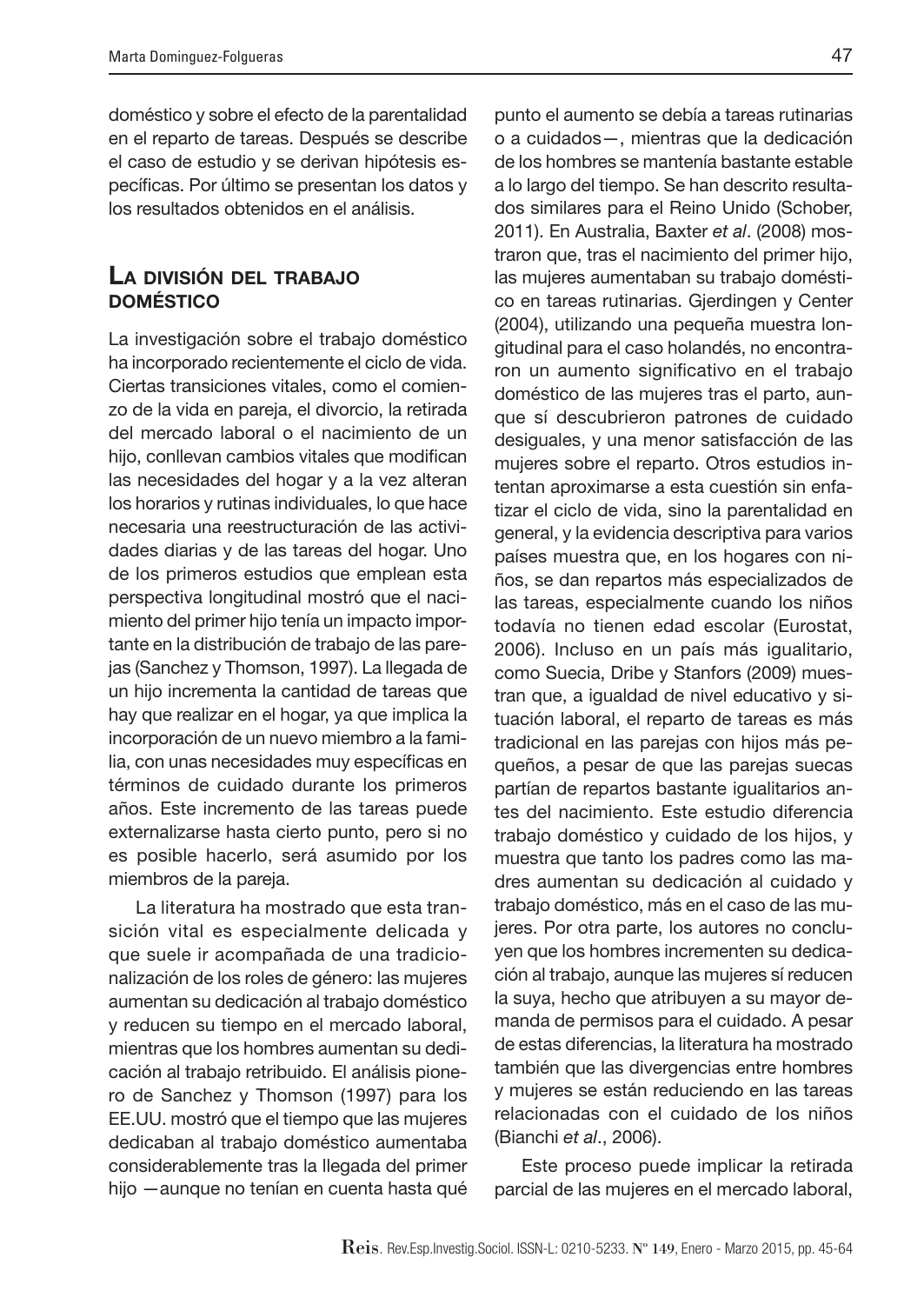doméstico y sobre el efecto de la parentalidad en el reparto de tareas. Después se describe el caso de estudio y se derivan hipótesis específicas. Por último se presentan los datos y los resultados obtenidos en el análisis.

## La división del trabajo doméstico

La investigación sobre el trabajo doméstico ha incorporado recientemente el ciclo de vida. Ciertas transiciones vitales, como el comienzo de la vida en pareja, el divorcio, la retirada del mercado laboral o el nacimiento de un hijo, conllevan cambios vitales que modifican las necesidades del hogar y a la vez alteran los horarios y rutinas individuales, lo que hace necesaria una reestructuración de las actividades diarias y de las tareas del hogar. Uno de los primeros estudios que emplean esta perspectiva longitudinal mostró que el nacimiento del primer hijo tenía un impacto importante en la distribución de trabajo de las parejas (Sanchez y Thomson, 1997). La llegada de un hijo incrementa la cantidad de tareas que hay que realizar en el hogar, ya que implica la incorporación de un nuevo miembro a la familia, con unas necesidades muy específicas en términos de cuidado durante los primeros años. Este incremento de las tareas puede externalizarse hasta cierto punto, pero si no es posible hacerlo, será asumido por los miembros de la pareja.

La literatura ha mostrado que esta transición vital es especialmente delicada y que suele ir acompañada de una tradicionalización de los roles de género: las mujeres aumentan su dedicación al trabajo doméstico y reducen su tiempo en el mercado laboral, mientras que los hombres aumentan su dedicación al trabajo retribuido. El análisis pionero de Sanchez y Thomson (1997) para los EE.UU. mostró que el tiempo que las mujeres dedicaban al trabajo doméstico aumentaba considerablemente tras la llegada del primer hijo —aunque no tenían en cuenta hasta qué punto el aumento se debía a tareas rutinarias o a cuidados—, mientras que la dedicación de los hombres se mantenía bastante estable a lo largo del tiempo. Se han descrito resultados similares para el Reino Unido (Schober, 2011). En Australia, Baxter *et al*. (2008) mostraron que, tras el nacimiento del primer hijo, las mujeres aumentaban su trabajo doméstico en tareas rutinarias. Gjerdingen y Center (2004), utilizando una pequeña muestra longitudinal para el caso holandés, no encontraron un aumento significativo en el trabajo doméstico de las mujeres tras el parto, aunque sí descubrieron patrones de cuidado desiguales, y una menor satisfacción de las mujeres sobre el reparto. Otros estudios intentan aproximarse a esta cuestión sin enfatizar el ciclo de vida, sino la parentalidad en general, y la evidencia descriptiva para varios países muestra que, en los hogares con niños, se dan repartos más especializados de las tareas, especialmente cuando los niños todavía no tienen edad escolar (Eurostat, 2006). Incluso en un país más igualitario, como Suecia, Dribe y Stanfors (2009) muestran que, a igualdad de nivel educativo y situación laboral, el reparto de tareas es más tradicional en las parejas con hijos más pequeños, a pesar de que las parejas suecas partían de repartos bastante igualitarios antes del nacimiento. Este estudio diferencia trabajo doméstico y cuidado de los hijos, y muestra que tanto los padres como las madres aumentan su dedicación al cuidado y trabajo doméstico, más en el caso de las mujeres. Por otra parte, los autores no concluyen que los hombres incrementen su dedicación al trabajo, aunque las mujeres sí reducen la suya, hecho que atribuyen a su mayor demanda de permisos para el cuidado. A pesar de estas diferencias, la literatura ha mostrado también que las divergencias entre hombres y mujeres se están reduciendo en las tareas relacionadas con el cuidado de los niños (Bianchi *et al*., 2006).

Este proceso puede implicar la retirada parcial de las mujeres en el mercado laboral,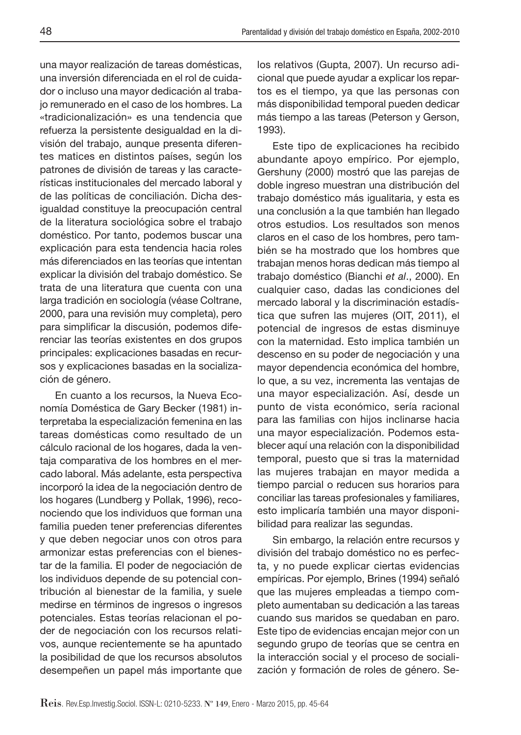una mayor realización de tareas domésticas, una inversión diferenciada en el rol de cuidador o incluso una mayor dedicación al trabajo remunerado en el caso de los hombres. La «tradicionalización» es una tendencia que refuerza la persistente desigualdad en la división del trabajo, aunque presenta diferentes matices en distintos países, según los patrones de división de tareas y las características institucionales del mercado laboral y de las políticas de conciliación. Dicha desigualdad constituye la preocupación central de la literatura sociológica sobre el trabajo doméstico. Por tanto, podemos buscar una explicación para esta tendencia hacia roles más diferenciados en las teorías que intentan explicar la división del trabajo doméstico. Se trata de una literatura que cuenta con una larga tradición en sociología (véase Coltrane, 2000, para una revisión muy completa), pero para simplificar la discusión, podemos diferenciar las teorías existentes en dos grupos principales: explicaciones basadas en recursos y explicaciones basadas en la socialización de género.

En cuanto a los recursos, la Nueva Economía Doméstica de Gary Becker (1981) interpretaba la especialización femenina en las tareas domésticas como resultado de un cálculo racional de los hogares, dada la ventaja comparativa de los hombres en el mercado laboral. Más adelante, esta perspectiva incorporó la idea de la negociación dentro de los hogares (Lundberg y Pollak, 1996), reconociendo que los individuos que forman una familia pueden tener preferencias diferentes y que deben negociar unos con otros para armonizar estas preferencias con el bienestar de la familia. El poder de negociación de los individuos depende de su potencial contribución al bienestar de la familia, y suele medirse en términos de ingresos o ingresos potenciales. Estas teorías relacionan el poder de negociación con los recursos relativos, aunque recientemente se ha apuntado la posibilidad de que los recursos absolutos desempeñen un papel más importante que los relativos (Gupta, 2007). Un recurso adicional que puede ayudar a explicar los repartos es el tiempo, ya que las personas con más disponibilidad temporal pueden dedicar más tiempo a las tareas (Peterson y Gerson, 1993).

Este tipo de explicaciones ha recibido abundante apoyo empírico. Por ejemplo, Gershuny (2000) mostró que las parejas de doble ingreso muestran una distribución del trabajo doméstico más igualitaria, y esta es una conclusión a la que también han llegado otros estudios. Los resultados son menos claros en el caso de los hombres, pero también se ha mostrado que los hombres que trabajan menos horas dedican más tiempo al trabajo doméstico (Bianchi *et al*., 2000). En cualquier caso, dadas las condiciones del mercado laboral y la discriminación estadística que sufren las mujeres (OIT, 2011), el potencial de ingresos de estas disminuye con la maternidad. Esto implica también un descenso en su poder de negociación y una mayor dependencia económica del hombre, lo que, a su vez, incrementa las ventajas de una mayor especialización. Así, desde un punto de vista económico, sería racional para las familias con hijos inclinarse hacia una mayor especialización. Podemos establecer aquí una relación con la disponibilidad temporal, puesto que si tras la maternidad las mujeres trabajan en mayor medida a tiempo parcial o reducen sus horarios para conciliar las tareas profesionales y familiares, esto implicaría también una mayor disponibilidad para realizar las segundas.

Sin embargo, la relación entre recursos y división del trabajo doméstico no es perfecta, y no puede explicar ciertas evidencias empíricas. Por ejemplo, Brines (1994) señaló que las mujeres empleadas a tiempo completo aumentaban su dedicación a las tareas cuando sus maridos se quedaban en paro. Este tipo de evidencias encajan mejor con un segundo grupo de teorías que se centra en la interacción social y el proceso de socialización y formación de roles de género. Se-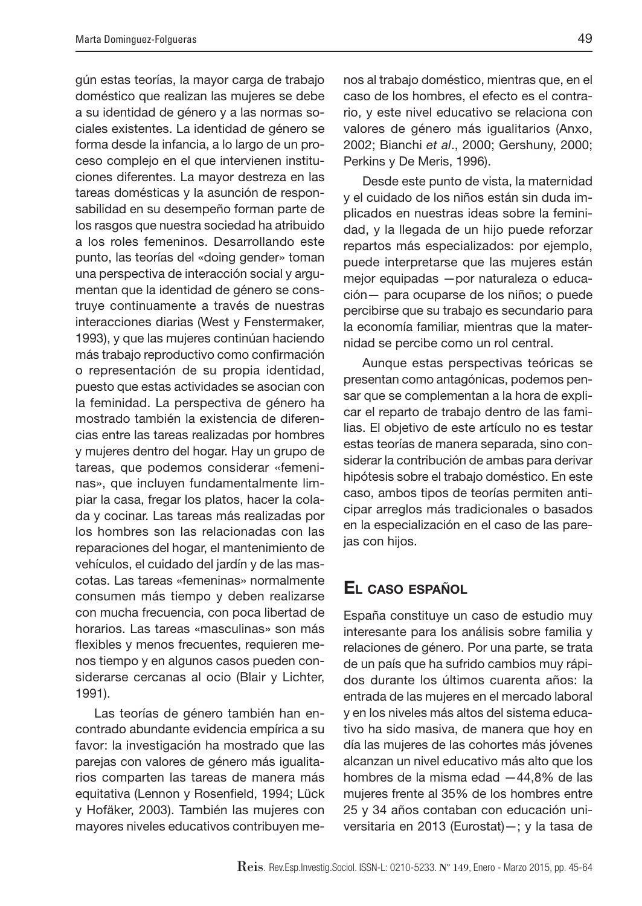gún estas teorías, la mayor carga de trabajo doméstico que realizan las mujeres se debe a su identidad de género y a las normas sociales existentes. La identidad de género se forma desde la infancia, a lo largo de un proceso complejo en el que intervienen instituciones diferentes. La mayor destreza en las tareas domésticas y la asunción de responsabilidad en su desempeño forman parte de los rasgos que nuestra sociedad ha atribuido a los roles femeninos. Desarrollando este punto, las teorías del «doing gender» toman una perspectiva de interacción social y argumentan que la identidad de género se construye continuamente a través de nuestras interacciones diarias (West y Fenstermaker, 1993), y que las mujeres continúan haciendo más trabajo reproductivo como confirmación o representación de su propia identidad, puesto que estas actividades se asocian con la feminidad. La perspectiva de género ha mostrado también la existencia de diferencias entre las tareas realizadas por hombres y mujeres dentro del hogar. Hay un grupo de tareas, que podemos considerar «femeninas», que incluyen fundamentalmente limpiar la casa, fregar los platos, hacer la colada y cocinar. Las tareas más realizadas por los hombres son las relacionadas con las reparaciones del hogar, el mantenimiento de vehículos, el cuidado del jardín y de las mascotas. Las tareas «femeninas» normalmente consumen más tiempo y deben realizarse con mucha frecuencia, con poca libertad de horarios. Las tareas «masculinas» son más flexibles y menos frecuentes, requieren menos tiempo y en algunos casos pueden considerarse cercanas al ocio (Blair y Lichter, 1991).

Las teorías de género también han encontrado abundante evidencia empírica a su favor: la investigación ha mostrado que las parejas con valores de género más igualitarios comparten las tareas de manera más equitativa (Lennon y Rosenfield, 1994; Lück y Hofäker, 2003). También las mujeres con mayores niveles educativos contribuyen menos al trabajo doméstico, mientras que, en el caso de los hombres, el efecto es el contrario, y este nivel educativo se relaciona con valores de género más igualitarios (Anxo, 2002; Bianchi *et al*., 2000; Gershuny, 2000; Perkins y De Meris, 1996).

Desde este punto de vista, la maternidad y el cuidado de los niños están sin duda implicados en nuestras ideas sobre la feminidad, y la llegada de un hijo puede reforzar repartos más especializados: por ejemplo, puede interpretarse que las mujeres están mejor equipadas —por naturaleza o educación— para ocuparse de los niños; o puede percibirse que su trabajo es secundario para la economía familiar, mientras que la maternidad se percibe como un rol central.

Aunque estas perspectivas teóricas se presentan como antagónicas, podemos pensar que se complementan a la hora de explicar el reparto de trabajo dentro de las familias. El objetivo de este artículo no es testar estas teorías de manera separada, sino considerar la contribución de ambas para derivar hipótesis sobre el trabajo doméstico. En este caso, ambos tipos de teorías permiten anticipar arreglos más tradicionales o basados en la especialización en el caso de las parejas con hijos.

## El caso español

España constituye un caso de estudio muy interesante para los análisis sobre familia y relaciones de género. Por una parte, se trata de un país que ha sufrido cambios muy rápidos durante los últimos cuarenta años: la entrada de las mujeres en el mercado laboral y en los niveles más altos del sistema educativo ha sido masiva, de manera que hoy en día las mujeres de las cohortes más jóvenes alcanzan un nivel educativo más alto que los hombres de la misma edad —44,8% de las mujeres frente al 35% de los hombres entre 25 y 34 años contaban con educación universitaria en 2013 (Eurostat)—; y la tasa de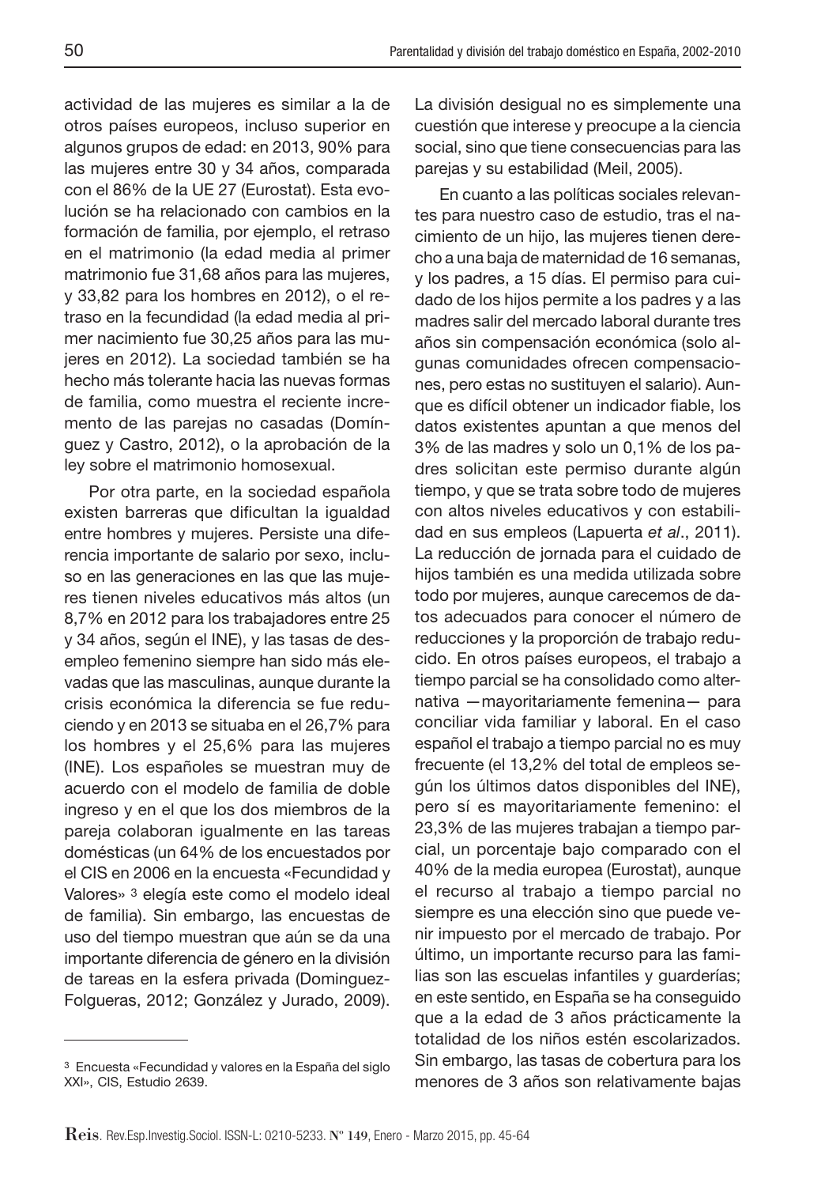actividad de las mujeres es similar a la de otros países europeos, incluso superior en algunos grupos de edad: en 2013, 90% para las mujeres entre 30 y 34 años, comparada con el 86% de la UE 27 (Eurostat). Esta evolución se ha relacionado con cambios en la formación de familia, por ejemplo, el retraso en el matrimonio (la edad media al primer matrimonio fue 31,68 años para las mujeres, y 33,82 para los hombres en 2012), o el retraso en la fecundidad (la edad media al primer nacimiento fue 30,25 años para las mujeres en 2012). La sociedad también se ha hecho más tolerante hacia las nuevas formas de familia, como muestra el reciente incremento de las parejas no casadas (Domínguez y Castro, 2012), o la aprobación de la ley sobre el matrimonio homosexual.

Por otra parte, en la sociedad española existen barreras que dificultan la igualdad entre hombres y mujeres. Persiste una diferencia importante de salario por sexo, incluso en las generaciones en las que las mujeres tienen niveles educativos más altos (un 8,7% en 2012 para los trabajadores entre 25 y 34 años, según el INE), y las tasas de desempleo femenino siempre han sido más elevadas que las masculinas, aunque durante la crisis económica la diferencia se fue reduciendo y en 2013 se situaba en el 26,7% para los hombres y el 25,6% para las mujeres (INE). Los españoles se muestran muy de acuerdo con el modelo de familia de doble ingreso y en el que los dos miembros de la pareja colaboran igualmente en las tareas domésticas (un 64% de los encuestados por el CIS en 2006 en la encuesta «Fecundidad y Valores» [3] elegía este como el modelo ideal de familia). Sin embargo, las encuestas de uso del tiempo muestran que aún se da una importante diferencia de género en la división de tareas en la esfera privada (Dominguez-Folgueras, 2012; González y Jurado, 2009). La división desigual no es simplemente una cuestión que interese y preocupe a la ciencia social, sino que tiene consecuencias para las parejas y su estabilidad (Meil, 2005).

En cuanto a las políticas sociales relevantes para nuestro caso de estudio, tras el nacimiento de un hijo, las mujeres tienen derecho a una baja de maternidad de 16 semanas, y los padres, a 15 días. El permiso para cuidado de los hijos permite a los padres y a las madres salir del mercado laboral durante tres años sin compensación económica (solo algunas comunidades ofrecen compensaciones, pero estas no sustituyen el salario). Aunque es difícil obtener un indicador fiable, los datos existentes apuntan a que menos del 3% de las madres y solo un 0,1% de los padres solicitan este permiso durante algún tiempo, y que se trata sobre todo de mujeres con altos niveles educativos y con estabilidad en sus empleos (Lapuerta *et al*., 2011). La reducción de jornada para el cuidado de hijos también es una medida utilizada sobre todo por mujeres, aunque carecemos de datos adecuados para conocer el número de reducciones y la proporción de trabajo reducido. En otros países europeos, el trabajo a tiempo parcial se ha consolidado como alternativa —mayoritariamente femenina— para conciliar vida familiar y laboral. En el caso español el trabajo a tiempo parcial no es muy frecuente (el 13,2% del total de empleos según los últimos datos disponibles del INE), pero sí es mayoritariamente femenino: el 23,3% de las mujeres trabajan a tiempo parcial, un porcentaje bajo comparado con el 40% de la media europea (Eurostat), aunque el recurso al trabajo a tiempo parcial no siempre es una elección sino que puede venir impuesto por el mercado de trabajo. Por último, un importante recurso para las familias son las escuelas infantiles y guarderías; en este sentido, en España se ha conseguido que a la edad de 3 años prácticamente la totalidad de los niños estén escolarizados. Sin embargo, las tasas de cobertura para los menores de 3 años son relativamente bajas

---

[3] Encuesta «Fecundidad y valores en la España del siglo XXI», CIS, Estudio 2639.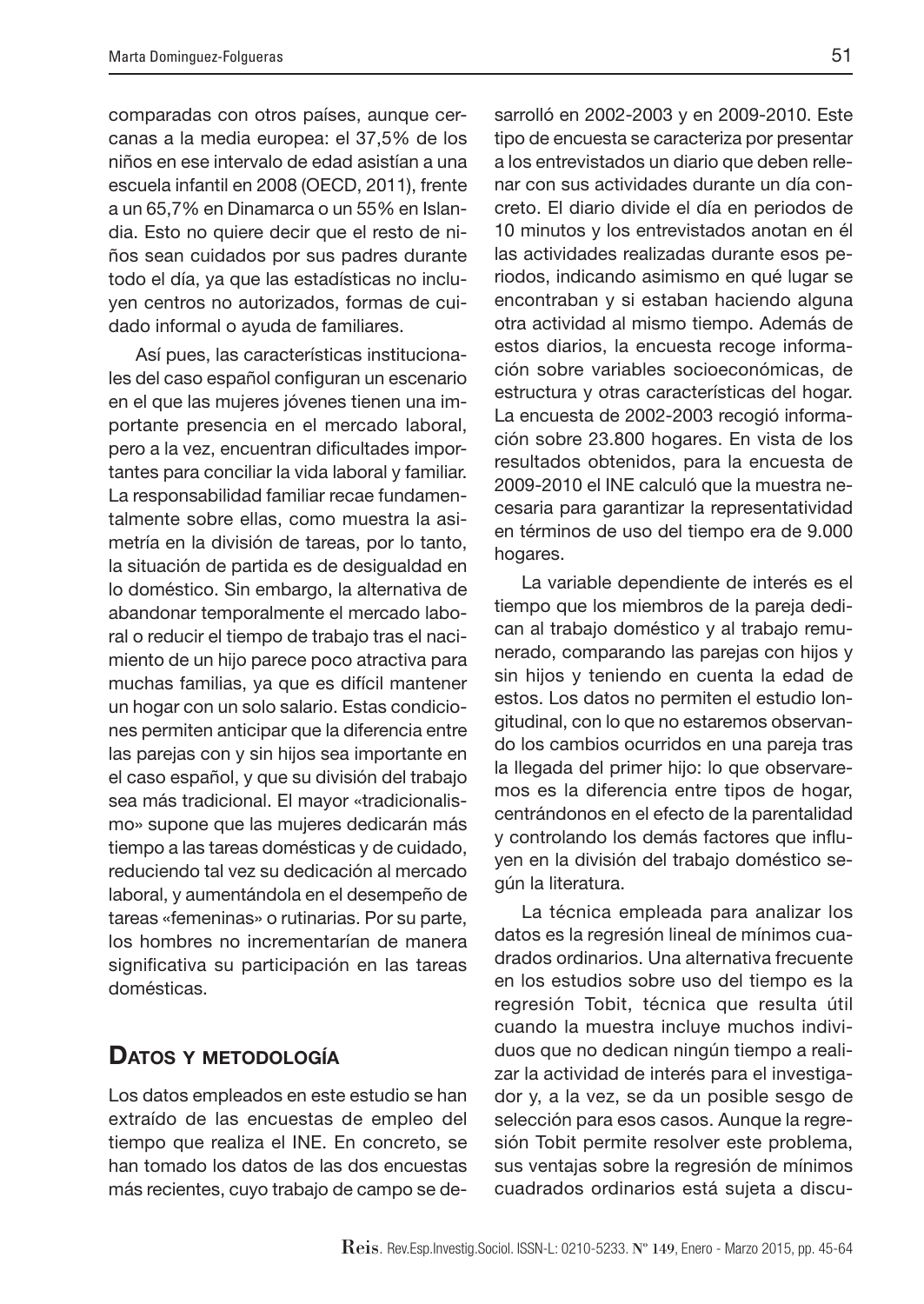comparadas con otros países, aunque cercanas a la media europea: el 37,5% de los niños en ese intervalo de edad asistían a una escuela infantil en 2008 (OECD, 2011), frente a un 65,7% en Dinamarca o un 55% en Islandia. Esto no quiere decir que el resto de niños sean cuidados por sus padres durante todo el día, ya que las estadísticas no incluyen centros no autorizados, formas de cuidado informal o ayuda de familiares.

Así pues, las características institucionales del caso español configuran un escenario en el que las mujeres jóvenes tienen una importante presencia en el mercado laboral, pero a la vez, encuentran dificultades importantes para conciliar la vida laboral y familiar. La responsabilidad familiar recae fundamentalmente sobre ellas, como muestra la asimetría en la división de tareas, por lo tanto, la situación de partida es de desigualdad en lo doméstico. Sin embargo, la alternativa de abandonar temporalmente el mercado laboral o reducir el tiempo de trabajo tras el nacimiento de un hijo parece poco atractiva para muchas familias, ya que es difícil mantener un hogar con un solo salario. Estas condiciones permiten anticipar que la diferencia entre las parejas con y sin hijos sea importante en el caso español, y que su división del trabajo sea más tradicional. El mayor «tradicionalismo» supone que las mujeres dedicarán más tiempo a las tareas domésticas y de cuidado, reduciendo tal vez su dedicación al mercado laboral, y aumentándola en el desempeño de tareas «femeninas» o rutinarias. Por su parte, los hombres no incrementarían de manera significativa su participación en las tareas domésticas.

## Datos y metodología

Los datos empleados en este estudio se han extraído de las encuestas de empleo del tiempo que realiza el INE. En concreto, se han tomado los datos de las dos encuestas más recientes, cuyo trabajo de campo se desarrolló en 2002-2003 y en 2009-2010. Este tipo de encuesta se caracteriza por presentar a los entrevistados un diario que deben rellenar con sus actividades durante un día concreto. El diario divide el día en periodos de 10 minutos y los entrevistados anotan en él las actividades realizadas durante esos periodos, indicando asimismo en qué lugar se encontraban y si estaban haciendo alguna otra actividad al mismo tiempo. Además de estos diarios, la encuesta recoge información sobre variables socioeconómicas, de estructura y otras características del hogar. La encuesta de 2002-2003 recogió información sobre 23.800 hogares. En vista de los resultados obtenidos, para la encuesta de 2009-2010 el INE calculó que la muestra necesaria para garantizar la representatividad en términos de uso del tiempo era de 9.000 hogares.

La variable dependiente de interés es el tiempo que los miembros de la pareja dedican al trabajo doméstico y al trabajo remunerado, comparando las parejas con hijos y sin hijos y teniendo en cuenta la edad de estos. Los datos no permiten el estudio longitudinal, con lo que no estaremos observando los cambios ocurridos en una pareja tras la llegada del primer hijo: lo que observaremos es la diferencia entre tipos de hogar, centrándonos en el efecto de la parentalidad y controlando los demás factores que influyen en la división del trabajo doméstico según la literatura.

La técnica empleada para analizar los datos es la regresión lineal de mínimos cuadrados ordinarios. Una alternativa frecuente en los estudios sobre uso del tiempo es la regresión Tobit, técnica que resulta útil cuando la muestra incluye muchos individuos que no dedican ningún tiempo a realizar la actividad de interés para el investigador y, a la vez, se da un posible sesgo de selección para esos casos. Aunque la regresión Tobit permite resolver este problema, sus ventajas sobre la regresión de mínimos cuadrados ordinarios está sujeta a discu-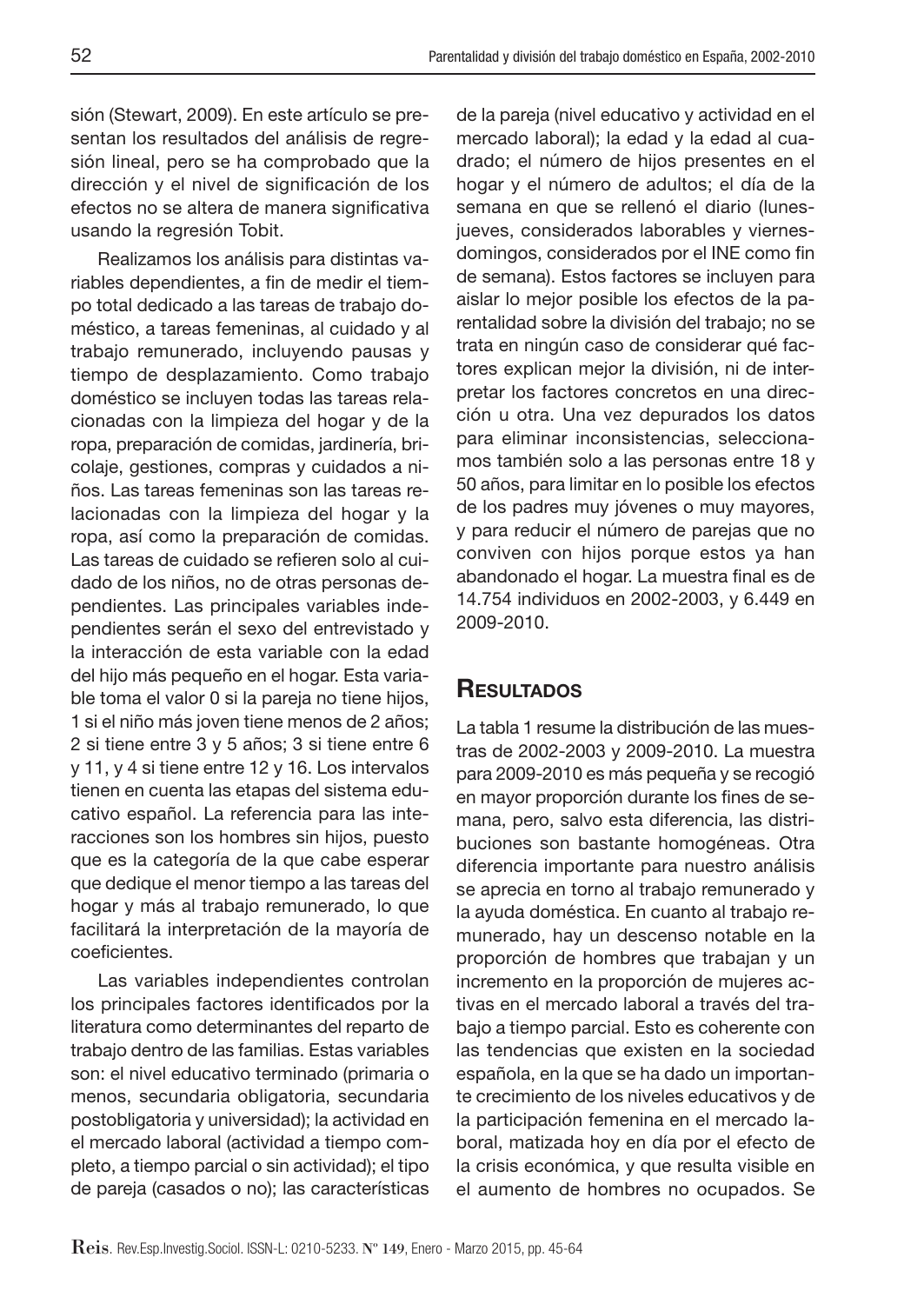sión (Stewart, 2009). En este artículo se presentan los resultados del análisis de regresión lineal, pero se ha comprobado que la dirección y el nivel de significación de los efectos no se altera de manera significativa usando la regresión Tobit.

Realizamos los análisis para distintas variables dependientes, a fin de medir el tiempo total dedicado a las tareas de trabajo doméstico, a tareas femeninas, al cuidado y al trabajo remunerado, incluyendo pausas y tiempo de desplazamiento. Como trabajo doméstico se incluyen todas las tareas relacionadas con la limpieza del hogar y de la ropa, preparación de comidas, jardinería, bricolaje, gestiones, compras y cuidados a niños. Las tareas femeninas son las tareas relacionadas con la limpieza del hogar y la ropa, así como la preparación de comidas. Las tareas de cuidado se refieren solo al cuidado de los niños, no de otras personas dependientes. Las principales variables independientes serán el sexo del entrevistado y la interacción de esta variable con la edad del hijo más pequeño en el hogar. Esta variable toma el valor 0 si la pareja no tiene hijos, 1 si el niño más joven tiene menos de 2 años; 2 si tiene entre 3 y 5 años; 3 si tiene entre 6 y 11, y 4 si tiene entre 12 y 16. Los intervalos tienen en cuenta las etapas del sistema educativo español. La referencia para las interacciones son los hombres sin hijos, puesto que es la categoría de la que cabe esperar que dedique el menor tiempo a las tareas del hogar y más al trabajo remunerado, lo que facilitará la interpretación de la mayoría de coeficientes.

Las variables independientes controlan los principales factores identificados por la literatura como determinantes del reparto de trabajo dentro de las familias. Estas variables son: el nivel educativo terminado (primaria o menos, secundaria obligatoria, secundaria postobligatoria y universidad); la actividad en el mercado laboral (actividad a tiempo completo, a tiempo parcial o sin actividad); el tipo de pareja (casados o no); las características de la pareja (nivel educativo y actividad en el mercado laboral); la edad y la edad al cuadrado; el número de hijos presentes en el hogar y el número de adultos; el día de la semana en que se rellenó el diario (lunes-jueves, considerados laborables y viernes-domingos, considerados por el INE como fin de semana). Estos factores se incluyen para aislar lo mejor posible los efectos de la parentalidad sobre la división del trabajo; no se trata en ningún caso de considerar qué factores explican mejor la división, ni de interpretar los factores concretos en una dirección u otra. Una vez depurados los datos para eliminar inconsistencias, seleccionamos también solo a las personas entre 18 y 50 años, para limitar en lo posible los efectos de los padres muy jóvenes o muy mayores, y para reducir el número de parejas que no conviven con hijos porque estos ya han abandonado el hogar. La muestra final es de 14.754 individuos en 2002-2003, y 6.449 en 2009-2010.

## Resultados

La tabla 1 resume la distribución de las muestras de 2002-2003 y 2009-2010. La muestra para 2009-2010 es más pequeña y se recogió en mayor proporción durante los fines de semana, pero, salvo esta diferencia, las distribuciones son bastante homogéneas. Otra diferencia importante para nuestro análisis se aprecia en torno al trabajo remunerado y la ayuda doméstica. En cuanto al trabajo remunerado, hay un descenso notable en la proporción de hombres que trabajan y un incremento en la proporción de mujeres activas en el mercado laboral a través del trabajo a tiempo parcial. Esto es coherente con las tendencias que existen en la sociedad española, en la que se ha dado un importante crecimiento de los niveles educativos y de la participación femenina en el mercado laboral, matizada hoy en día por el efecto de la crisis económica, y que resulta visible en el aumento de hombres no ocupados. Se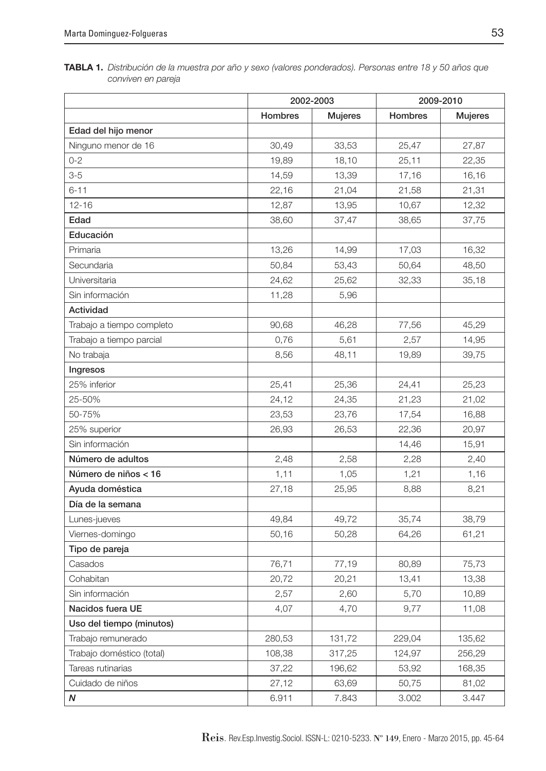**TABLA 1.** *Distribución de la muestra por año y sexo (valores ponderados). Personas entre 18 y 50 años que conviven en pareja*

| | 2002-2003 | | 2009-2010 | |
|---|---|---|---|---|
| | Hombres | Mujeres | Hombres | Mujeres |
| **Edad del hijo menor** | | | | |
| Ninguno menor de 16 | 30,49 | 33,53 | 25,47 | 27,87 |
| 0-2 | 19,89 | 18,10 | 25,11 | 22,35 |
| 3-5 | 14,59 | 13,39 | 17,16 | 16,16 |
| 6-11 | 22,16 | 21,04 | 21,58 | 21,31 |
| 12-16 | 12,87 | 13,95 | 10,67 | 12,32 |
| **Edad** | 38,60 | 37,47 | 38,65 | 37,75 |
| **Educación** | | | | |
| Primaria | 13,26 | 14,99 | 17,03 | 16,32 |
| Secundaria | 50,84 | 53,43 | 50,64 | 48,50 |
| Universitaria | 24,62 | 25,62 | 32,33 | 35,18 |
| Sin información | 11,28 | 5,96 | | |
| **Actividad** | | | | |
| Trabajo a tiempo completo | 90,68 | 46,28 | 77,56 | 45,29 |
| Trabajo a tiempo parcial | 0,76 | 5,61 | 2,57 | 14,95 |
| No trabaja | 8,56 | 48,11 | 19,89 | 39,75 |
| **Ingresos** | | | | |
| 25% inferior | 25,41 | 25,36 | 24,41 | 25,23 |
| 25-50% | 24,12 | 24,35 | 21,23 | 21,02 |
| 50-75% | 23,53 | 23,76 | 17,54 | 16,88 |
| 25% superior | 26,93 | 26,53 | 22,36 | 20,97 |
| Sin información | | | 14,46 | 15,91 |
| **Número de adultos** | 2,48 | 2,58 | 2,28 | 2,40 |
| **Número de niños < 16** | 1,11 | 1,05 | 1,21 | 1,16 |
| **Ayuda doméstica** | 27,18 | 25,95 | 8,88 | 8,21 |
| **Día de la semana** | | | | |
| Lunes-jueves | 49,84 | 49,72 | 35,74 | 38,79 |
| Viernes-domingo | 50,16 | 50,28 | 64,26 | 61,21 |
| **Tipo de pareja** | | | | |
| Casados | 76,71 | 77,19 | 80,89 | 75,73 |
| Cohabitan | 20,72 | 20,21 | 13,41 | 13,38 |
| Sin información | 2,57 | 2,60 | 5,70 | 10,89 |
| **Nacidos fuera UE** | 4,07 | 4,70 | 9,77 | 11,08 |
| **Uso del tiempo (minutos)** | | | | |
| Trabajo remunerado | 280,53 | 131,72 | 229,04 | 135,62 |
| Trabajo doméstico (total) | 108,38 | 317,25 | 124,97 | 256,29 |
| Tareas rutinarias | 37,22 | 196,62 | 53,92 | 168,35 |
| Cuidado de niños | 27,12 | 63,69 | 50,75 | 81,02 |
| ***N*** | 6.911 | 7.843 | 3.002 | 3.447 |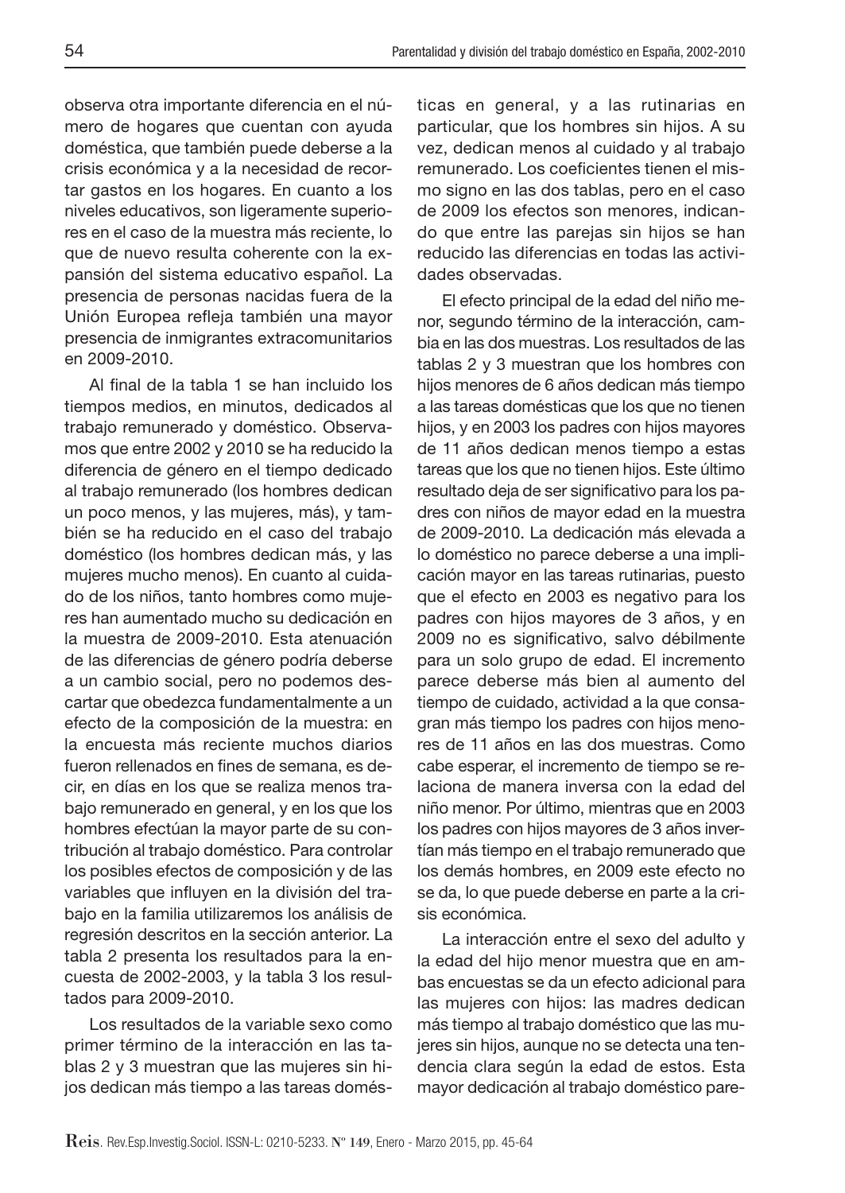observa otra importante diferencia en el número de hogares que cuentan con ayuda doméstica, que también puede deberse a la crisis económica y a la necesidad de recortar gastos en los hogares. En cuanto a los niveles educativos, son ligeramente superiores en el caso de la muestra más reciente, lo que de nuevo resulta coherente con la expansión del sistema educativo español. La presencia de personas nacidas fuera de la Unión Europea refleja también una mayor presencia de inmigrantes extracomunitarios en 2009-2010.

Al final de la tabla 1 se han incluido los tiempos medios, en minutos, dedicados al trabajo remunerado y doméstico. Observamos que entre 2002 y 2010 se ha reducido la diferencia de género en el tiempo dedicado al trabajo remunerado (los hombres dedican un poco menos, y las mujeres, más), y también se ha reducido en el caso del trabajo doméstico (los hombres dedican más, y las mujeres mucho menos). En cuanto al cuidado de los niños, tanto hombres como mujeres han aumentado mucho su dedicación en la muestra de 2009-2010. Esta atenuación de las diferencias de género podría deberse a un cambio social, pero no podemos descartar que obedezca fundamentalmente a un efecto de la composición de la muestra: en la encuesta más reciente muchos diarios fueron rellenados en fines de semana, es decir, en días en los que se realiza menos trabajo remunerado en general, y en los que los hombres efectúan la mayor parte de su contribución al trabajo doméstico. Para controlar los posibles efectos de composición y de las variables que influyen en la división del trabajo en la familia utilizaremos los análisis de regresión descritos en la sección anterior. La tabla 2 presenta los resultados para la encuesta de 2002-2003, y la tabla 3 los resultados para 2009-2010.

Los resultados de la variable sexo como primer término de la interacción en las tablas 2 y 3 muestran que las mujeres sin hijos dedican más tiempo a las tareas domésticas en general, y a las rutinarias en particular, que los hombres sin hijos. A su vez, dedican menos al cuidado y al trabajo remunerado. Los coeficientes tienen el mismo signo en las dos tablas, pero en el caso de 2009 los efectos son menores, indicando que entre las parejas sin hijos se han reducido las diferencias en todas las actividades observadas.

El efecto principal de la edad del niño menor, segundo término de la interacción, cambia en las dos muestras. Los resultados de las tablas 2 y 3 muestran que los hombres con hijos menores de 6 años dedican más tiempo a las tareas domésticas que los que no tienen hijos, y en 2003 los padres con hijos mayores de 11 años dedican menos tiempo a estas tareas que los que no tienen hijos. Este último resultado deja de ser significativo para los padres con niños de mayor edad en la muestra de 2009-2010. La dedicación más elevada a lo doméstico no parece deberse a una implicación mayor en las tareas rutinarias, puesto que el efecto en 2003 es negativo para los padres con hijos mayores de 3 años, y en 2009 no es significativo, salvo débilmente para un solo grupo de edad. El incremento parece deberse más bien al aumento del tiempo de cuidado, actividad a la que consagran más tiempo los padres con hijos menores de 11 años en las dos muestras. Como cabe esperar, el incremento de tiempo se relaciona de manera inversa con la edad del niño menor. Por último, mientras que en 2003 los padres con hijos mayores de 3 años invertían más tiempo en el trabajo remunerado que los demás hombres, en 2009 este efecto no se da, lo que puede deberse en parte a la crisis económica.

La interacción entre el sexo del adulto y la edad del hijo menor muestra que en ambas encuestas se da un efecto adicional para las mujeres con hijos: las madres dedican más tiempo al trabajo doméstico que las mujeres sin hijos, aunque no se detecta una tendencia clara según la edad de estos. Esta mayor dedicación al trabajo doméstico pare-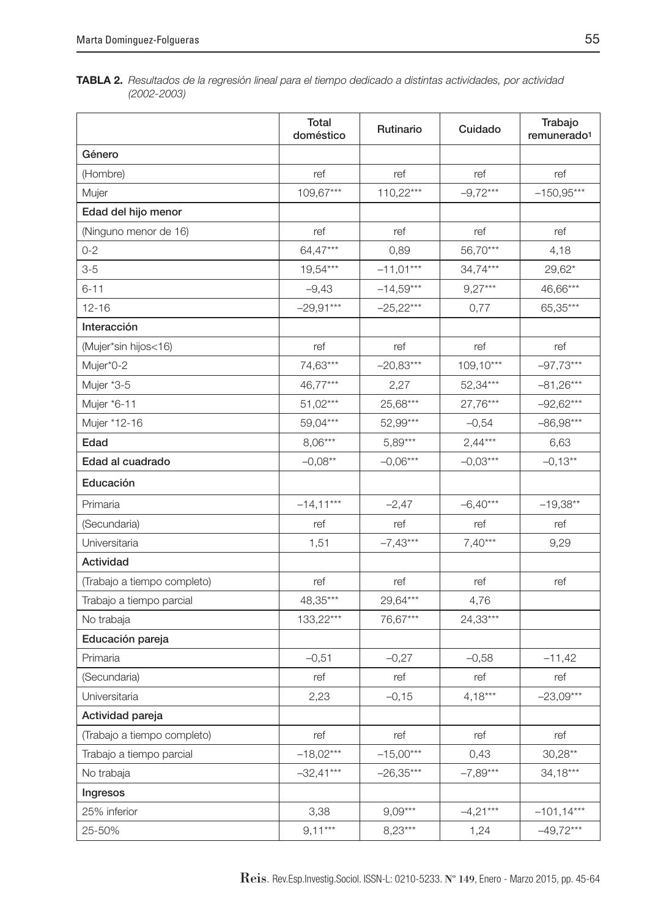**TABLA 2.** *Resultados de la regresión lineal para el tiempo dedicado a distintas actividades, por actividad (2002-2003)*

| | Total doméstico | Rutinario | Cuidado | Trabajo remunerado[1] |
|---|---|---|---|---|
| **Género** | | | | |
| (Hombre) | ref | ref | ref | ref |
| Mujer | 109,67*** | 110,22*** | –9,72*** | –150,95*** |
| **Edad del hijo menor** | | | | |
| (Ninguno menor de 16) | ref | ref | ref | ref |
| 0-2 | 64,47*** | 0,89 | 56,70*** | 4,18 |
| 3-5 | 19,54*** | –11,01*** | 34,74*** | 29,62* |
| 6-11 | –9,43 | –14,59*** | 9,27*** | 46,66*** |
| 12-16 | –29,91*** | –25,22*** | 0,77 | 65,35*** |
| **Interacción** | | | | |
| (Mujer*sin hijos<16) | ref | ref | ref | ref |
| Mujer*0-2 | 74,63*** | –20,83*** | 109,10*** | –97,73*** |
| Mujer *3-5 | 46,77*** | 2,27 | 52,34*** | –81,26*** |
| Mujer *6-11 | 51,02*** | 25,68*** | 27,76*** | –92,62*** |
| Mujer *12-16 | 59,04*** | 52,99*** | –0,54 | –86,98*** |
| **Edad** | 8,06*** | 5,89*** | 2,44*** | 6,63 |
| **Edad al cuadrado** | –0,08** | –0,06*** | –0,03*** | –0,13** |
| **Educación** | | | | |
| Primaria | –14,11*** | –2,47 | –6,40*** | –19,38** |
| (Secundaria) | ref | ref | ref | ref |
| Universitaria | 1,51 | –7,43*** | 7,40*** | 9,29 |
| **Actividad** | | | | |
| (Trabajo a tiempo completo) | ref | ref | ref | ref |
| Trabajo a tiempo parcial | 48,35*** | 29,64*** | 4,76 | |
| No trabaja | 133,22*** | 76,67*** | 24,33*** | |
| **Educación pareja** | | | | |
| Primaria | –0,51 | –0,27 | –0,58 | –11,42 |
| (Secundaria) | ref | ref | ref | ref |
| Universitaria | 2,23 | –0,15 | 4,18*** | –23,09*** |
| **Actividad pareja** | | | | |
| (Trabajo a tiempo completo) | ref | ref | ref | ref |
| Trabajo a tiempo parcial | –18,02*** | –15,00*** | 0,43 | 30,28** |
| No trabaja | –32,41*** | –26,35*** | –7,89*** | 34,18*** |
| **Ingresos** | | | | |
| 25% inferior | 3,38 | 9,09*** | –4,21*** | –101,14*** |
| 25-50% | 9,11*** | 8,23*** | 1,24 | –49,72*** |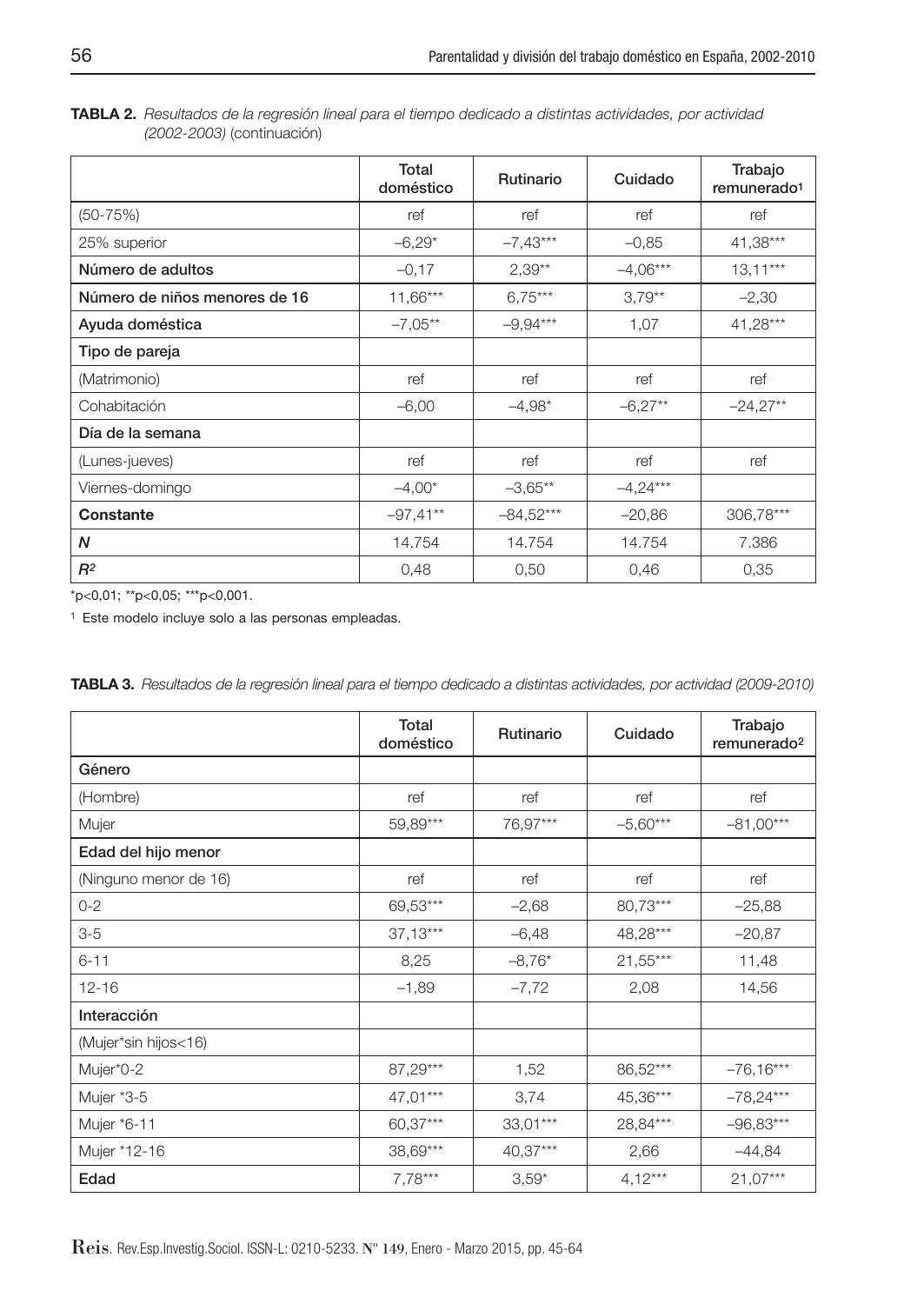**TABLA 2.** *Resultados de la regresión lineal para el tiempo dedicado a distintas actividades, por actividad (2002-2003)* (continuación)

| | Total doméstico | Rutinario | Cuidado | Trabajo remunerado[1] |
|---|---|---|---|---|
| (50-75%) | ref | ref | ref | ref |
| 25% superior | –6,29* | –7,43*** | –0,85 | 41,38*** |
| **Número de adultos** | –0,17 | 2,39** | –4,06*** | 13,11*** |
| **Número de niños menores de 16** | 11,66*** | 6,75*** | 3,79** | –2,30 |
| **Ayuda doméstica** | –7,05** | –9,94*** | 1,07 | 41,28*** |
| **Tipo de pareja** | | | | |
| (Matrimonio) | ref | ref | ref | ref |
| Cohabitación | –6,00 | –4,98* | –6,27** | –24,27** |
| **Día de la semana** | | | | |
| (Lunes-jueves) | ref | ref | ref | ref |
| Viernes-domingo | –4,00* | –3,65** | –4,24*** | |
| **Constante** | –97,41** | –84,52*** | –20,86 | 306,78*** |
| ***N*** | 14.754 | 14.754 | 14.754 | 7.386 |
| $R^2$ | 0,48 | 0,50 | 0,46 | 0,35 |

*p<0,01; **p<0,05; ***p<0,001.

[1] Este modelo incluye solo a las personas empleadas.

**TABLA 3.** *Resultados de la regresión lineal para el tiempo dedicado a distintas actividades, por actividad (2009-2010)*

| | Total doméstico | Rutinario | Cuidado | Trabajo remunerado[2] |
|---|---|---|---|---|
| **Género** | | | | |
| (Hombre) | ref | ref | ref | ref |
| Mujer | 59,89*** | 76,97*** | –5,60*** | –81,00*** |
| **Edad del hijo menor** | | | | |
| (Ninguno menor de 16) | ref | ref | ref | ref |
| 0-2 | 69,53*** | –2,68 | 80,73*** | –25,88 |
| 3-5 | 37,13*** | –6,48 | 48,28*** | –20,87 |
| 6-11 | 8,25 | –8,76* | 21,55*** | 11,48 |
| 12-16 | –1,89 | –7,72 | 2,08 | 14,56 |
| **Interacción** | | | | |
| (Mujer*sin hijos<16) | | | | |
| Mujer*0-2 | 87,29*** | 1,52 | 86,52*** | –76,16*** |
| Mujer *3-5 | 47,01*** | 3,74 | 45,36*** | –78,24*** |
| Mujer *6-11 | 60,37*** | 33,01*** | 28,84*** | –96,83*** |
| Mujer *12-16 | 38,69*** | 40,37*** | 2,66 | –44,84 |
| **Edad** | 7,78*** | 3,59* | 4,12*** | 21,07*** |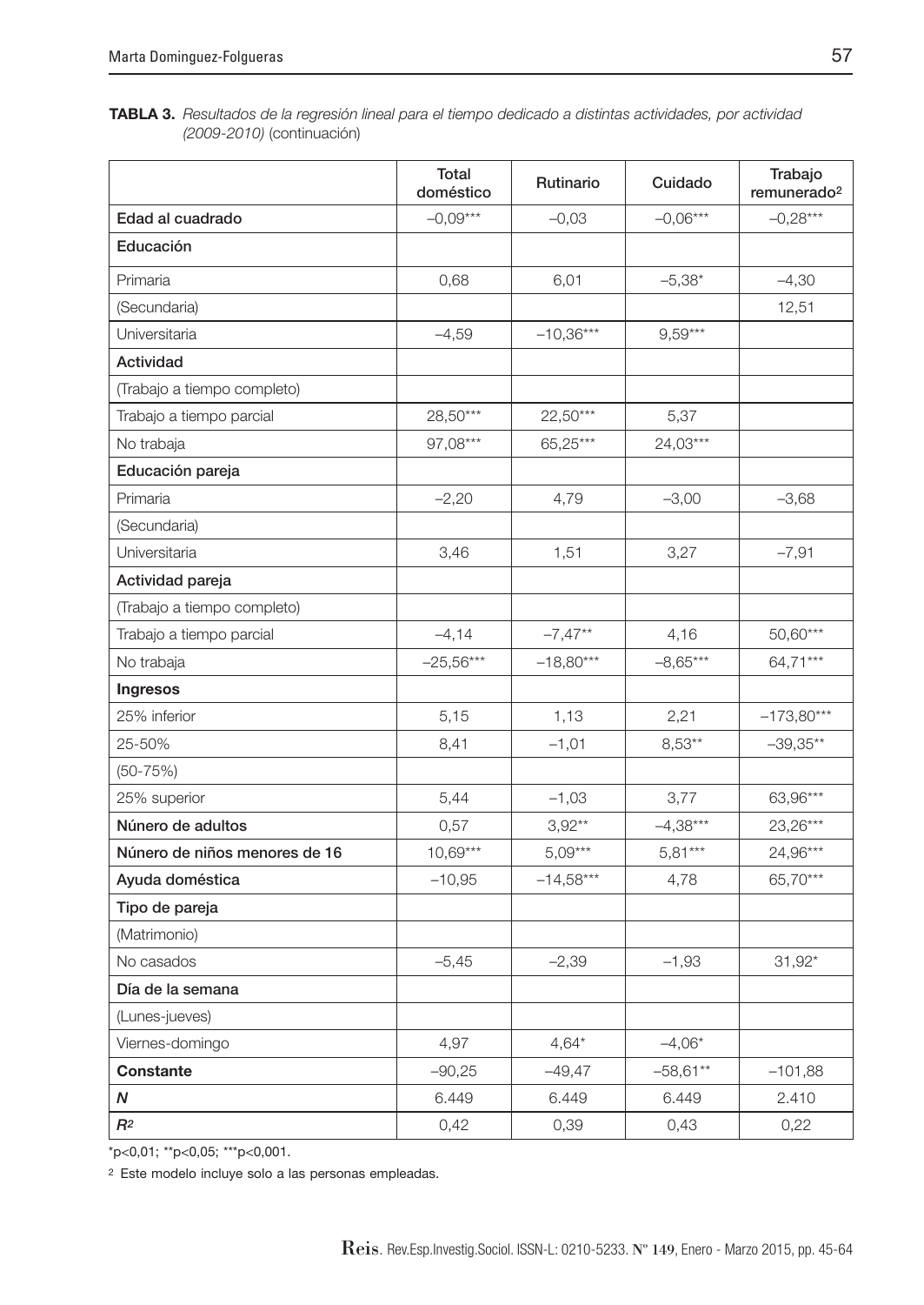**TABLA 3.** *Resultados de la regresión lineal para el tiempo dedicado a distintas actividades, por actividad (2009-2010)* (continuación)

| | Total doméstico | Rutinario | Cuidado | Trabajo remunerado[2] |
|---|---|---|---|---|
| **Edad al cuadrado** | –0,09*** | –0,03 | –0,06*** | –0,28*** |
| **Educación** | | | | |
| Primaria | 0,68 | 6,01 | –5,38* | –4,30 |
| (Secundaria) | | | | 12,51 |
| Universitaria | –4,59 | –10,36*** | 9,59*** | |
| **Actividad** | | | | |
| (Trabajo a tiempo completo) | | | | |
| Trabajo a tiempo parcial | 28,50*** | 22,50*** | 5,37 | |
| No trabaja | 97,08*** | 65,25*** | 24,03*** | |
| **Educación pareja** | | | | |
| Primaria | –2,20 | 4,79 | –3,00 | –3,68 |
| (Secundaria) | | | | |
| Universitaria | 3,46 | 1,51 | 3,27 | –7,91 |
| **Actividad pareja** | | | | |
| (Trabajo a tiempo completo) | | | | |
| Trabajo a tiempo parcial | –4,14 | –7,47** | 4,16 | 50,60*** |
| No trabaja | –25,56*** | –18,80*** | –8,65*** | 64,71*** |
| **Ingresos** | | | | |
| 25% inferior | 5,15 | 1,13 | 2,21 | –173,80*** |
| 25-50% | 8,41 | –1,01 | 8,53** | –39,35** |
| (50-75%) | | | | |
| 25% superior | 5,44 | –1,03 | 3,77 | 63,96*** |
| **Núnero de adultos** | 0,57 | 3,92** | –4,38*** | 23,26*** |
| **Número de niños menores de 16** | 10,69*** | 5,09*** | 5,81*** | 24,96*** |
| **Ayuda doméstica** | –10,95 | –14,58*** | 4,78 | 65,70*** |
| **Tipo de pareja** | | | | |
| (Matrimonio) | | | | |
| No casados | –5,45 | –2,39 | –1,93 | 31,92* |
| **Día de la semana** | | | | |
| (Lunes-jueves) | | | | |
| Viernes-domingo | 4,97 | 4,64* | –4,06* | |
| **Constante** | –90,25 | –49,47 | –58,61** | –101,88 |
| ***N*** | 6.449 | 6.449 | 6.449 | 2.410 |
| $R^2$ | 0,42 | 0,39 | 0,43 | 0,22 |

*p<0,01; **p<0,05; ***p<0,001.

[2] Este modelo incluye solo a las personas empleadas.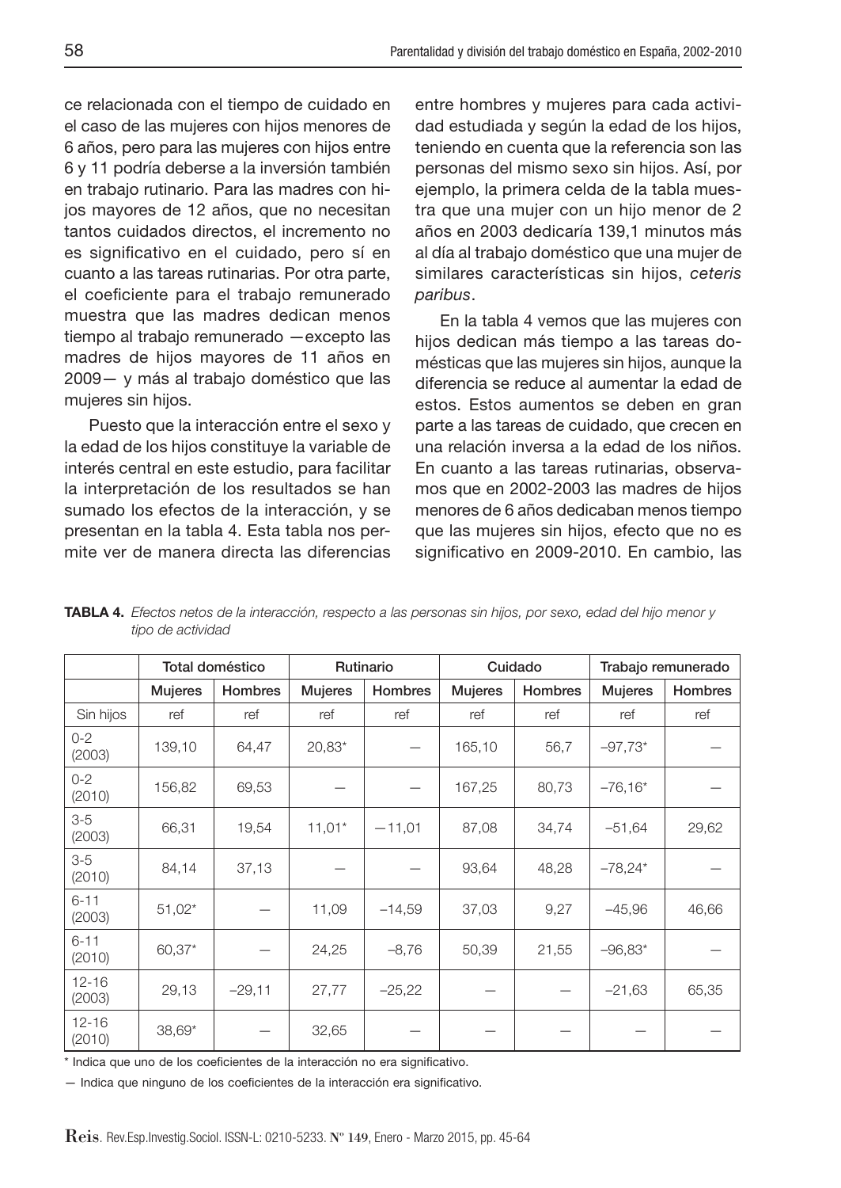ce relacionada con el tiempo de cuidado en el caso de las mujeres con hijos menores de 6 años, pero para las mujeres con hijos entre 6 y 11 podría deberse a la inversión también en trabajo rutinario. Para las madres con hijos mayores de 12 años, que no necesitan tantos cuidados directos, el incremento no es significativo en el cuidado, pero sí en cuanto a las tareas rutinarias. Por otra parte, el coeficiente para el trabajo remunerado muestra que las madres dedican menos tiempo al trabajo remunerado —excepto las madres de hijos mayores de 11 años en 2009— y más al trabajo doméstico que las mujeres sin hijos.

Puesto que la interacción entre el sexo y la edad de los hijos constituye la variable de interés central en este estudio, para facilitar la interpretación de los resultados se han sumado los efectos de la interacción, y se presentan en la tabla 4. Esta tabla nos permite ver de manera directa las diferencias entre hombres y mujeres para cada actividad estudiada y según la edad de los hijos, teniendo en cuenta que la referencia son las personas del mismo sexo sin hijos. Así, por ejemplo, la primera celda de la tabla muestra que una mujer con un hijo menor de 2 años en 2003 dedicaría 139,1 minutos más al día al trabajo doméstico que una mujer de similares características sin hijos, *ceteris paribus*.

En la tabla 4 vemos que las mujeres con hijos dedican más tiempo a las tareas domésticas que las mujeres sin hijos, aunque la diferencia se reduce al aumentar la edad de estos. Estos aumentos se deben en gran parte a las tareas de cuidado, que crecen en una relación inversa a la edad de los niños. En cuanto a las tareas rutinarias, observamos que en 2002-2003 las madres de hijos menores de 6 años dedicaban menos tiempo que las mujeres sin hijos, efecto que no es significativo en 2009-2010. En cambio, las

**TABLA 4.** *Efectos netos de la interacción, respecto a las personas sin hijos, por sexo, edad del hijo menor y tipo de actividad*

| | Total doméstico | | Rutinario | | Cuidado | | Trabajo remunerado | |
|---|---|---|---|---|---|---|---|---|
| | Mujeres | Hombres | Mujeres | Hombres | Mujeres | Hombres | Mujeres | Hombres |
| Sin hijos | ref | ref | ref | ref | ref | ref | ref | ref |
| 0-2 (2003) | 139,10 | 64,47 | 20,83* | — | 165,10 | 56,7 | –97,73* | — |
| 0-2 (2010) | 156,82 | 69,53 | — | — | 167,25 | 80,73 | –76,16* | — |
| 3-5 (2003) | 66,31 | 19,54 | 11,01* | —11,01 | 87,08 | 34,74 | –51,64 | 29,62 |
| 3-5 (2010) | 84,14 | 37,13 | — | — | 93,64 | 48,28 | –78,24* | — |
| 6-11 (2003) | 51,02* | — | 11,09 | –14,59 | 37,03 | 9,27 | –45,96 | 46,66 |
| 6-11 (2010) | 60,37* | — | 24,25 | –8,76 | 50,39 | 21,55 | –96,83* | — |
| 12-16 (2003) | 29,13 | –29,11 | 27,77 | –25,22 | — | — | –21,63 | 65,35 |
| 12-16 (2010) | 38,69* | — | 32,65 | — | — | — | — | — |

\* Indica que uno de los coeficientes de la interacción no era significativo.

— Indica que ninguno de los coeficientes de la interacción era significativo.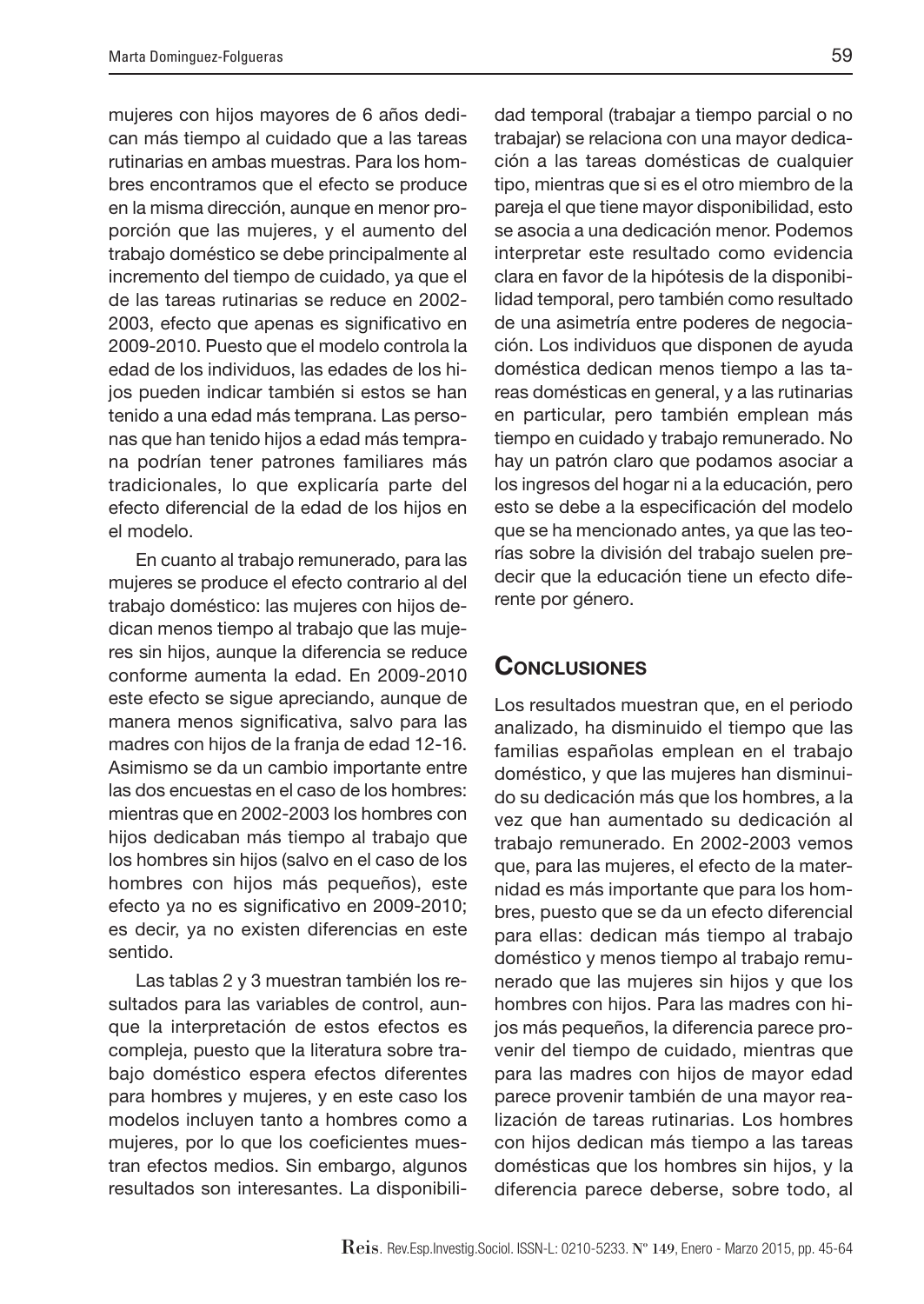mujeres con hijos mayores de 6 años dedican más tiempo al cuidado que a las tareas rutinarias en ambas muestras. Para los hombres encontramos que el efecto se produce en la misma dirección, aunque en menor proporción que las mujeres, y el aumento del trabajo doméstico se debe principalmente al incremento del tiempo de cuidado, ya que el de las tareas rutinarias se reduce en 2002-2003, efecto que apenas es significativo en 2009-2010. Puesto que el modelo controla la edad de los individuos, las edades de los hijos pueden indicar también si estos se han tenido a una edad más temprana. Las personas que han tenido hijos a edad más temprana podrían tener patrones familiares más tradicionales, lo que explicaría parte del efecto diferencial de la edad de los hijos en el modelo.

En cuanto al trabajo remunerado, para las mujeres se produce el efecto contrario al del trabajo doméstico: las mujeres con hijos dedican menos tiempo al trabajo que las mujeres sin hijos, aunque la diferencia se reduce conforme aumenta la edad. En 2009-2010 este efecto se sigue apreciando, aunque de manera menos significativa, salvo para las madres con hijos de la franja de edad 12-16. Asimismo se da un cambio importante entre las dos encuestas en el caso de los hombres: mientras que en 2002-2003 los hombres con hijos dedicaban más tiempo al trabajo que los hombres sin hijos (salvo en el caso de los hombres con hijos más pequeños), este efecto ya no es significativo en 2009-2010; es decir, ya no existen diferencias en este sentido.

Las tablas 2 y 3 muestran también los resultados para las variables de control, aunque la interpretación de estos efectos es compleja, puesto que la literatura sobre trabajo doméstico espera efectos diferentes para hombres y mujeres, y en este caso los modelos incluyen tanto a hombres como a mujeres, por lo que los coeficientes muestran efectos medios. Sin embargo, algunos resultados son interesantes. La disponibilidad temporal (trabajar a tiempo parcial o no trabajar) se relaciona con una mayor dedicación a las tareas domésticas de cualquier tipo, mientras que si es el otro miembro de la pareja el que tiene mayor disponibilidad, esto se asocia a una dedicación menor. Podemos interpretar este resultado como evidencia clara en favor de la hipótesis de la disponibilidad temporal, pero también como resultado de una asimetría entre poderes de negociación. Los individuos que disponen de ayuda doméstica dedican menos tiempo a las tareas domésticas en general, y a las rutinarias en particular, pero también emplean más tiempo en cuidado y trabajo remunerado. No hay un patrón claro que podamos asociar a los ingresos del hogar ni a la educación, pero esto se debe a la especificación del modelo que se ha mencionado antes, ya que las teorías sobre la división del trabajo suelen predecir que la educación tiene un efecto diferente por género.

## Conclusiones

Los resultados muestran que, en el periodo analizado, ha disminuido el tiempo que las familias españolas emplean en el trabajo doméstico, y que las mujeres han disminuido su dedicación más que los hombres, a la vez que han aumentado su dedicación al trabajo remunerado. En 2002-2003 vemos que, para las mujeres, el efecto de la maternidad es más importante que para los hombres, puesto que se da un efecto diferencial para ellas: dedican más tiempo al trabajo doméstico y menos tiempo al trabajo remunerado que las mujeres sin hijos y que los hombres con hijos. Para las madres con hijos más pequeños, la diferencia parece provenir del tiempo de cuidado, mientras que para las madres con hijos de mayor edad parece provenir también de una mayor realización de tareas rutinarias. Los hombres con hijos dedican más tiempo a las tareas domésticas que los hombres sin hijos, y la diferencia parece deberse, sobre todo, al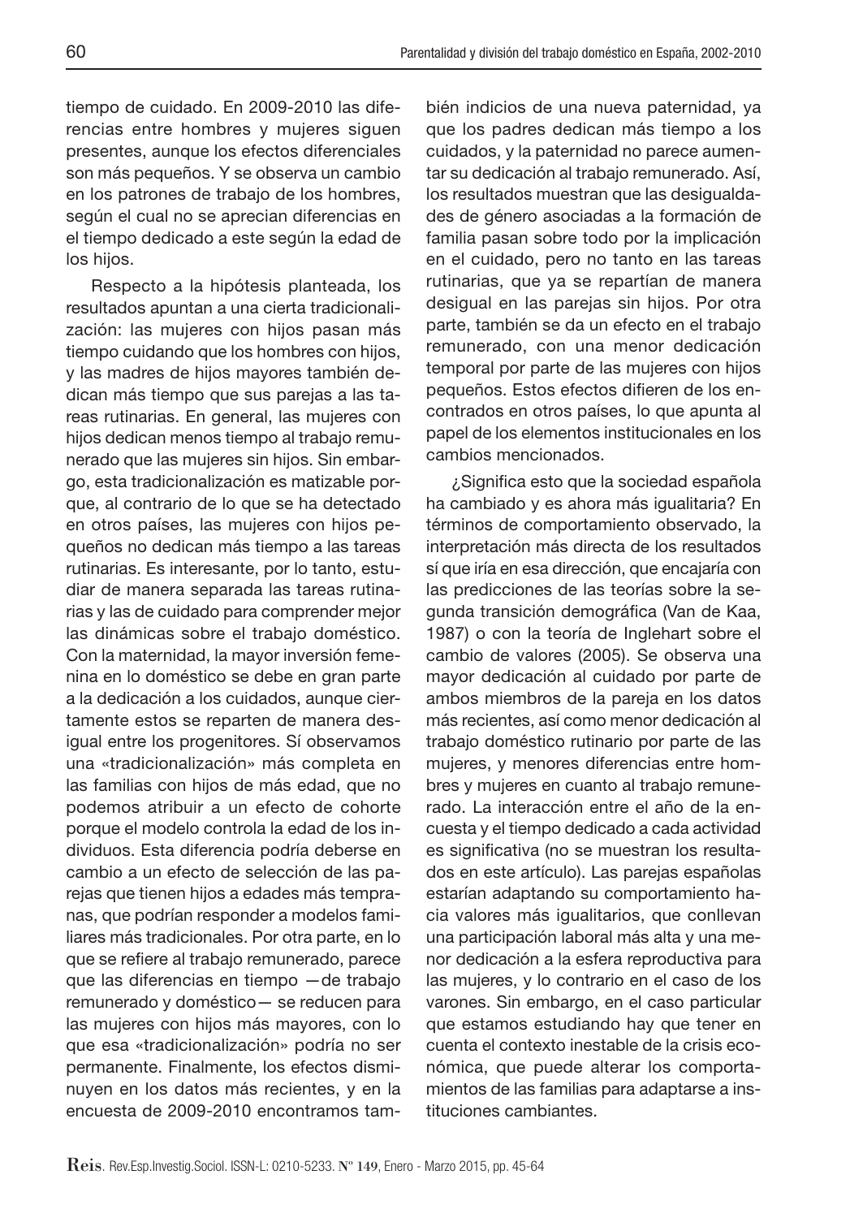tiempo de cuidado. En 2009-2010 las diferencias entre hombres y mujeres siguen presentes, aunque los efectos diferenciales son más pequeños. Y se observa un cambio en los patrones de trabajo de los hombres, según el cual no se aprecian diferencias en el tiempo dedicado a este según la edad de los hijos.

Respecto a la hipótesis planteada, los resultados apuntan a una cierta tradicionalización: las mujeres con hijos pasan más tiempo cuidando que los hombres con hijos, y las madres de hijos mayores también dedican más tiempo que sus parejas a las tareas rutinarias. En general, las mujeres con hijos dedican menos tiempo al trabajo remunerado que las mujeres sin hijos. Sin embargo, esta tradicionalización es matizable porque, al contrario de lo que se ha detectado en otros países, las mujeres con hijos pequeños no dedican más tiempo a las tareas rutinarias. Es interesante, por lo tanto, estudiar de manera separada las tareas rutinarias y las de cuidado para comprender mejor las dinámicas sobre el trabajo doméstico. Con la maternidad, la mayor inversión femenina en lo doméstico se debe en gran parte a la dedicación a los cuidados, aunque ciertamente estos se reparten de manera desigual entre los progenitores. Sí observamos una «tradicionalización» más completa en las familias con hijos de más edad, que no podemos atribuir a un efecto de cohorte porque el modelo controla la edad de los individuos. Esta diferencia podría deberse en cambio a un efecto de selección de las parejas que tienen hijos a edades más tempranas, que podrían responder a modelos familiares más tradicionales. Por otra parte, en lo que se refiere al trabajo remunerado, parece que las diferencias en tiempo —de trabajo remunerado y doméstico— se reducen para las mujeres con hijos más mayores, con lo que esa «tradicionalización» podría no ser permanente. Finalmente, los efectos disminuyen en los datos más recientes, y en la encuesta de 2009-2010 encontramos también indicios de una nueva paternidad, ya que los padres dedican más tiempo a los cuidados, y la paternidad no parece aumentar su dedicación al trabajo remunerado. Así, los resultados muestran que las desigualdades de género asociadas a la formación de familia pasan sobre todo por la implicación en el cuidado, pero no tanto en las tareas rutinarias, que ya se repartían de manera desigual en las parejas sin hijos. Por otra parte, también se da un efecto en el trabajo remunerado, con una menor dedicación temporal por parte de las mujeres con hijos pequeños. Estos efectos difieren de los encontrados en otros países, lo que apunta al papel de los elementos institucionales en los cambios mencionados.

¿Significa esto que la sociedad española ha cambiado y es ahora más igualitaria? En términos de comportamiento observado, la interpretación más directa de los resultados sí que iría en esa dirección, que encajaría con las predicciones de las teorías sobre la segunda transición demográfica (Van de Kaa, 1987) o con la teoría de Inglehart sobre el cambio de valores (2005). Se observa una mayor dedicación al cuidado por parte de ambos miembros de la pareja en los datos más recientes, así como menor dedicación al trabajo doméstico rutinario por parte de las mujeres, y menores diferencias entre hombres y mujeres en cuanto al trabajo remunerado. La interacción entre el año de la encuesta y el tiempo dedicado a cada actividad es significativa (no se muestran los resultados en este artículo). Las parejas españolas estarían adaptando su comportamiento hacia valores más igualitarios, que conllevan una participación laboral más alta y una menor dedicación a la esfera reproductiva para las mujeres, y lo contrario en el caso de los varones. Sin embargo, en el caso particular que estamos estudiando hay que tener en cuenta el contexto inestable de la crisis económica, que puede alterar los comportamientos de las familias para adaptarse a instituciones cambiantes.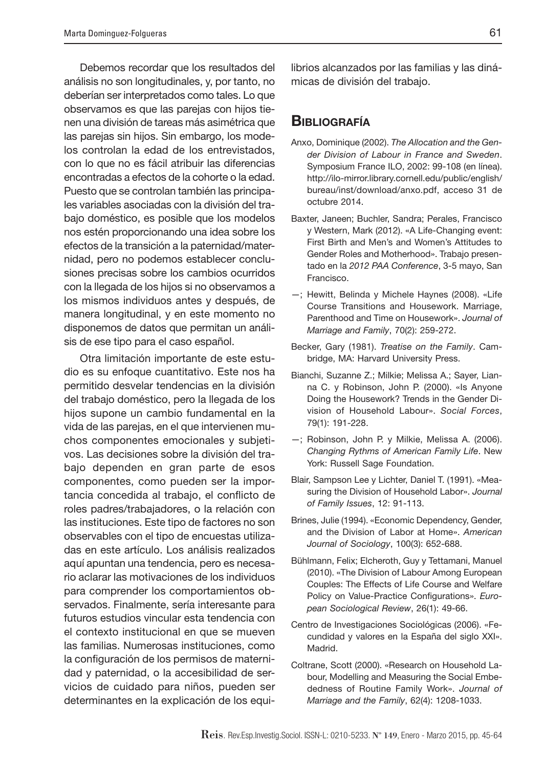Debemos recordar que los resultados del análisis no son longitudinales, y, por tanto, no deberían ser interpretados como tales. Lo que observamos es que las parejas con hijos tienen una división de tareas más asimétrica que las parejas sin hijos. Sin embargo, los modelos controlan la edad de los entrevistados, con lo que no es fácil atribuir las diferencias encontradas a efectos de la cohorte o la edad. Puesto que se controlan también las principales variables asociadas con la división del trabajo doméstico, es posible que los modelos nos estén proporcionando una idea sobre los efectos de la transición a la paternidad/maternidad, pero no podemos establecer conclusiones precisas sobre los cambios ocurridos con la llegada de los hijos si no observamos a los mismos individuos antes y después, de manera longitudinal, y en este momento no disponemos de datos que permitan un análisis de ese tipo para el caso español.

Otra limitación importante de este estudio es su enfoque cuantitativo. Este nos ha permitido desvelar tendencias en la división del trabajo doméstico, pero la llegada de los hijos supone un cambio fundamental en la vida de las parejas, en el que intervienen muchos componentes emocionales y subjetivos. Las decisiones sobre la división del trabajo dependen en gran parte de esos componentes, como pueden ser la importancia concedida al trabajo, el conflicto de roles padres/trabajadores, o la relación con las instituciones. Este tipo de factores no son observables con el tipo de encuestas utilizadas en este artículo. Los análisis realizados aquí apuntan una tendencia, pero es necesario aclarar las motivaciones de los individuos para comprender los comportamientos observados. Finalmente, sería interesante para futuros estudios vincular esta tendencia con el contexto institucional en que se mueven las familias. Numerosas instituciones, como la configuración de los permisos de maternidad y paternidad, o la accesibilidad de servicios de cuidado para niños, pueden ser determinantes en la explicación de los equilibrios alcanzados por las familias y las dinámicas de división del trabajo.

## Bibliografía

Anxo, Dominique (2002). *The Allocation and the Gender Division of Labour in France and Sweden*. Symposium France ILO, 2002: 99-108 (en línea). http://ilo-mirror.library.cornell.edu/public/english/bureau/inst/download/anxo.pdf, acceso 31 de octubre 2014.

Baxter, Janeen; Buchler, Sandra; Perales, Francisco y Western, Mark (2012). «A Life-Changing event: First Birth and Men's and Women's Attitudes to Gender Roles and Motherhood». Trabajo presentado en la *2012 PAA Conference*, 3-5 mayo, San Francisco.

—; Hewitt, Belinda y Michele Haynes (2008). «Life Course Transitions and Housework. Marriage, Parenthood and Time on Housework». *Journal of Marriage and Family*, 70(2): 259-272.

Becker, Gary (1981). *Treatise on the Family*. Cambridge, MA: Harvard University Press.

Bianchi, Suzanne Z.; Milkie; Melissa A.; Sayer, Lianna C. y Robinson, John P. (2000). «Is Anyone Doing the Housework? Trends in the Gender Division of Household Labour». *Social Forces*, 79(1): 191-228.

—; Robinson, John P. y Milkie, Melissa A. (2006). *Changing Rythms of American Family Life*. New York: Russell Sage Foundation.

Blair, Sampson Lee y Lichter, Daniel T. (1991). «Measuring the Division of Household Labor». *Journal of Family Issues*, 12: 91-113.

Brines, Julie (1994). «Economic Dependency, Gender, and the Division of Labor at Home». *American Journal of Sociology*, 100(3): 652-688.

Bühlmann, Felix; Elcheroth, Guy y Tettamani, Manuel (2010). «The Division of Labour Among European Couples: The Effects of Life Course and Welfare Policy on Value-Practice Configurations». *European Sociological Review*, 26(1): 49-66.

Centro de Investigaciones Sociológicas (2006). «Fecundidad y valores en la España del siglo XXI». Madrid.

Coltrane, Scott (2000). «Research on Household Labour, Modelling and Measuring the Social Embededness of Routine Family Work». *Journal of Marriage and the Family*, 62(4): 1208-1033.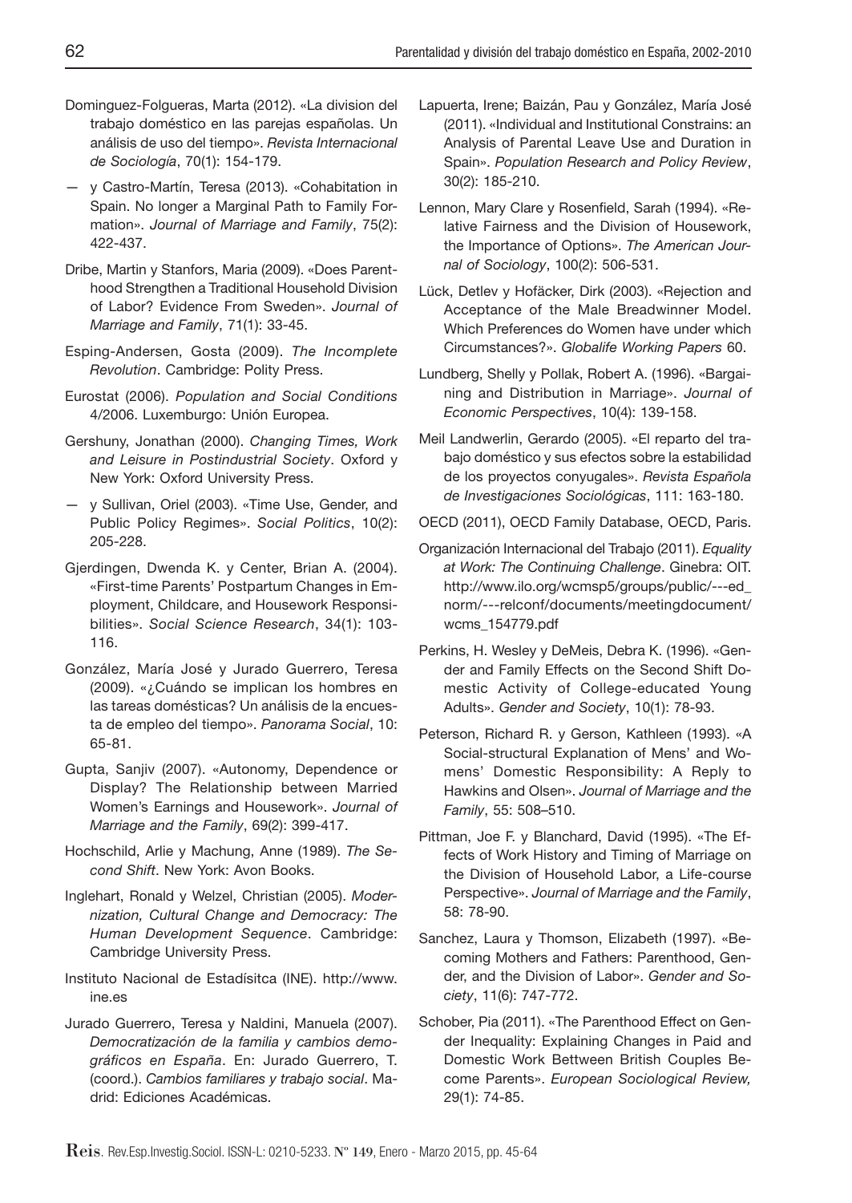Dominguez-Folgueras, Marta (2012). «La division del trabajo doméstico en las parejas españolas. Un análisis de uso del tiempo». *Revista Internacional de Sociología*, 70(1): 154-179.

— y Castro-Martín, Teresa (2013). «Cohabitation in Spain. No longer a Marginal Path to Family Formation». *Journal of Marriage and Family*, 75(2): 422-437.

Dribe, Martin y Stanfors, Maria (2009). «Does Parenthood Strengthen a Traditional Household Division of Labor? Evidence From Sweden». *Journal of Marriage and Family*, 71(1): 33-45.

Esping-Andersen, Gosta (2009). *The Incomplete Revolution*. Cambridge: Polity Press.

Eurostat (2006). *Population and Social Conditions* 4/2006. Luxemburgo: Unión Europea.

Gershuny, Jonathan (2000). *Changing Times, Work and Leisure in Postindustrial Society*. Oxford y New York: Oxford University Press.

— y Sullivan, Oriel (2003). «Time Use, Gender, and Public Policy Regimes». *Social Politics*, 10(2): 205-228.

Gjerdingen, Dwenda K. y Center, Brian A. (2004). «First-time Parents' Postpartum Changes in Employment, Childcare, and Housework Responsibilities». *Social Science Research*, 34(1): 103-116.

González, María José y Jurado Guerrero, Teresa (2009). «¿Cuándo se implican los hombres en las tareas domésticas? Un análisis de la encuesta de empleo del tiempo». *Panorama Social*, 10: 65-81.

Gupta, Sanjiv (2007). «Autonomy, Dependence or Display? The Relationship between Married Women's Earnings and Housework». *Journal of Marriage and the Family*, 69(2): 399-417.

Hochschild, Arlie y Machung, Anne (1989). *The Second Shift*. New York: Avon Books.

Inglehart, Ronald y Welzel, Christian (2005). *Modernization, Cultural Change and Democracy: The Human Development Sequence*. Cambridge: Cambridge University Press.

Instituto Nacional de Estadísitca (INE). http://www.ine.es

Jurado Guerrero, Teresa y Naldini, Manuela (2007). *Democratización de la familia y cambios demográficos en España*. En: Jurado Guerrero, T. (coord.). *Cambios familiares y trabajo social*. Madrid: Ediciones Académicas.

Lapuerta, Irene; Baizán, Pau y González, María José (2011). «Individual and Institutional Constrains: an Analysis of Parental Leave Use and Duration in Spain». *Population Research and Policy Review*, 30(2): 185-210.

Lennon, Mary Clare y Rosenfield, Sarah (1994). «Relative Fairness and the Division of Housework, the Importance of Options». *The American Journal of Sociology*, 100(2): 506-531.

Lück, Detlev y Hofäcker, Dirk (2003). «Rejection and Acceptance of the Male Breadwinner Model. Which Preferences do Women have under which Circumstances?». *Globalife Working Papers* 60.

Lundberg, Shelly y Pollak, Robert A. (1996). «Bargaining and Distribution in Marriage». *Journal of Economic Perspectives*, 10(4): 139-158.

Meil Landwerlin, Gerardo (2005). «El reparto del trabajo doméstico y sus efectos sobre la estabilidad de los proyectos conyugales». *Revista Española de Investigaciones Sociológicas*, 111: 163-180.

OECD (2011), OECD Family Database, OECD, Paris.

Organización Internacional del Trabajo (2011). *Equality at Work: The Continuing Challenge*. Ginebra: OIT. http://www.ilo.org/wcmsp5/groups/public/---ed_norm/---relconf/documents/meetingdocument/wcms_154779.pdf

Perkins, H. Wesley y DeMeis, Debra K. (1996). «Gender and Family Effects on the Second Shift Domestic Activity of College-educated Young Adults». *Gender and Society*, 10(1): 78-93.

Peterson, Richard R. y Gerson, Kathleen (1993). «A Social-structural Explanation of Mens' and Womens' Domestic Responsibility: A Reply to Hawkins and Olsen». *Journal of Marriage and the Family*, 55: 508–510.

Pittman, Joe F. y Blanchard, David (1995). «The Effects of Work History and Timing of Marriage on the Division of Household Labor, a Life-course Perspective». *Journal of Marriage and the Family*, 58: 78-90.

Sanchez, Laura y Thomson, Elizabeth (1997). «Becoming Mothers and Fathers: Parenthood, Gender, and the Division of Labor». *Gender and Society*, 11(6): 747-772.

Schober, Pia (2011). «The Parenthood Effect on Gender Inequality: Explaining Changes in Paid and Domestic Work Bettween British Couples Become Parents». *European Sociological Review,* 29(1): 74-85.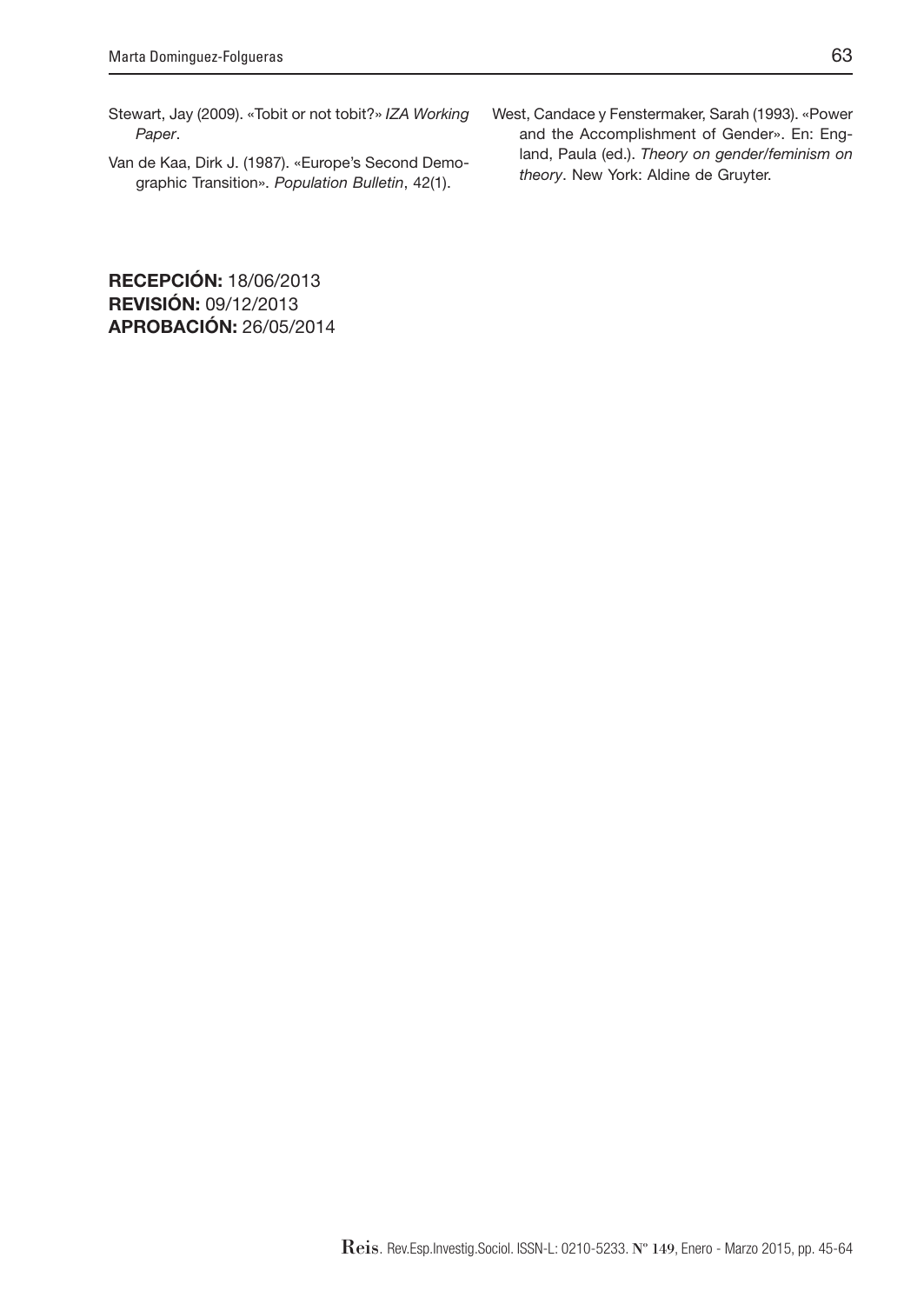Stewart, Jay (2009). «Tobit or not tobit?» *IZA Working Paper*.

Van de Kaa, Dirk J. (1987). «Europe's Second Demographic Transition». *Population Bulletin*, 42(1).

West, Candace y Fenstermaker, Sarah (1993). «Power and the Accomplishment of Gender». En: England, Paula (ed.). *Theory on gender/feminism on theory*. New York: Aldine de Gruyter.

**RECEPCIÓN:** 18/06/2013
**REVISIÓN:** 09/12/2013
**APROBACIÓN:** 26/05/2014